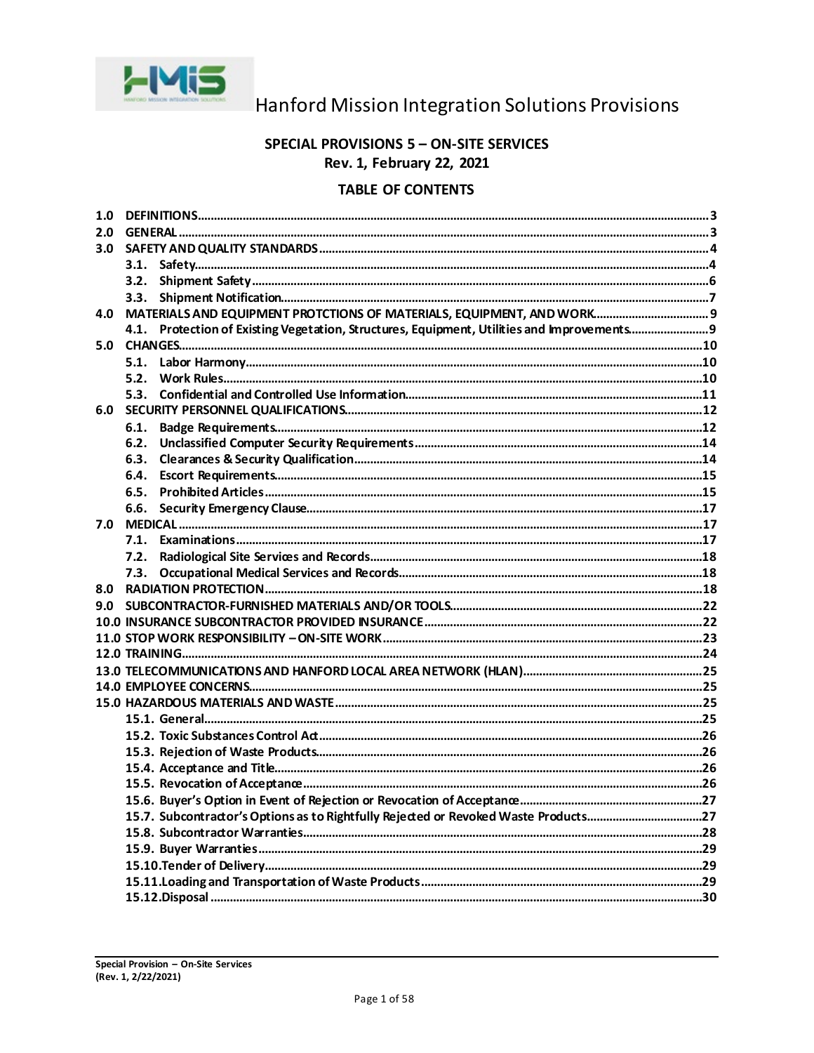Hanford Mission Integration Solutions Provisions

## SPECIAL PROVISIONS 5 – ON-SITE SERVICES

**Rev. 1, February 22, 2021**

### TABLE OF CONTENTS

1.0 DEFINITIONS.....3
2.0 GENERAL.....3
3.0 SAFETY AND QUALITY STANDARDS.....4
- 3.1. Safety.....4
- 3.2. Shipment Safety.....6
- 3.3. Shipment Notification.....7

4.0 MATERIALS AND EQUIPMENT PROTCTIONS OF MATERIALS, EQUIPMENT, AND WORK.....9
- 4.1. Protection of Existing Vegetation, Structures, Equipment, Utilities and Improvements.....9

5.0 CHANGES.....10
- 5.1. Labor Harmony.....10
- 5.2. Work Rules.....10
- 5.3. Confidential and Controlled Use Information.....11

6.0 SECURITY PERSONNEL QUALIFICATIONS.....12
- 6.1. Badge Requirements.....12
- 6.2. Unclassified Computer Security Requirements.....14
- 6.3. Clearances & Security Qualification.....14
- 6.4. Escort Requirements.....15
- 6.5. Prohibited Articles.....15
- 6.6. Security Emergency Clause.....17

7.0 MEDICAL.....17
- 7.1. Examinations.....17
- 7.2. Radiological Site Services and Records.....18
- 7.3. Occupational Medical Services and Records.....18

8.0 RADIATION PROTECTION.....18
9.0 SUBCONTRACTOR-FURNISHED MATERIALS AND/OR TOOLS.....22
10.0 INSURANCE SUBCONTRACTOR PROVIDED INSURANCE.....22
11.0 STOP WORK RESPONSIBILITY – ON-SITE WORK.....23
12.0 TRAINING.....24
13.0 TELECOMMUNICATIONS AND HANFORD LOCAL AREA NETWORK (HLAN).....25
14.0 EMPLOYEE CONCERNS.....25
15.0 HAZARDOUS MATERIALS AND WASTE.....25
- 15.1. General.....25
- 15.2. Toxic Substances Control Act.....26
- 15.3. Rejection of Waste Products.....26
- 15.4. Acceptance and Title.....26
- 15.5. Revocation of Acceptance.....26
- 15.6. Buyer's Option in Event of Rejection or Revocation of Acceptance.....27
- 15.7. Subcontractor's Options as to Rightfully Rejected or Revoked Waste Products.....27
- 15.8. Subcontractor Warranties.....28
- 15.9. Buyer Warranties.....29
- 15.10. Tender of Delivery.....29
- 15.11. Loading and Transportation of Waste Products.....29
- 15.12. Disposal.....30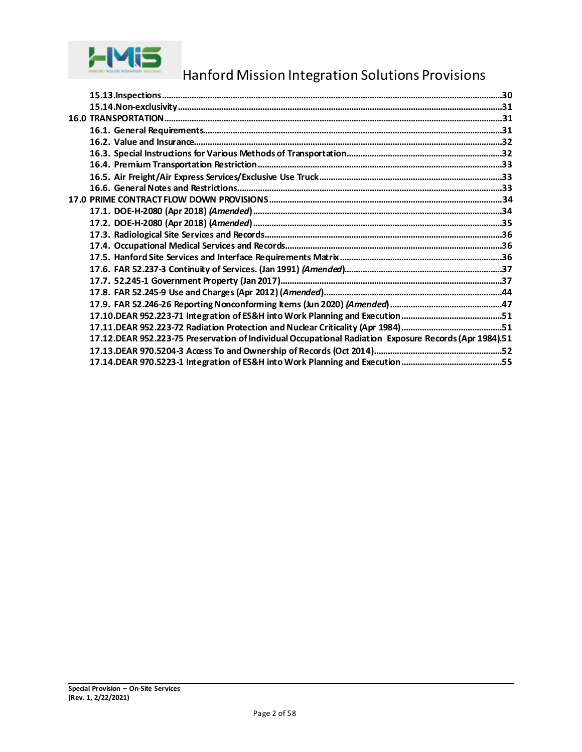- **15.13. Inspections** .... 30
- **15.14. Non-exclusivity** .... 31
- **16.0 TRANSPORTATION** .... 31
  - **16.1. General Requirements** .... 31
  - **16.2. Value and Insurance** .... 32
  - **16.3. Special Instructions for Various Methods of Transportation** .... 32
  - **16.4. Premium Transportation Restriction** .... 33
  - **16.5. Air Freight/Air Express Services/Exclusive Use Truck** .... 33
  - **16.6. General Notes and Restrictions** .... 33
- **17.0 PRIME CONTRACT FLOW DOWN PROVISIONS** .... 34
  - **17.1. DOE-H-2080 (Apr 2018) *(Amended)*** .... 34
  - **17.2. DOE-H-2080 (Apr 2018) (*Amended*)** .... 35
  - **17.3. Radiological Site Services and Records** .... 36
  - **17.4. Occupational Medical Services and Records** .... 36
  - **17.5. Hanford Site Services and Interface Requirements Matrix** .... 36
  - **17.6. FAR 52.237-3 Continuity of Services. (Jan 1991) *(Amended)*** .... 37
  - **17.7. 52.245-1 Government Property (Jan 2017)** .... 37
  - **17.8. FAR 52.245-9 Use and Charges (Apr 2012) (*Amended*)** .... 44
  - **17.9. FAR 52.246-26 Reporting Nonconforming Items (Jun 2020) *(Amended)*** .... 47
  - **17.10. DEAR 952.223-71 Integration of ES&H into Work Planning and Execution** .... 51
  - **17.11. DEAR 952.223-72 Radiation Protection and Nuclear Criticality (Apr 1984)** .... 51
  - **17.12. DEAR 952.223-75 Preservation of Individual Occupational Radiation Exposure Records (Apr 1984)** .... 51
  - **17.13. DEAR 970.5204-3 Access To and Ownership of Records (Oct 2014)** .... 52
  - **17.14. DEAR 970.5223-1 Integration of ES&H into Work Planning and Execution** .... 55

**Special Provision – On-Site Services**
**(Rev. 1, 2/22/2021)**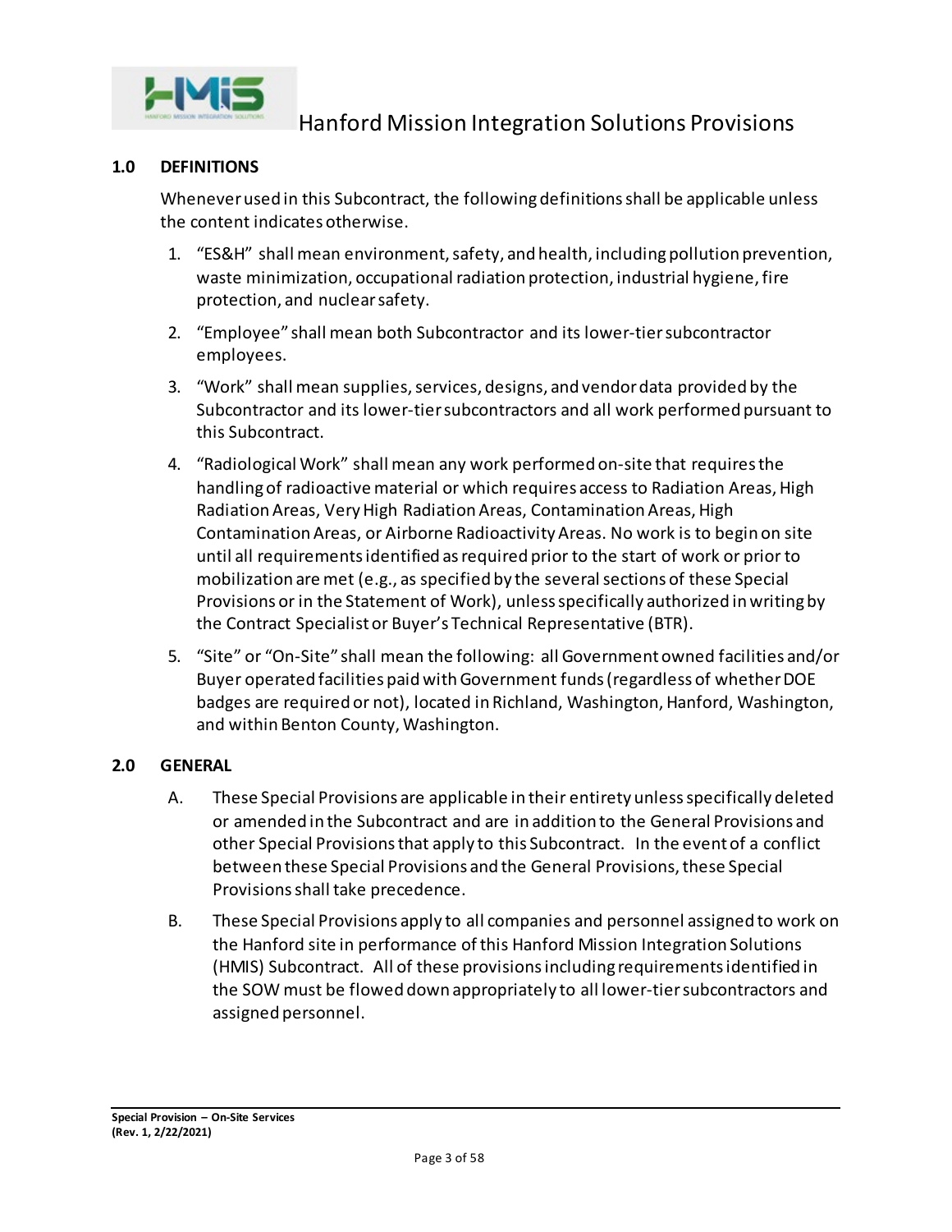## 1.0 DEFINITIONS

Whenever used in this Subcontract, the following definitions shall be applicable unless the content indicates otherwise.

1. "ES&H" shall mean environment, safety, and health, including pollution prevention, waste minimization, occupational radiation protection, industrial hygiene, fire protection, and nuclear safety.
2. "Employee" shall mean both Subcontractor and its lower-tier subcontractor employees.
3. "Work" shall mean supplies, services, designs, and vendor data provided by the Subcontractor and its lower-tier subcontractors and all work performed pursuant to this Subcontract.
4. "Radiological Work" shall mean any work performed on-site that requires the handling of radioactive material or which requires access to Radiation Areas, High Radiation Areas, Very High Radiation Areas, Contamination Areas, High Contamination Areas, or Airborne Radioactivity Areas. No work is to begin on site until all requirements identified as required prior to the start of work or prior to mobilization are met (e.g., as specified by the several sections of these Special Provisions or in the Statement of Work), unless specifically authorized in writing by the Contract Specialist or Buyer's Technical Representative (BTR).
5. "Site" or "On-Site" shall mean the following: all Government owned facilities and/or Buyer operated facilities paid with Government funds (regardless of whether DOE badges are required or not), located in Richland, Washington, Hanford, Washington, and within Benton County, Washington.

## 2.0 GENERAL

A. These Special Provisions are applicable in their entirety unless specifically deleted or amended in the Subcontract and are in addition to the General Provisions and other Special Provisions that apply to this Subcontract. In the event of a conflict between these Special Provisions and the General Provisions, these Special Provisions shall take precedence.

B. These Special Provisions apply to all companies and personnel assigned to work on the Hanford site in performance of this Hanford Mission Integration Solutions (HMIS) Subcontract. All of these provisions including requirements identified in the SOW must be flowed down appropriately to all lower-tier subcontractors and assigned personnel.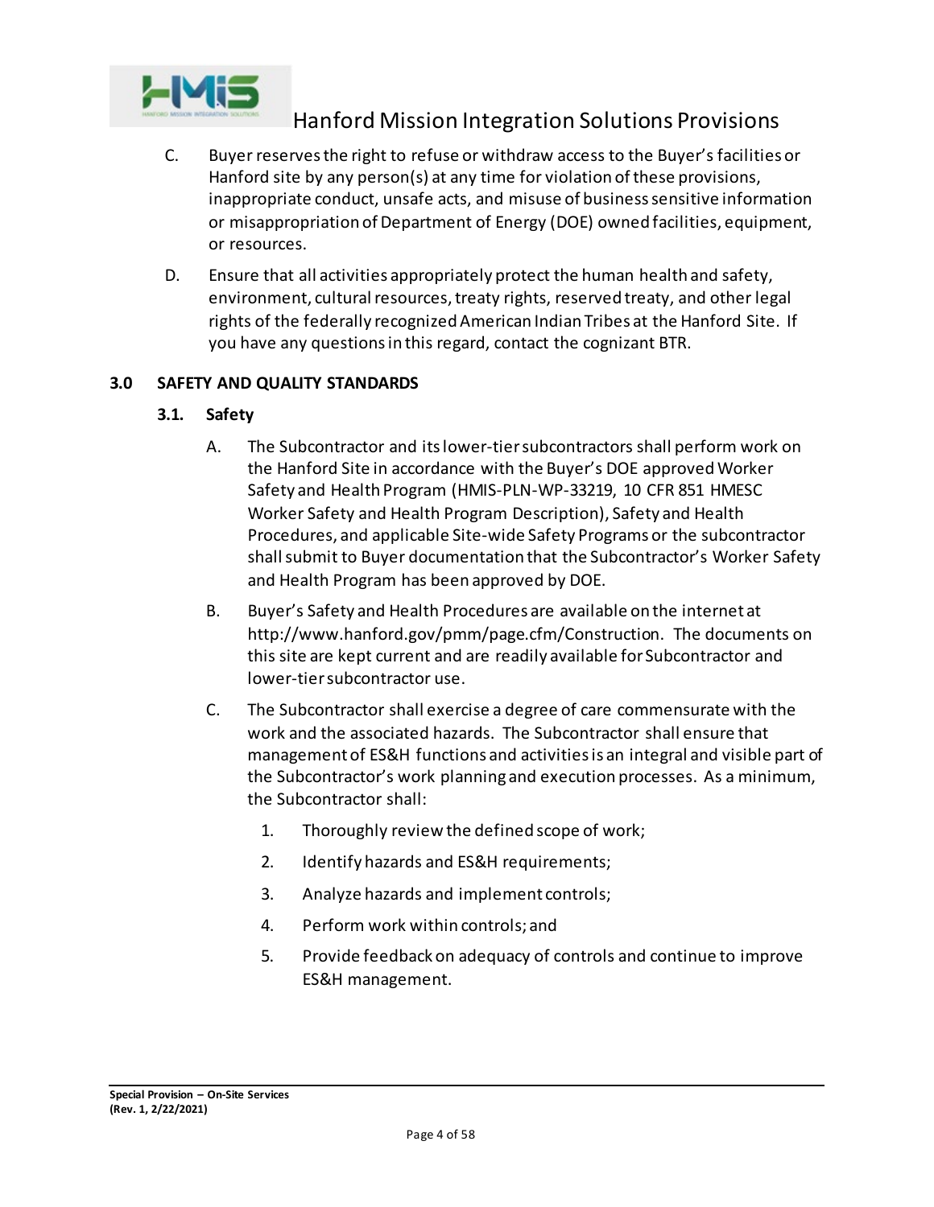C. Buyer reserves the right to refuse or withdraw access to the Buyer's facilities or Hanford site by any person(s) at any time for violation of these provisions, inappropriate conduct, unsafe acts, and misuse of business sensitive information or misappropriation of Department of Energy (DOE) owned facilities, equipment, or resources.

D. Ensure that all activities appropriately protect the human health and safety, environment, cultural resources, treaty rights, reserved treaty, and other legal rights of the federally recognized American Indian Tribes at the Hanford Site. If you have any questions in this regard, contact the cognizant BTR.

## 3.0 SAFETY AND QUALITY STANDARDS

### 3.1. Safety

A. The Subcontractor and its lower-tier subcontractors shall perform work on the Hanford Site in accordance with the Buyer's DOE approved Worker Safety and Health Program (HMIS-PLN-WP-33219, 10 CFR 851 HMESC Worker Safety and Health Program Description), Safety and Health Procedures, and applicable Site-wide Safety Programs or the subcontractor shall submit to Buyer documentation that the Subcontractor's Worker Safety and Health Program has been approved by DOE.

B. Buyer's Safety and Health Procedures are available on the internet at http://www.hanford.gov/pmm/page.cfm/Construction. The documents on this site are kept current and are readily available for Subcontractor and lower-tier subcontractor use.

C. The Subcontractor shall exercise a degree of care commensurate with the work and the associated hazards. The Subcontractor shall ensure that management of ES&H functions and activities is an integral and visible part of the Subcontractor's work planning and execution processes. As a minimum, the Subcontractor shall:

1. Thoroughly review the defined scope of work;
2. Identify hazards and ES&H requirements;
3. Analyze hazards and implement controls;
4. Perform work within controls; and
5. Provide feedback on adequacy of controls and continue to improve ES&H management.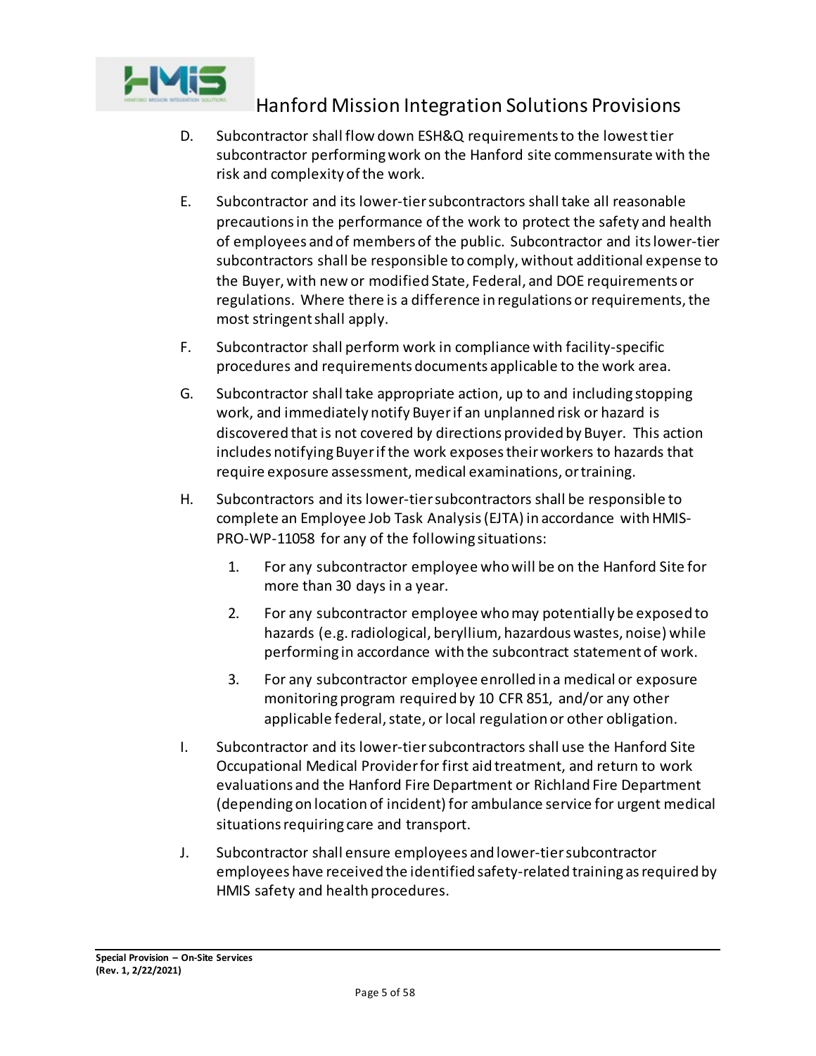D. Subcontractor shall flow down ESH&Q requirements to the lowest tier subcontractor performing work on the Hanford site commensurate with the risk and complexity of the work.

E. Subcontractor and its lower-tier subcontractors shall take all reasonable precautions in the performance of the work to protect the safety and health of employees and of members of the public. Subcontractor and its lower-tier subcontractors shall be responsible to comply, without additional expense to the Buyer, with new or modified State, Federal, and DOE requirements or regulations. Where there is a difference in regulations or requirements, the most stringent shall apply.

F. Subcontractor shall perform work in compliance with facility-specific procedures and requirements documents applicable to the work area.

G. Subcontractor shall take appropriate action, up to and including stopping work, and immediately notify Buyer if an unplanned risk or hazard is discovered that is not covered by directions provided by Buyer. This action includes notifying Buyer if the work exposes their workers to hazards that require exposure assessment, medical examinations, or training.

H. Subcontractors and its lower-tier subcontractors shall be responsible to complete an Employee Job Task Analysis (EJTA) in accordance with HMIS-PRO-WP-11058 for any of the following situations:

   1. For any subcontractor employee who will be on the Hanford Site for more than 30 days in a year.

   2. For any subcontractor employee who may potentially be exposed to hazards (e.g. radiological, beryllium, hazardous wastes, noise) while performing in accordance with the subcontract statement of work.

   3. For any subcontractor employee enrolled in a medical or exposure monitoring program required by 10 CFR 851, and/or any other applicable federal, state, or local regulation or other obligation.

I. Subcontractor and its lower-tier subcontractors shall use the Hanford Site Occupational Medical Provider for first aid treatment, and return to work evaluations and the Hanford Fire Department or Richland Fire Department (depending on location of incident) for ambulance service for urgent medical situations requiring care and transport.

J. Subcontractor shall ensure employees and lower-tier subcontractor employees have received the identified safety-related training as required by HMIS safety and health procedures.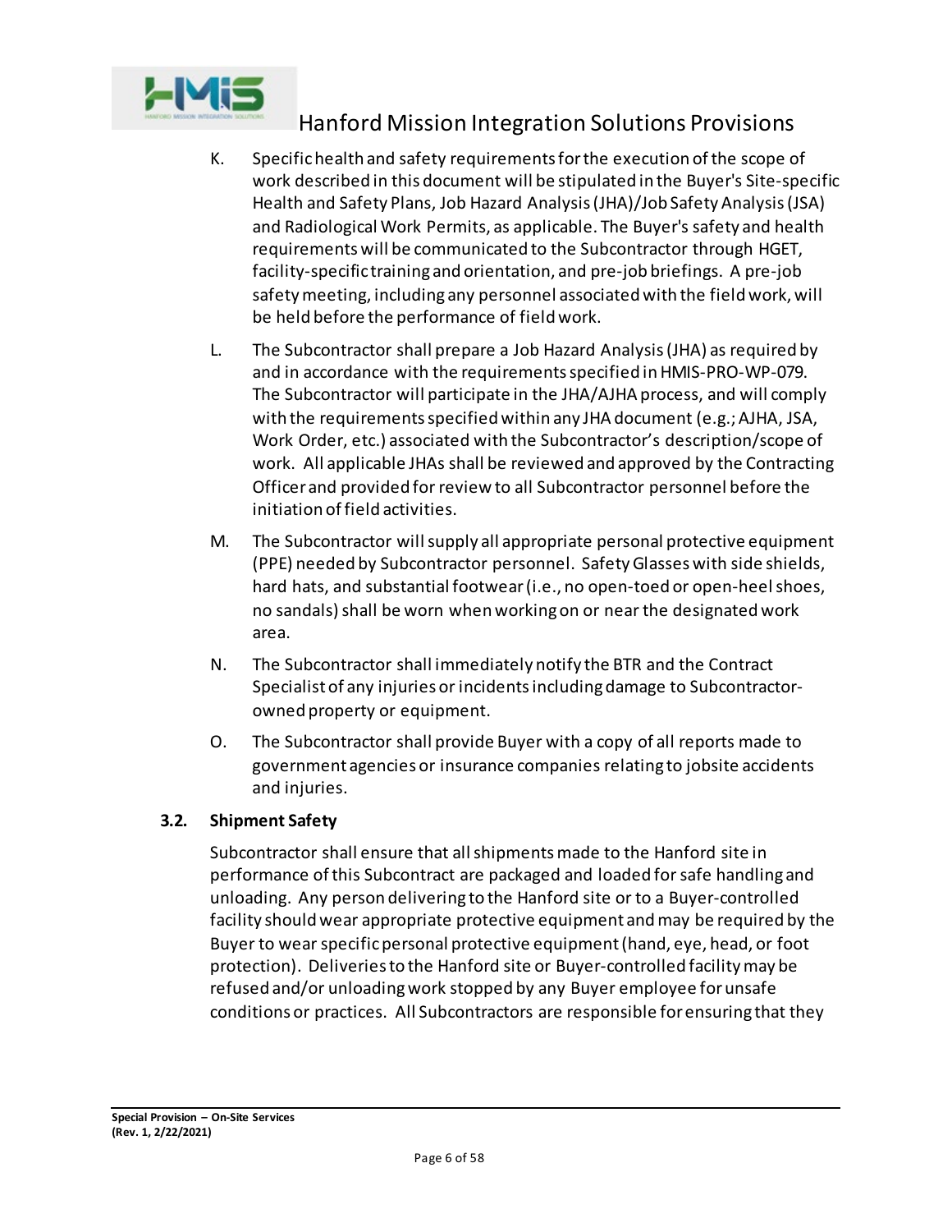K. Specific health and safety requirements for the execution of the scope of work described in this document will be stipulated in the Buyer's Site-specific Health and Safety Plans, Job Hazard Analysis (JHA)/Job Safety Analysis (JSA) and Radiological Work Permits, as applicable. The Buyer's safety and health requirements will be communicated to the Subcontractor through HGET, facility-specific training and orientation, and pre-job briefings. A pre-job safety meeting, including any personnel associated with the field work, will be held before the performance of field work.

L. The Subcontractor shall prepare a Job Hazard Analysis (JHA) as required by and in accordance with the requirements specified in HMIS-PRO-WP-079. The Subcontractor will participate in the JHA/AJHA process, and will comply with the requirements specified within any JHA document (e.g.; AJHA, JSA, Work Order, etc.) associated with the Subcontractor's description/scope of work. All applicable JHAs shall be reviewed and approved by the Contracting Officer and provided for review to all Subcontractor personnel before the initiation of field activities.

M. The Subcontractor will supply all appropriate personal protective equipment (PPE) needed by Subcontractor personnel. Safety Glasses with side shields, hard hats, and substantial footwear (i.e., no open-toed or open-heel shoes, no sandals) shall be worn when working on or near the designated work area.

N. The Subcontractor shall immediately notify the BTR and the Contract Specialist of any injuries or incidents including damage to Subcontractor-owned property or equipment.

O. The Subcontractor shall provide Buyer with a copy of all reports made to government agencies or insurance companies relating to jobsite accidents and injuries.

### 3.2. Shipment Safety

Subcontractor shall ensure that all shipments made to the Hanford site in performance of this Subcontract are packaged and loaded for safe handling and unloading. Any person delivering to the Hanford site or to a Buyer-controlled facility should wear appropriate protective equipment and may be required by the Buyer to wear specific personal protective equipment (hand, eye, head, or foot protection). Deliveries to the Hanford site or Buyer-controlled facility may be refused and/or unloading work stopped by any Buyer employee for unsafe conditions or practices. All Subcontractors are responsible for ensuring that they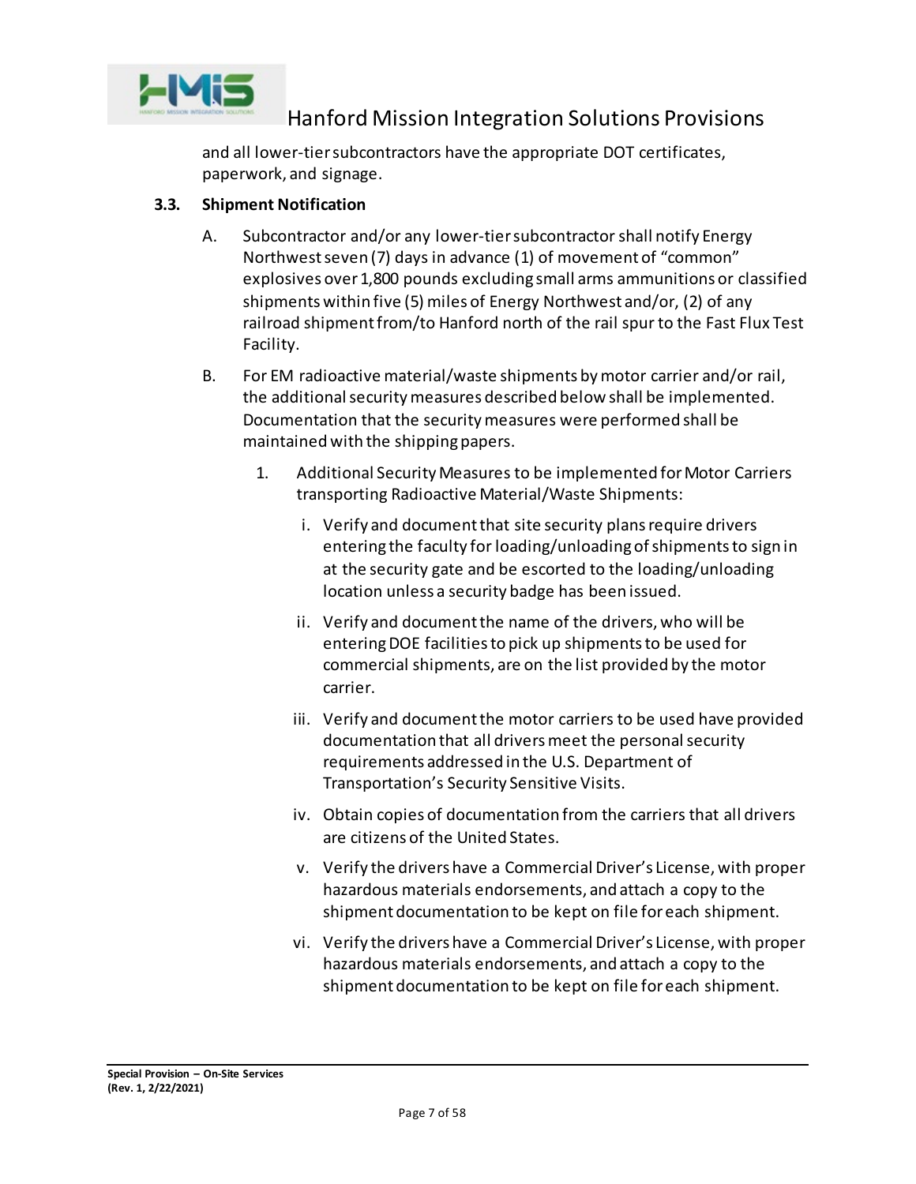and all lower-tier subcontractors have the appropriate DOT certificates, paperwork, and signage.

### 3.3. Shipment Notification

A. Subcontractor and/or any lower-tier subcontractor shall notify Energy Northwest seven (7) days in advance (1) of movement of "common" explosives over 1,800 pounds excluding small arms ammunitions or classified shipments within five (5) miles of Energy Northwest and/or, (2) of any railroad shipment from/to Hanford north of the rail spur to the Fast Flux Test Facility.

B. For EM radioactive material/waste shipments by motor carrier and/or rail, the additional security measures described below shall be implemented. Documentation that the security measures were performed shall be maintained with the shipping papers.

1. Additional Security Measures to be implemented for Motor Carriers transporting Radioactive Material/Waste Shipments:

   i. Verify and document that site security plans require drivers entering the faculty for loading/unloading of shipments to sign in at the security gate and be escorted to the loading/unloading location unless a security badge has been issued.

   ii. Verify and document the name of the drivers, who will be entering DOE facilities to pick up shipments to be used for commercial shipments, are on the list provided by the motor carrier.

   iii. Verify and document the motor carriers to be used have provided documentation that all drivers meet the personal security requirements addressed in the U.S. Department of Transportation's Security Sensitive Visits.

   iv. Obtain copies of documentation from the carriers that all drivers are citizens of the United States.

   v. Verify the drivers have a Commercial Driver's License, with proper hazardous materials endorsements, and attach a copy to the shipment documentation to be kept on file for each shipment.

   vi. Verify the drivers have a Commercial Driver's License, with proper hazardous materials endorsements, and attach a copy to the shipment documentation to be kept on file for each shipment.

**Special Provision – On-Site Services**
**(Rev. 1, 2/22/2021)**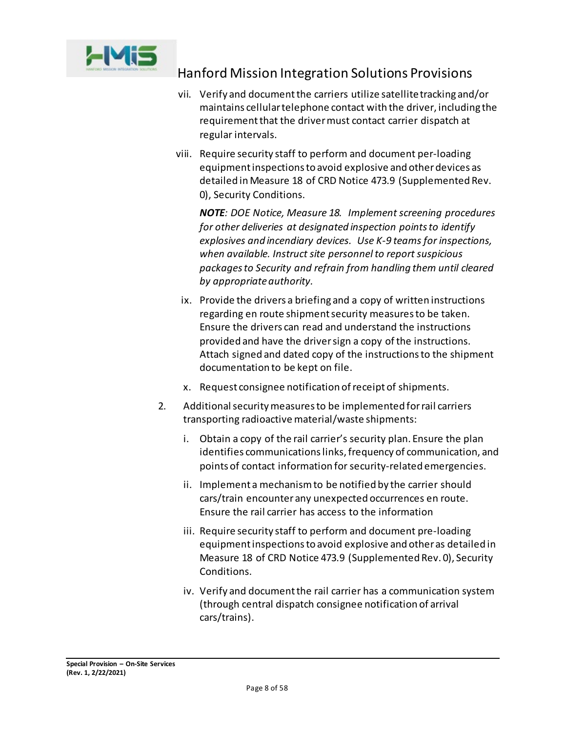vii. Verify and document the carriers utilize satellite tracking and/or maintains cellular telephone contact with the driver, including the requirement that the driver must contact carrier dispatch at regular intervals.

viii. Require security staff to perform and document per-loading equipment inspections to avoid explosive and other devices as detailed in Measure 18 of CRD Notice 473.9 (Supplemented Rev. 0), Security Conditions.

***NOTE**: DOE Notice, Measure 18. Implement screening procedures for other deliveries at designated inspection points to identify explosives and incendiary devices. Use K-9 teams for inspections, when available. Instruct site personnel to report suspicious packages to Security and refrain from handling them until cleared by appropriate authority.*

ix. Provide the drivers a briefing and a copy of written instructions regarding en route shipment security measures to be taken. Ensure the drivers can read and understand the instructions provided and have the driver sign a copy of the instructions. Attach signed and dated copy of the instructions to the shipment documentation to be kept on file.

x. Request consignee notification of receipt of shipments.

2. Additional security measures to be implemented for rail carriers transporting radioactive material/waste shipments:

   i. Obtain a copy of the rail carrier's security plan. Ensure the plan identifies communications links, frequency of communication, and points of contact information for security-related emergencies.

   ii. Implement a mechanism to be notified by the carrier should cars/train encounter any unexpected occurrences en route. Ensure the rail carrier has access to the information

   iii. Require security staff to perform and document pre-loading equipment inspections to avoid explosive and other as detailed in Measure 18 of CRD Notice 473.9 (Supplemented Rev. 0), Security Conditions.

   iv. Verify and document the rail carrier has a communication system (through central dispatch consignee notification of arrival cars/trains).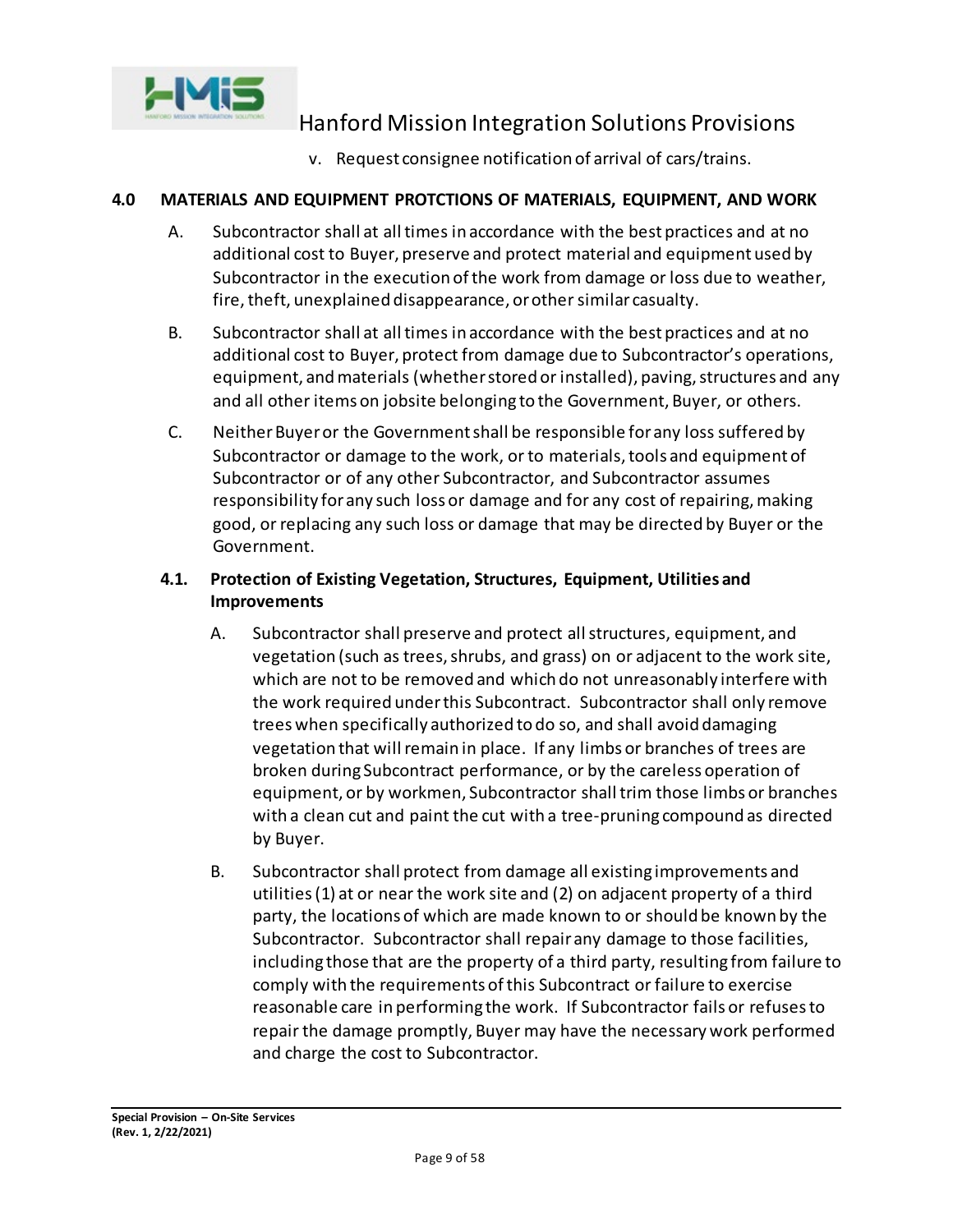v. Request consignee notification of arrival of cars/trains.

## 4.0 MATERIALS AND EQUIPMENT PROTCTIONS OF MATERIALS, EQUIPMENT, AND WORK

A. Subcontractor shall at all times in accordance with the best practices and at no additional cost to Buyer, preserve and protect material and equipment used by Subcontractor in the execution of the work from damage or loss due to weather, fire, theft, unexplained disappearance, or other similar casualty.

B. Subcontractor shall at all times in accordance with the best practices and at no additional cost to Buyer, protect from damage due to Subcontractor's operations, equipment, and materials (whether stored or installed), paving, structures and any and all other items on jobsite belonging to the Government, Buyer, or others.

C. Neither Buyer or the Government shall be responsible for any loss suffered by Subcontractor or damage to the work, or to materials, tools and equipment of Subcontractor or of any other Subcontractor, and Subcontractor assumes responsibility for any such loss or damage and for any cost of repairing, making good, or replacing any such loss or damage that may be directed by Buyer or the Government.

### 4.1. Protection of Existing Vegetation, Structures, Equipment, Utilities and Improvements

A. Subcontractor shall preserve and protect all structures, equipment, and vegetation (such as trees, shrubs, and grass) on or adjacent to the work site, which are not to be removed and which do not unreasonably interfere with the work required under this Subcontract. Subcontractor shall only remove trees when specifically authorized to do so, and shall avoid damaging vegetation that will remain in place. If any limbs or branches of trees are broken during Subcontract performance, or by the careless operation of equipment, or by workmen, Subcontractor shall trim those limbs or branches with a clean cut and paint the cut with a tree-pruning compound as directed by Buyer.

B. Subcontractor shall protect from damage all existing improvements and utilities (1) at or near the work site and (2) on adjacent property of a third party, the locations of which are made known to or should be known by the Subcontractor. Subcontractor shall repair any damage to those facilities, including those that are the property of a third party, resulting from failure to comply with the requirements of this Subcontract or failure to exercise reasonable care in performing the work. If Subcontractor fails or refuses to repair the damage promptly, Buyer may have the necessary work performed and charge the cost to Subcontractor.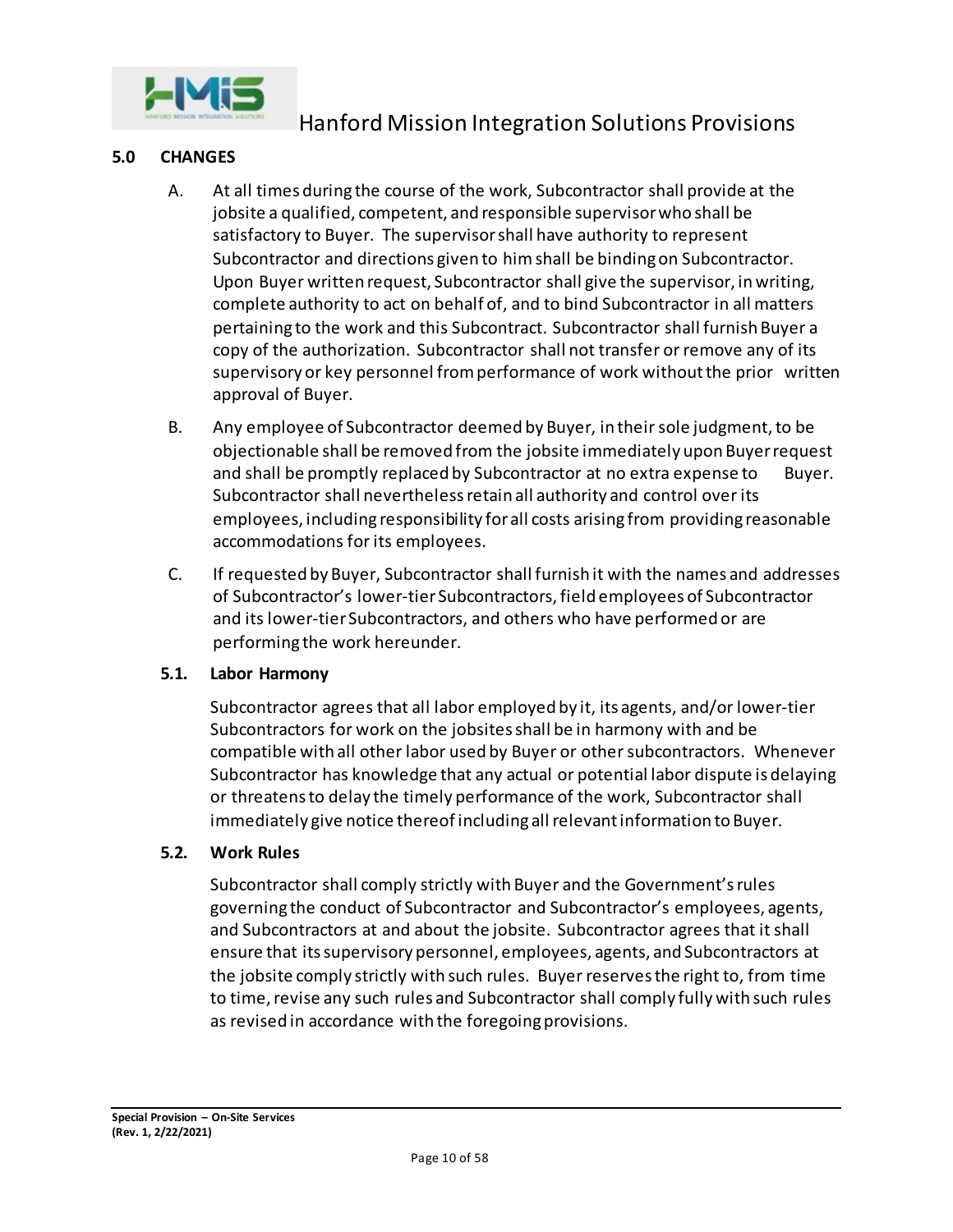## 5.0 CHANGES

A. At all times during the course of the work, Subcontractor shall provide at the jobsite a qualified, competent, and responsible supervisor who shall be satisfactory to Buyer. The supervisor shall have authority to represent Subcontractor and directions given to him shall be binding on Subcontractor. Upon Buyer written request, Subcontractor shall give the supervisor, in writing, complete authority to act on behalf of, and to bind Subcontractor in all matters pertaining to the work and this Subcontract. Subcontractor shall furnish Buyer a copy of the authorization. Subcontractor shall not transfer or remove any of its supervisory or key personnel from performance of work without the prior written approval of Buyer.

B. Any employee of Subcontractor deemed by Buyer, in their sole judgment, to be objectionable shall be removed from the jobsite immediately upon Buyer request and shall be promptly replaced by Subcontractor at no extra expense to Buyer. Subcontractor shall nevertheless retain all authority and control over its employees, including responsibility for all costs arising from providing reasonable accommodations for its employees.

C. If requested by Buyer, Subcontractor shall furnish it with the names and addresses of Subcontractor's lower-tier Subcontractors, field employees of Subcontractor and its lower-tier Subcontractors, and others who have performed or are performing the work hereunder.

### 5.1. Labor Harmony

Subcontractor agrees that all labor employed by it, its agents, and/or lower-tier Subcontractors for work on the jobsites shall be in harmony with and be compatible with all other labor used by Buyer or other subcontractors. Whenever Subcontractor has knowledge that any actual or potential labor dispute is delaying or threatens to delay the timely performance of the work, Subcontractor shall immediately give notice thereof including all relevant information to Buyer.

### 5.2. Work Rules

Subcontractor shall comply strictly with Buyer and the Government's rules governing the conduct of Subcontractor and Subcontractor's employees, agents, and Subcontractors at and about the jobsite. Subcontractor agrees that it shall ensure that its supervisory personnel, employees, agents, and Subcontractors at the jobsite comply strictly with such rules. Buyer reserves the right to, from time to time, revise any such rules and Subcontractor shall comply fully with such rules as revised in accordance with the foregoing provisions.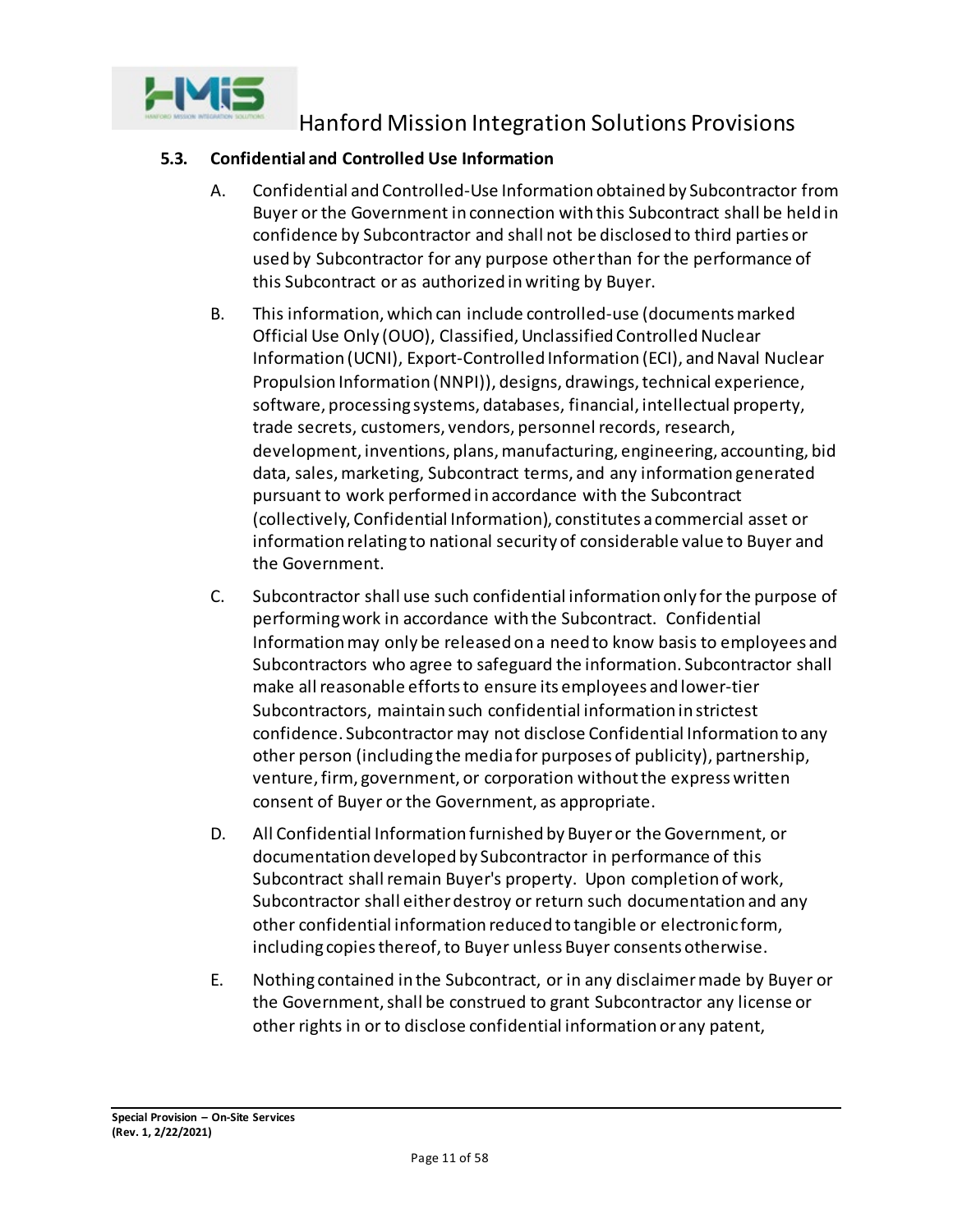### 5.3. Confidential and Controlled Use Information

A. Confidential and Controlled-Use Information obtained by Subcontractor from Buyer or the Government in connection with this Subcontract shall be held in confidence by Subcontractor and shall not be disclosed to third parties or used by Subcontractor for any purpose other than for the performance of this Subcontract or as authorized in writing by Buyer.

B. This information, which can include controlled-use (documents marked Official Use Only (OUO), Classified, Unclassified Controlled Nuclear Information (UCNI), Export-Controlled Information (ECI), and Naval Nuclear Propulsion Information (NNPI)), designs, drawings, technical experience, software, processing systems, databases, financial, intellectual property, trade secrets, customers, vendors, personnel records, research, development, inventions, plans, manufacturing, engineering, accounting, bid data, sales, marketing, Subcontract terms, and any information generated pursuant to work performed in accordance with the Subcontract (collectively, Confidential Information), constitutes a commercial asset or information relating to national security of considerable value to Buyer and the Government.

C. Subcontractor shall use such confidential information only for the purpose of performing work in accordance with the Subcontract. Confidential Information may only be released on a need to know basis to employees and Subcontractors who agree to safeguard the information. Subcontractor shall make all reasonable efforts to ensure its employees and lower-tier Subcontractors, maintain such confidential information in strictest confidence. Subcontractor may not disclose Confidential Information to any other person (including the media for purposes of publicity), partnership, venture, firm, government, or corporation without the express written consent of Buyer or the Government, as appropriate.

D. All Confidential Information furnished by Buyer or the Government, or documentation developed by Subcontractor in performance of this Subcontract shall remain Buyer's property. Upon completion of work, Subcontractor shall either destroy or return such documentation and any other confidential information reduced to tangible or electronic form, including copies thereof, to Buyer unless Buyer consents otherwise.

E. Nothing contained in the Subcontract, or in any disclaimer made by Buyer or the Government, shall be construed to grant Subcontractor any license or other rights in or to disclose confidential information or any patent,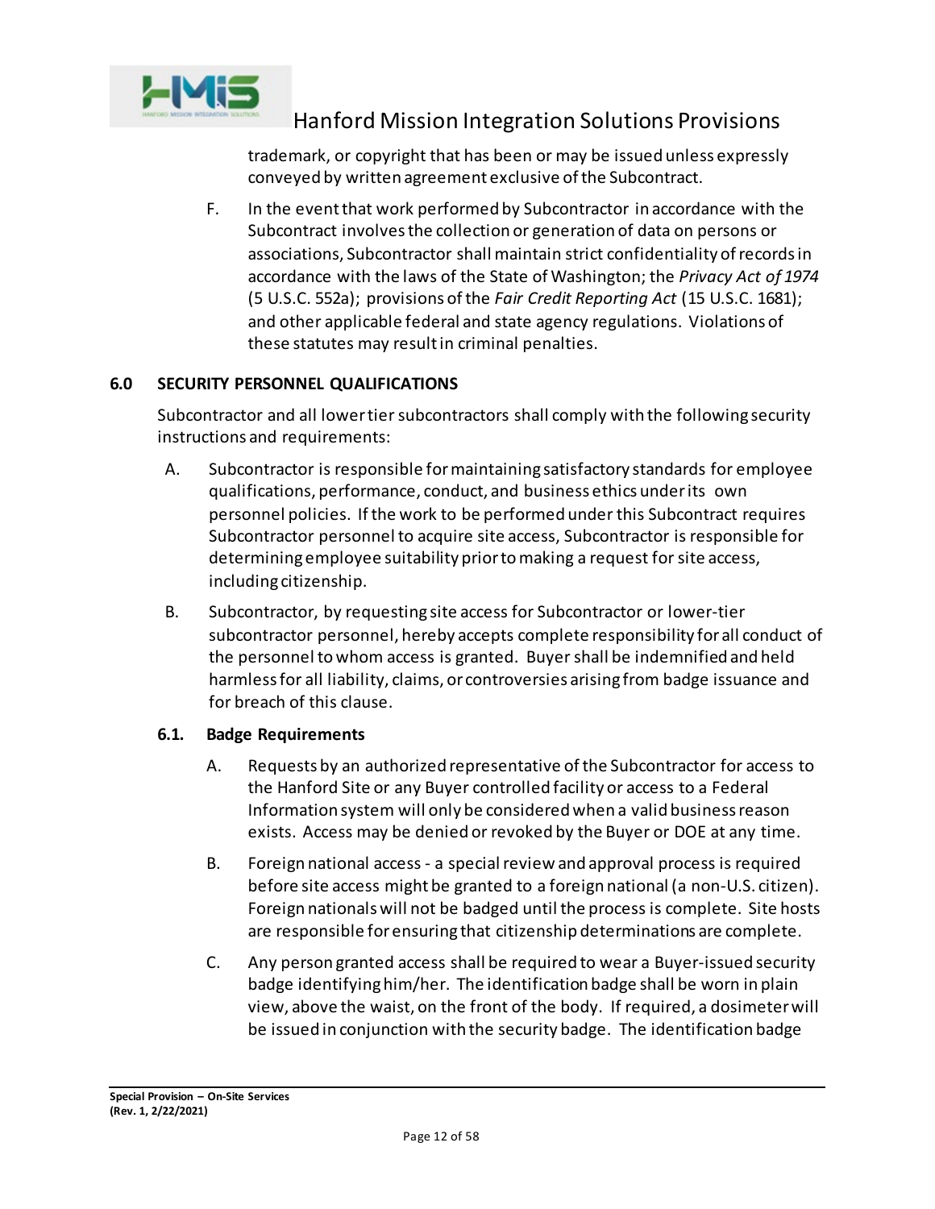trademark, or copyright that has been or may be issued unless expressly conveyed by written agreement exclusive of the Subcontract.

F. In the event that work performed by Subcontractor in accordance with the Subcontract involves the collection or generation of data on persons or associations, Subcontractor shall maintain strict confidentiality of records in accordance with the laws of the State of Washington; the *Privacy Act of 1974* (5 U.S.C. 552a); provisions of the *Fair Credit Reporting Act* (15 U.S.C. 1681); and other applicable federal and state agency regulations. Violations of these statutes may result in criminal penalties.

## 6.0 SECURITY PERSONNEL QUALIFICATIONS

Subcontractor and all lower tier subcontractors shall comply with the following security instructions and requirements:

A. Subcontractor is responsible for maintaining satisfactory standards for employee qualifications, performance, conduct, and business ethics under its own personnel policies. If the work to be performed under this Subcontract requires Subcontractor personnel to acquire site access, Subcontractor is responsible for determining employee suitability prior to making a request for site access, including citizenship.

B. Subcontractor, by requesting site access for Subcontractor or lower-tier subcontractor personnel, hereby accepts complete responsibility for all conduct of the personnel to whom access is granted. Buyer shall be indemnified and held harmless for all liability, claims, or controversies arising from badge issuance and for breach of this clause.

### 6.1. Badge Requirements

A. Requests by an authorized representative of the Subcontractor for access to the Hanford Site or any Buyer controlled facility or access to a Federal Information system will only be considered when a valid business reason exists. Access may be denied or revoked by the Buyer or DOE at any time.

B. Foreign national access - a special review and approval process is required before site access might be granted to a foreign national (a non-U.S. citizen). Foreign nationals will not be badged until the process is complete. Site hosts are responsible for ensuring that citizenship determinations are complete.

C. Any person granted access shall be required to wear a Buyer-issued security badge identifying him/her. The identification badge shall be worn in plain view, above the waist, on the front of the body. If required, a dosimeter will be issued in conjunction with the security badge. The identification badge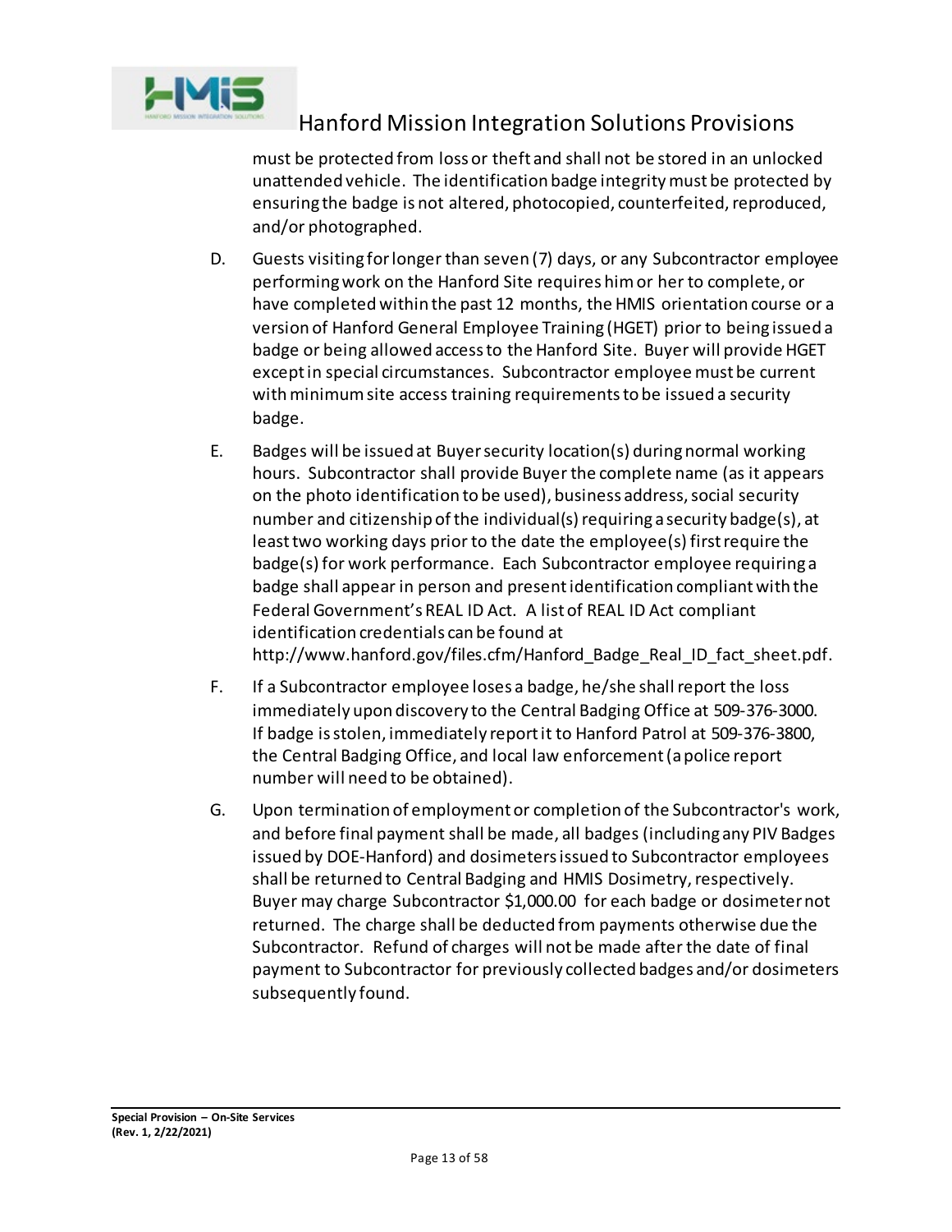must be protected from loss or theft and shall not be stored in an unlocked unattended vehicle. The identification badge integrity must be protected by ensuring the badge is not altered, photocopied, counterfeited, reproduced, and/or photographed.

D. Guests visiting for longer than seven (7) days, or any Subcontractor employee performing work on the Hanford Site requires him or her to complete, or have completed within the past 12 months, the HMIS orientation course or a version of Hanford General Employee Training (HGET) prior to being issued a badge or being allowed access to the Hanford Site. Buyer will provide HGET except in special circumstances. Subcontractor employee must be current with minimum site access training requirements to be issued a security badge.

E. Badges will be issued at Buyer security location(s) during normal working hours. Subcontractor shall provide Buyer the complete name (as it appears on the photo identification to be used), business address, social security number and citizenship of the individual(s) requiring a security badge(s), at least two working days prior to the date the employee(s) first require the badge(s) for work performance. Each Subcontractor employee requiring a badge shall appear in person and present identification compliant with the Federal Government's REAL ID Act. A list of REAL ID Act compliant identification credentials can be found at http://www.hanford.gov/files.cfm/Hanford_Badge_Real_ID_fact_sheet.pdf.

F. If a Subcontractor employee loses a badge, he/she shall report the loss immediately upon discovery to the Central Badging Office at 509-376-3000. If badge is stolen, immediately report it to Hanford Patrol at 509-376-3800, the Central Badging Office, and local law enforcement (a police report number will need to be obtained).

G. Upon termination of employment or completion of the Subcontractor's work, and before final payment shall be made, all badges (including any PIV Badges issued by DOE-Hanford) and dosimeters issued to Subcontractor employees shall be returned to Central Badging and HMIS Dosimetry, respectively. Buyer may charge Subcontractor $1,000.00 for each badge or dosimeter not returned. The charge shall be deducted from payments otherwise due the Subcontractor. Refund of charges will not be made after the date of final payment to Subcontractor for previously collected badges and/or dosimeters subsequently found.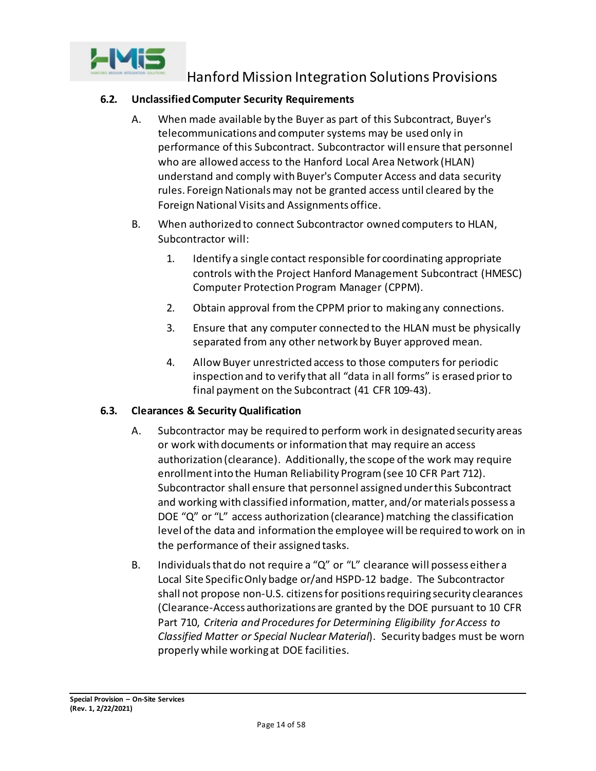### 6.2. Unclassified Computer Security Requirements

A. When made available by the Buyer as part of this Subcontract, Buyer's telecommunications and computer systems may be used only in performance of this Subcontract. Subcontractor will ensure that personnel who are allowed access to the Hanford Local Area Network (HLAN) understand and comply with Buyer's Computer Access and data security rules. Foreign Nationals may not be granted access until cleared by the Foreign National Visits and Assignments office.

B. When authorized to connect Subcontractor owned computers to HLAN, Subcontractor will:

1. Identify a single contact responsible for coordinating appropriate controls with the Project Hanford Management Subcontract (HMESC) Computer Protection Program Manager (CPPM).
2. Obtain approval from the CPPM prior to making any connections.
3. Ensure that any computer connected to the HLAN must be physically separated from any other network by Buyer approved mean.
4. Allow Buyer unrestricted access to those computers for periodic inspection and to verify that all "data in all forms" is erased prior to final payment on the Subcontract (41 CFR 109-43).

### 6.3. Clearances & Security Qualification

A. Subcontractor may be required to perform work in designated security areas or work with documents or information that may require an access authorization (clearance). Additionally, the scope of the work may require enrollment into the Human Reliability Program (see 10 CFR Part 712). Subcontractor shall ensure that personnel assigned under this Subcontract and working with classified information, matter, and/or materials possess a DOE "Q" or "L" access authorization (clearance) matching the classification level of the data and information the employee will be required to work on in the performance of their assigned tasks.

B. Individuals that do not require a "Q" or "L" clearance will possess either a Local Site Specific Only badge or/and HSPD-12 badge. The Subcontractor shall not propose non-U.S. citizens for positions requiring security clearances (Clearance-Access authorizations are granted by the DOE pursuant to 10 CFR Part 710, *Criteria and Procedures for Determining Eligibility for Access to Classified Matter or Special Nuclear Material*). Security badges must be worn properly while working at DOE facilities.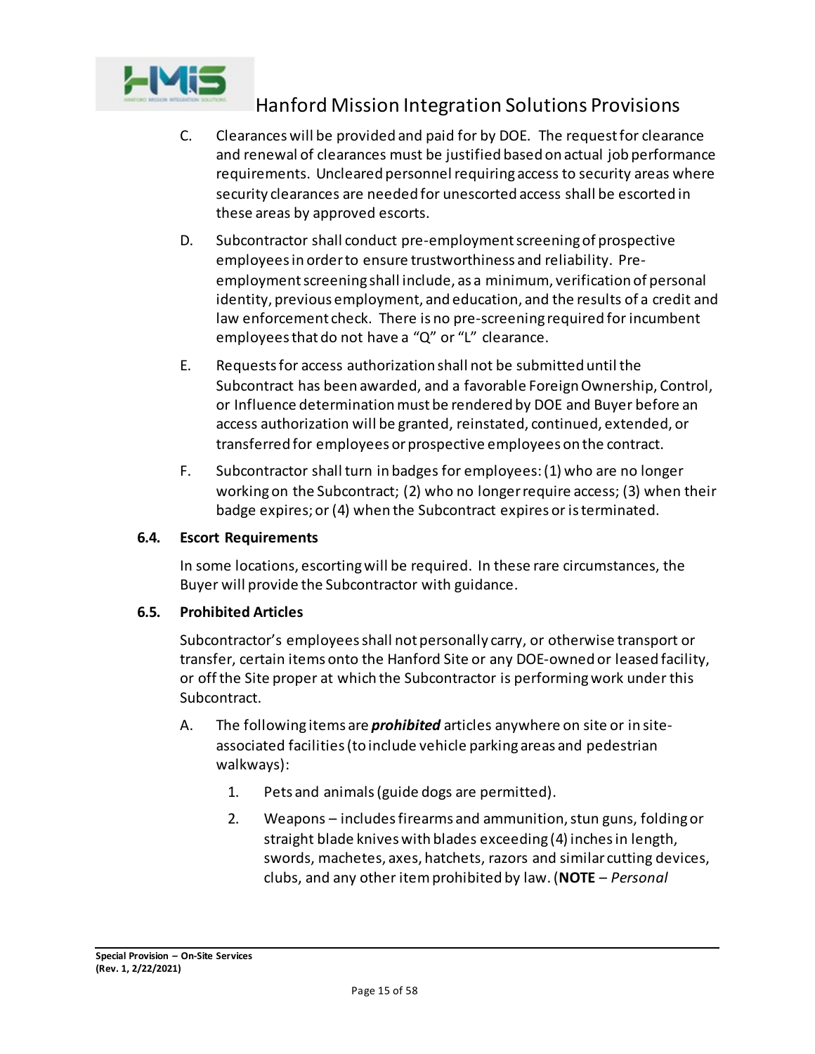C. Clearances will be provided and paid for by DOE. The request for clearance and renewal of clearances must be justified based on actual job performance requirements. Uncleared personnel requiring access to security areas where security clearances are needed for unescorted access shall be escorted in these areas by approved escorts.

D. Subcontractor shall conduct pre-employment screening of prospective employees in order to ensure trustworthiness and reliability. Pre-employment screening shall include, as a minimum, verification of personal identity, previous employment, and education, and the results of a credit and law enforcement check. There is no pre-screening required for incumbent employees that do not have a “Q” or “L” clearance.

E. Requests for access authorization shall not be submitted until the Subcontract has been awarded, and a favorable Foreign Ownership, Control, or Influence determination must be rendered by DOE and Buyer before an access authorization will be granted, reinstated, continued, extended, or transferred for employees or prospective employees on the contract.

F. Subcontractor shall turn in badges for employees: (1) who are no longer working on the Subcontract; (2) who no longer require access; (3) when their badge expires; or (4) when the Subcontract expires or is terminated.

### 6.4. Escort Requirements

In some locations, escorting will be required. In these rare circumstances, the Buyer will provide the Subcontractor with guidance.

### 6.5. Prohibited Articles

Subcontractor’s employees shall not personally carry, or otherwise transport or transfer, certain items onto the Hanford Site or any DOE-owned or leased facility, or off the Site proper at which the Subcontractor is performing work under this Subcontract.

A. The following items are ***prohibited*** articles anywhere on site or in site-associated facilities (to include vehicle parking areas and pedestrian walkways):

1. Pets and animals (guide dogs are permitted).
2. Weapons – includes firearms and ammunition, stun guns, folding or straight blade knives with blades exceeding (4) inches in length, swords, machetes, axes, hatchets, razors and similar cutting devices, clubs, and any other item prohibited by law. (**NOTE** – *Personal*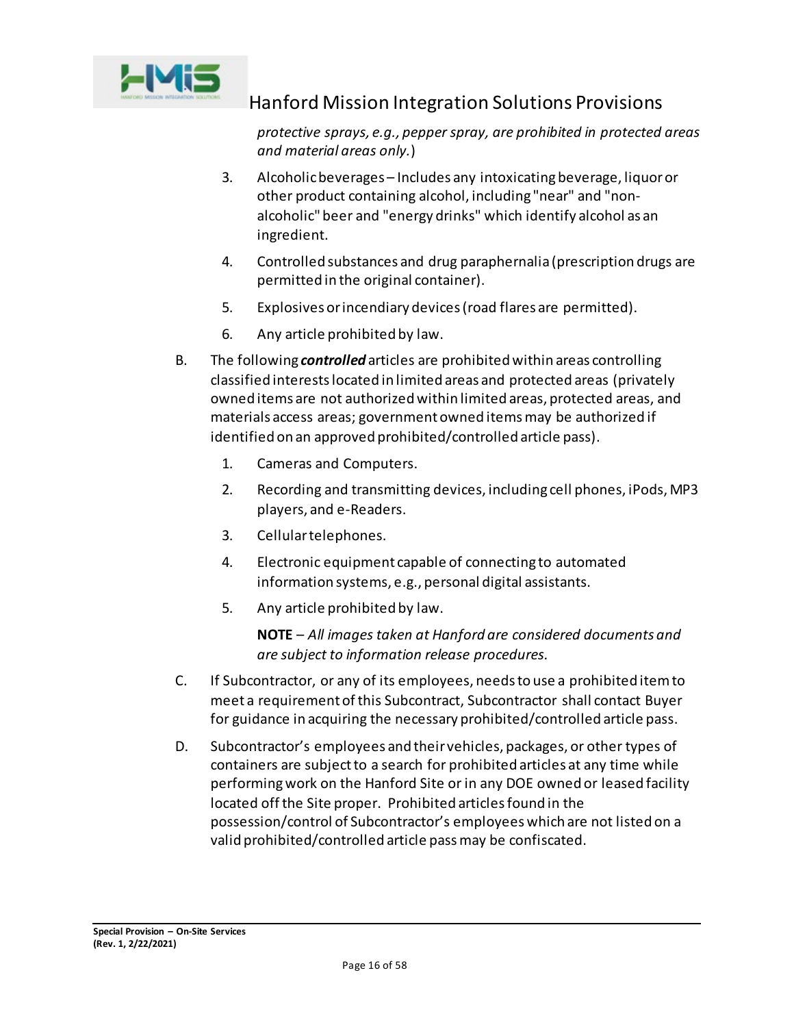*protective sprays, e.g., pepper spray, are prohibited in protected areas and material areas only.*)

3. Alcoholic beverages – Includes any intoxicating beverage, liquor or other product containing alcohol, including "near" and "non-alcoholic" beer and "energy drinks" which identify alcohol as an ingredient.
4. Controlled substances and drug paraphernalia (prescription drugs are permitted in the original container).
5. Explosives or incendiary devices (road flares are permitted).
6. Any article prohibited by law.

B. The following ***controlled*** articles are prohibited within areas controlling classified interests located in limited areas and protected areas (privately owned items are not authorized within limited areas, protected areas, and materials access areas; government owned items may be authorized if identified on an approved prohibited/controlled article pass).

1. Cameras and Computers.
2. Recording and transmitting devices, including cell phones, iPods, MP3 players, and e-Readers.
3. Cellular telephones.
4. Electronic equipment capable of connecting to automated information systems, e.g., personal digital assistants.
5. Any article prohibited by law.

   **NOTE** – *All images taken at Hanford are considered documents and are subject to information release procedures.*

C. If Subcontractor, or any of its employees, needs to use a prohibited item to meet a requirement of this Subcontract, Subcontractor shall contact Buyer for guidance in acquiring the necessary prohibited/controlled article pass.

D. Subcontractor's employees and their vehicles, packages, or other types of containers are subject to a search for prohibited articles at any time while performing work on the Hanford Site or in any DOE owned or leased facility located off the Site proper. Prohibited articles found in the possession/control of Subcontractor's employees which are not listed on a valid prohibited/controlled article pass may be confiscated.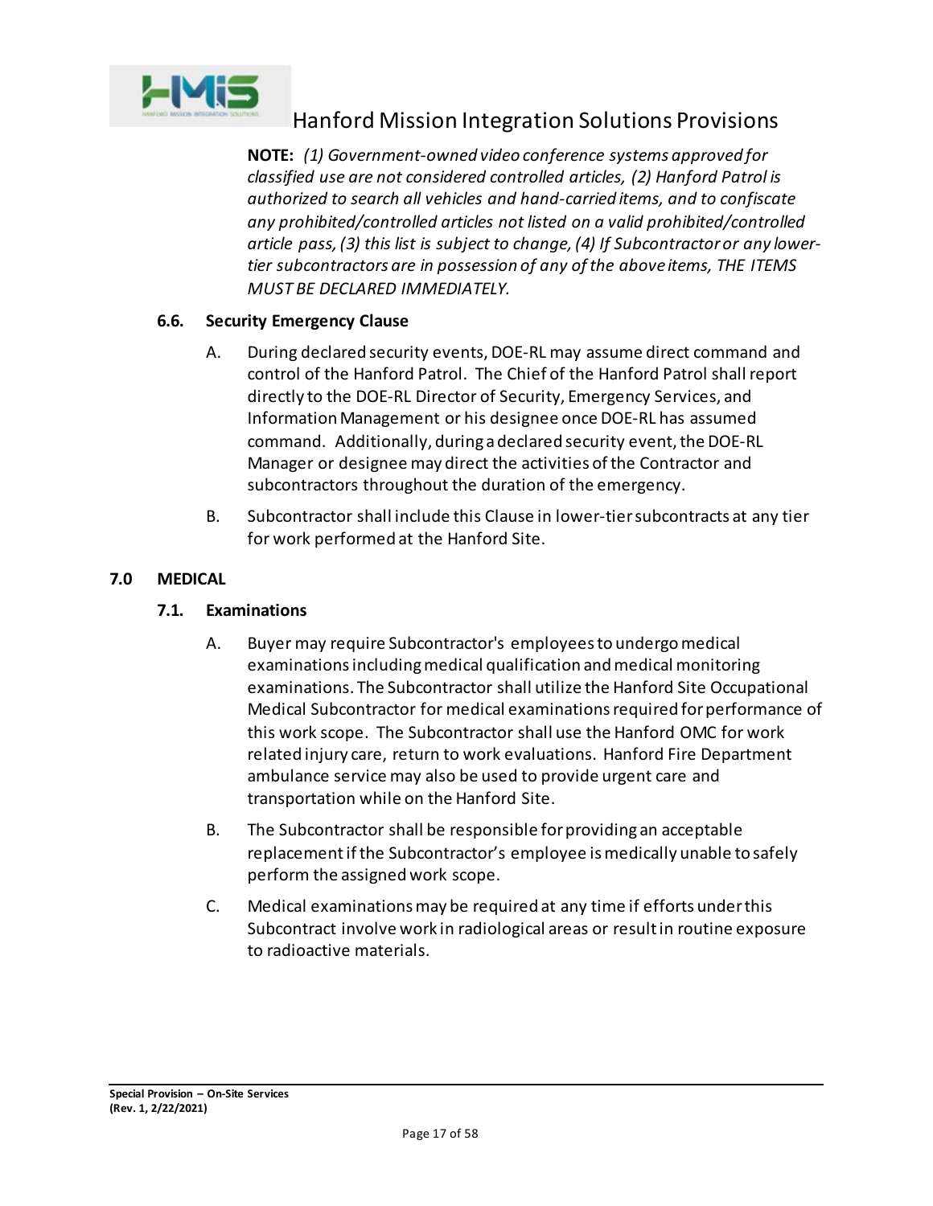**NOTE:** *(1) Government-owned video conference systems approved for classified use are not considered controlled articles, (2) Hanford Patrol is authorized to search all vehicles and hand-carried items, and to confiscate any prohibited/controlled articles not listed on a valid prohibited/controlled article pass, (3) this list is subject to change, (4) If Subcontractor or any lower-tier subcontractors are in possession of any of the above items, THE ITEMS MUST BE DECLARED IMMEDIATELY.*

### 6.6. Security Emergency Clause

A. During declared security events, DOE-RL may assume direct command and control of the Hanford Patrol. The Chief of the Hanford Patrol shall report directly to the DOE-RL Director of Security, Emergency Services, and Information Management or his designee once DOE-RL has assumed command. Additionally, during a declared security event, the DOE-RL Manager or designee may direct the activities of the Contractor and subcontractors throughout the duration of the emergency.

B. Subcontractor shall include this Clause in lower-tier subcontracts at any tier for work performed at the Hanford Site.

## 7.0 MEDICAL

### 7.1. Examinations

A. Buyer may require Subcontractor's employees to undergo medical examinations including medical qualification and medical monitoring examinations. The Subcontractor shall utilize the Hanford Site Occupational Medical Subcontractor for medical examinations required for performance of this work scope. The Subcontractor shall use the Hanford OMC for work related injury care, return to work evaluations. Hanford Fire Department ambulance service may also be used to provide urgent care and transportation while on the Hanford Site.

B. The Subcontractor shall be responsible for providing an acceptable replacement if the Subcontractor's employee is medically unable to safely perform the assigned work scope.

C. Medical examinations may be required at any time if efforts under this Subcontract involve work in radiological areas or result in routine exposure to radioactive materials.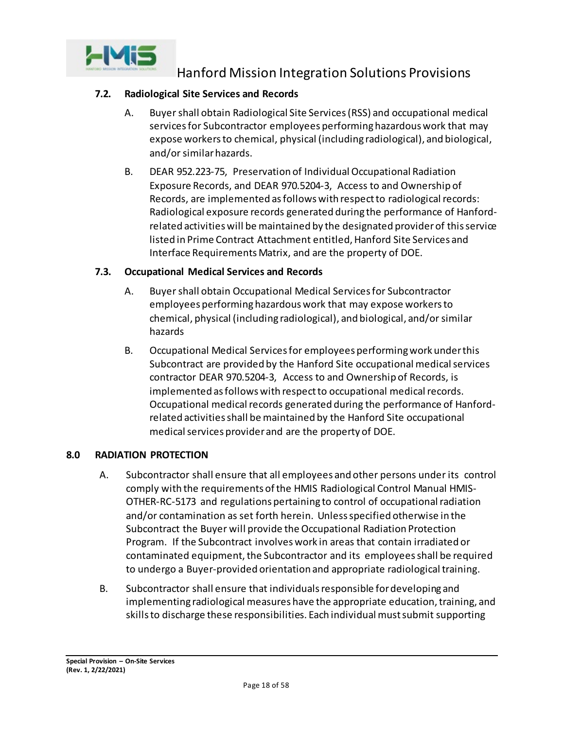### 7.2. Radiological Site Services and Records

A. Buyer shall obtain Radiological Site Services (RSS) and occupational medical services for Subcontractor employees performing hazardous work that may expose workers to chemical, physical (including radiological), and biological, and/or similar hazards.

B. DEAR 952.223-75, Preservation of Individual Occupational Radiation Exposure Records, and DEAR 970.5204-3, Access to and Ownership of Records, are implemented as follows with respect to radiological records: Radiological exposure records generated during the performance of Hanford-related activities will be maintained by the designated provider of this service listed in Prime Contract Attachment entitled, Hanford Site Services and Interface Requirements Matrix, and are the property of DOE.

### 7.3. Occupational Medical Services and Records

A. Buyer shall obtain Occupational Medical Services for Subcontractor employees performing hazardous work that may expose workers to chemical, physical (including radiological), and biological, and/or similar hazards

B. Occupational Medical Services for employees performing work under this Subcontract are provided by the Hanford Site occupational medical services contractor DEAR 970.5204-3, Access to and Ownership of Records, is implemented as follows with respect to occupational medical records. Occupational medical records generated during the performance of Hanford-related activities shall be maintained by the Hanford Site occupational medical services provider and are the property of DOE.

## 8.0 RADIATION PROTECTION

A. Subcontractor shall ensure that all employees and other persons under its control comply with the requirements of the HMIS Radiological Control Manual HMIS-OTHER-RC-5173 and regulations pertaining to control of occupational radiation and/or contamination as set forth herein. Unless specified otherwise in the Subcontract the Buyer will provide the Occupational Radiation Protection Program. If the Subcontract involves work in areas that contain irradiated or contaminated equipment, the Subcontractor and its employees shall be required to undergo a Buyer-provided orientation and appropriate radiological training.

B. Subcontractor shall ensure that individuals responsible for developing and implementing radiological measures have the appropriate education, training, and skills to discharge these responsibilities. Each individual must submit supporting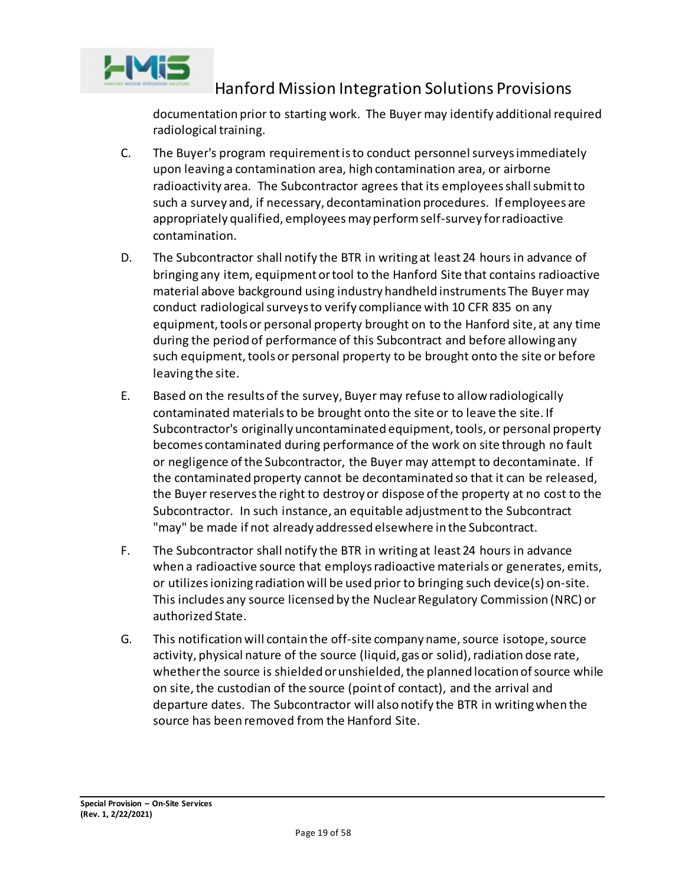documentation prior to starting work. The Buyer may identify additional required radiological training.

C. The Buyer's program requirement is to conduct personnel surveys immediately upon leaving a contamination area, high contamination area, or airborne radioactivity area. The Subcontractor agrees that its employees shall submit to such a survey and, if necessary, decontamination procedures. If employees are appropriately qualified, employees may perform self-survey for radioactive contamination.

D. The Subcontractor shall notify the BTR in writing at least 24 hours in advance of bringing any item, equipment or tool to the Hanford Site that contains radioactive material above background using industry handheld instruments The Buyer may conduct radiological surveys to verify compliance with 10 CFR 835 on any equipment, tools or personal property brought on to the Hanford site, at any time during the period of performance of this Subcontract and before allowing any such equipment, tools or personal property to be brought onto the site or before leaving the site.

E. Based on the results of the survey, Buyer may refuse to allow radiologically contaminated materials to be brought onto the site or to leave the site. If Subcontractor's originally uncontaminated equipment, tools, or personal property becomes contaminated during performance of the work on site through no fault or negligence of the Subcontractor, the Buyer may attempt to decontaminate. If the contaminated property cannot be decontaminated so that it can be released, the Buyer reserves the right to destroy or dispose of the property at no cost to the Subcontractor. In such instance, an equitable adjustment to the Subcontract "may" be made if not already addressed elsewhere in the Subcontract.

F. The Subcontractor shall notify the BTR in writing at least 24 hours in advance when a radioactive source that employs radioactive materials or generates, emits, or utilizes ionizing radiation will be used prior to bringing such device(s) on-site. This includes any source licensed by the Nuclear Regulatory Commission (NRC) or authorized State.

G. This notification will contain the off-site company name, source isotope, source activity, physical nature of the source (liquid, gas or solid), radiation dose rate, whether the source is shielded or unshielded, the planned location of source while on site, the custodian of the source (point of contact), and the arrival and departure dates. The Subcontractor will also notify the BTR in writing when the source has been removed from the Hanford Site.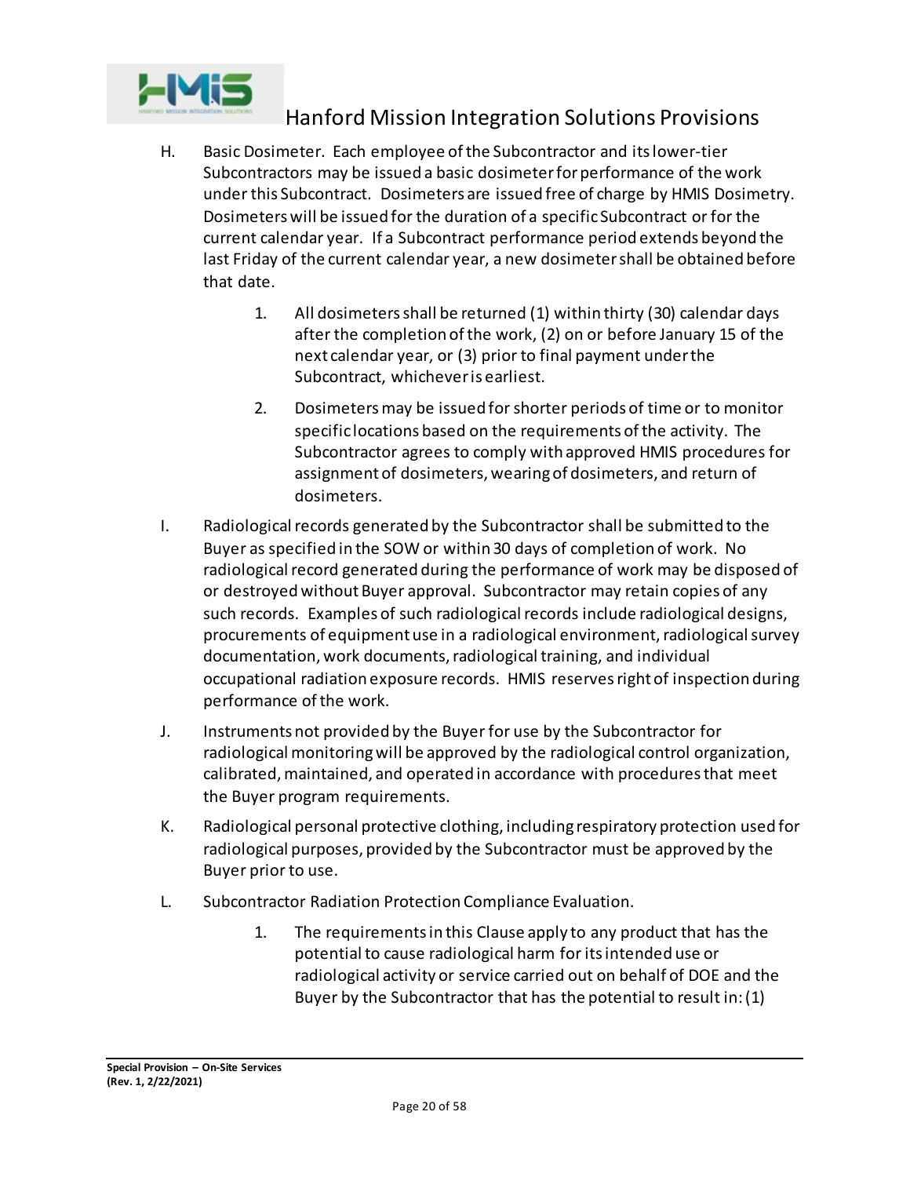H. Basic Dosimeter. Each employee of the Subcontractor and its lower-tier Subcontractors may be issued a basic dosimeter for performance of the work under this Subcontract. Dosimeters are issued free of charge by HMIS Dosimetry. Dosimeters will be issued for the duration of a specific Subcontract or for the current calendar year. If a Subcontract performance period extends beyond the last Friday of the current calendar year, a new dosimeter shall be obtained before that date.

   1. All dosimeters shall be returned (1) within thirty (30) calendar days after the completion of the work, (2) on or before January 15 of the next calendar year, or (3) prior to final payment under the Subcontract, whichever is earliest.

   2. Dosimeters may be issued for shorter periods of time or to monitor specific locations based on the requirements of the activity. The Subcontractor agrees to comply with approved HMIS procedures for assignment of dosimeters, wearing of dosimeters, and return of dosimeters.

I. Radiological records generated by the Subcontractor shall be submitted to the Buyer as specified in the SOW or within 30 days of completion of work. No radiological record generated during the performance of work may be disposed of or destroyed without Buyer approval. Subcontractor may retain copies of any such records. Examples of such radiological records include radiological designs, procurements of equipment use in a radiological environment, radiological survey documentation, work documents, radiological training, and individual occupational radiation exposure records. HMIS reserves right of inspection during performance of the work.

J. Instruments not provided by the Buyer for use by the Subcontractor for radiological monitoring will be approved by the radiological control organization, calibrated, maintained, and operated in accordance with procedures that meet the Buyer program requirements.

K. Radiological personal protective clothing, including respiratory protection used for radiological purposes, provided by the Subcontractor must be approved by the Buyer prior to use.

L. Subcontractor Radiation Protection Compliance Evaluation.

   1. The requirements in this Clause apply to any product that has the potential to cause radiological harm for its intended use or radiological activity or service carried out on behalf of DOE and the Buyer by the Subcontractor that has the potential to result in: (1)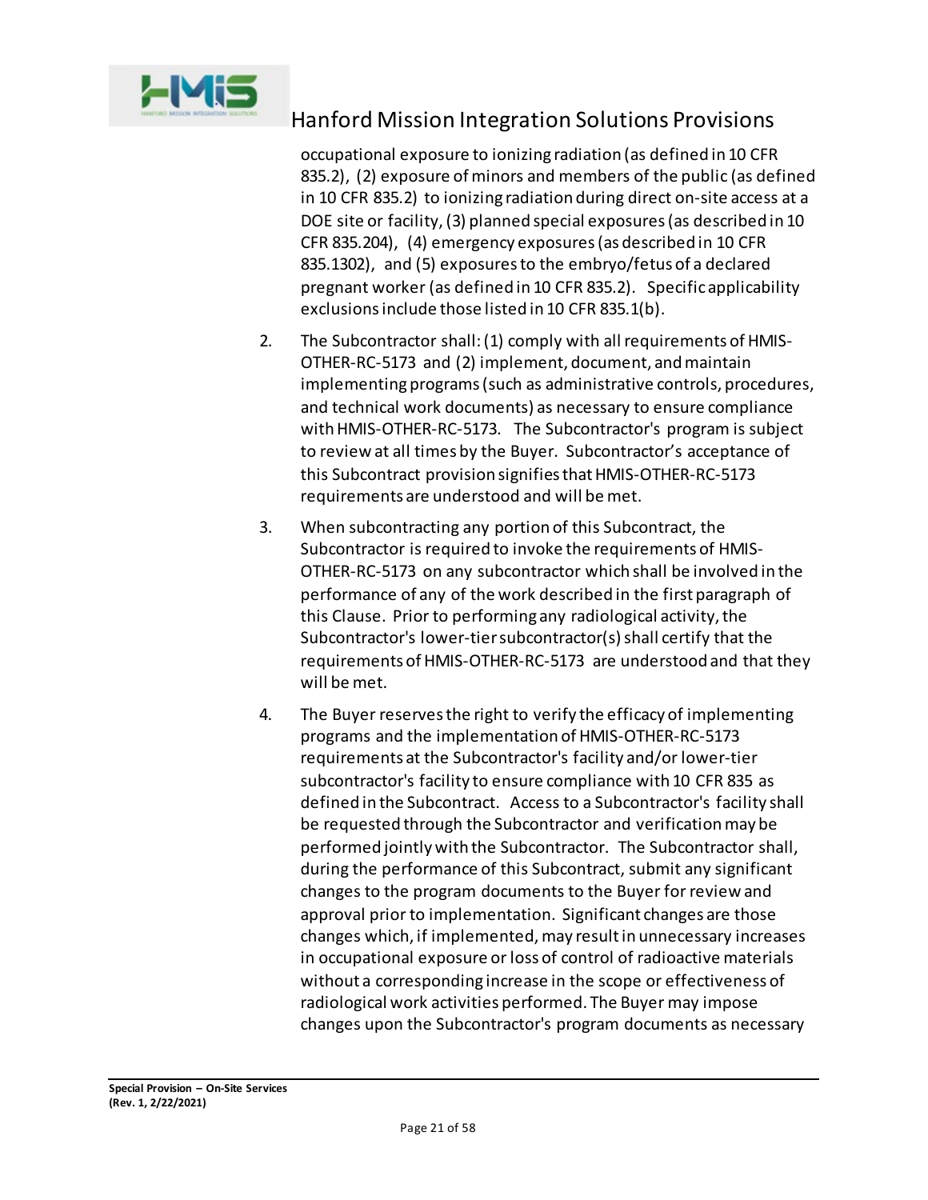occupational exposure to ionizing radiation (as defined in 10 CFR 835.2), (2) exposure of minors and members of the public (as defined in 10 CFR 835.2) to ionizing radiation during direct on-site access at a DOE site or facility, (3) planned special exposures (as described in 10 CFR 835.204), (4) emergency exposures (as described in 10 CFR 835.1302), and (5) exposures to the embryo/fetus of a declared pregnant worker (as defined in 10 CFR 835.2). Specific applicability exclusions include those listed in 10 CFR 835.1(b).

2. The Subcontractor shall: (1) comply with all requirements of HMIS-OTHER-RC-5173 and (2) implement, document, and maintain implementing programs (such as administrative controls, procedures, and technical work documents) as necessary to ensure compliance with HMIS-OTHER-RC-5173. The Subcontractor's program is subject to review at all times by the Buyer. Subcontractor's acceptance of this Subcontract provision signifies that HMIS-OTHER-RC-5173 requirements are understood and will be met.

3. When subcontracting any portion of this Subcontract, the Subcontractor is required to invoke the requirements of HMIS-OTHER-RC-5173 on any subcontractor which shall be involved in the performance of any of the work described in the first paragraph of this Clause. Prior to performing any radiological activity, the Subcontractor's lower-tier subcontractor(s) shall certify that the requirements of HMIS-OTHER-RC-5173 are understood and that they will be met.

4. The Buyer reserves the right to verify the efficacy of implementing programs and the implementation of HMIS-OTHER-RC-5173 requirements at the Subcontractor's facility and/or lower-tier subcontractor's facility to ensure compliance with 10 CFR 835 as defined in the Subcontract. Access to a Subcontractor's facility shall be requested through the Subcontractor and verification may be performed jointly with the Subcontractor. The Subcontractor shall, during the performance of this Subcontract, submit any significant changes to the program documents to the Buyer for review and approval prior to implementation. Significant changes are those changes which, if implemented, may result in unnecessary increases in occupational exposure or loss of control of radioactive materials without a corresponding increase in the scope or effectiveness of radiological work activities performed. The Buyer may impose changes upon the Subcontractor's program documents as necessary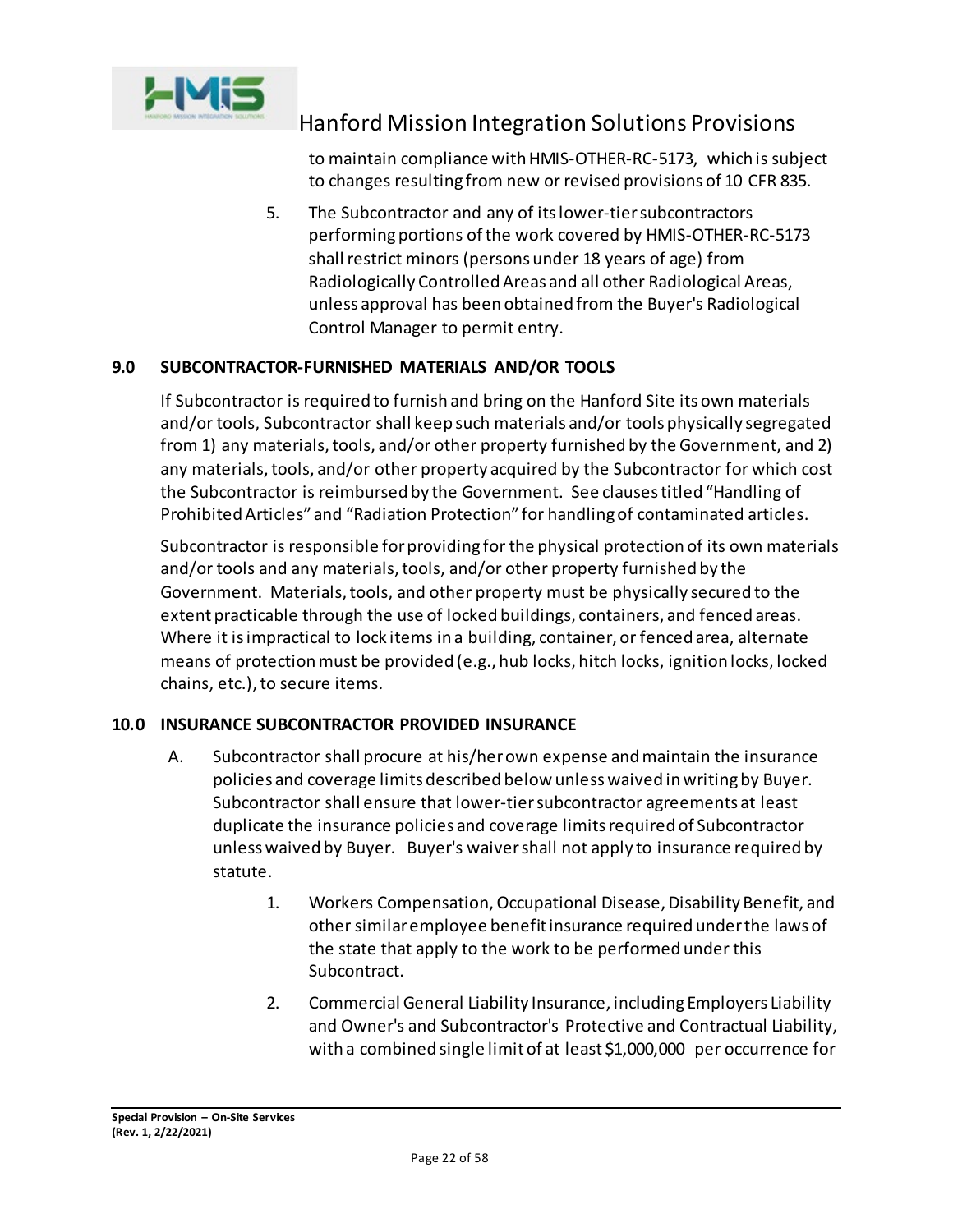to maintain compliance with HMIS-OTHER-RC-5173, which is subject to changes resulting from new or revised provisions of 10 CFR 835.

5. The Subcontractor and any of its lower-tier subcontractors performing portions of the work covered by HMIS-OTHER-RC-5173 shall restrict minors (persons under 18 years of age) from Radiologically Controlled Areas and all other Radiological Areas, unless approval has been obtained from the Buyer's Radiological Control Manager to permit entry.

## 9.0 SUBCONTRACTOR-FURNISHED MATERIALS AND/OR TOOLS

If Subcontractor is required to furnish and bring on the Hanford Site its own materials and/or tools, Subcontractor shall keep such materials and/or tools physically segregated from 1) any materials, tools, and/or other property furnished by the Government, and 2) any materials, tools, and/or other property acquired by the Subcontractor for which cost the Subcontractor is reimbursed by the Government. See clauses titled "Handling of Prohibited Articles" and "Radiation Protection" for handling of contaminated articles.

Subcontractor is responsible for providing for the physical protection of its own materials and/or tools and any materials, tools, and/or other property furnished by the Government. Materials, tools, and other property must be physically secured to the extent practicable through the use of locked buildings, containers, and fenced areas. Where it is impractical to lock items in a building, container, or fenced area, alternate means of protection must be provided (e.g., hub locks, hitch locks, ignition locks, locked chains, etc.), to secure items.

## 10.0 INSURANCE SUBCONTRACTOR PROVIDED INSURANCE

A. Subcontractor shall procure at his/her own expense and maintain the insurance policies and coverage limits described below unless waived in writing by Buyer. Subcontractor shall ensure that lower-tier subcontractor agreements at least duplicate the insurance policies and coverage limits required of Subcontractor unless waived by Buyer. Buyer's waiver shall not apply to insurance required by statute.

   1. Workers Compensation, Occupational Disease, Disability Benefit, and other similar employee benefit insurance required under the laws of the state that apply to the work to be performed under this Subcontract.

   2. Commercial General Liability Insurance, including Employers Liability and Owner's and Subcontractor's Protective and Contractual Liability, with a combined single limit of at least $1,000,000 per occurrence for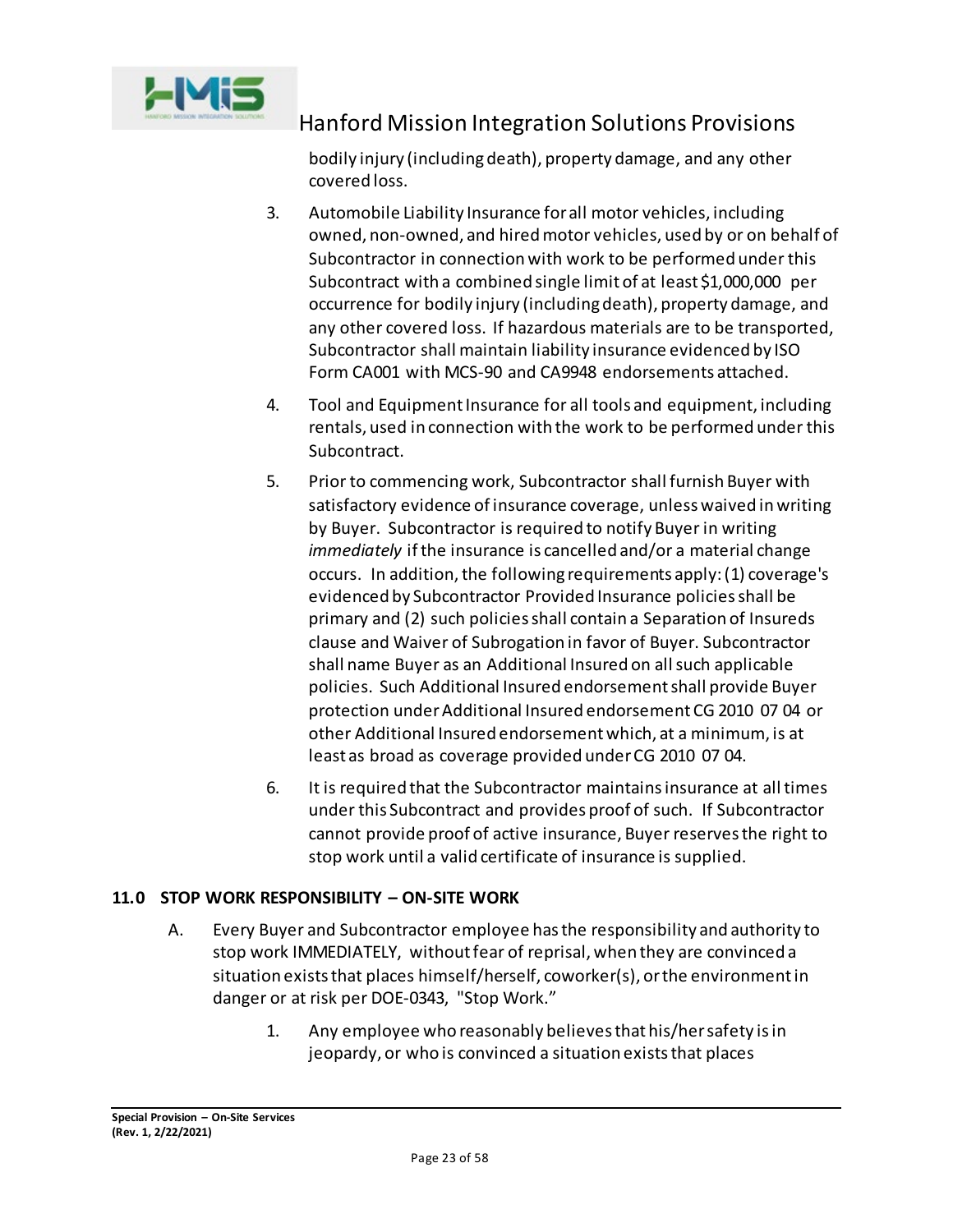bodily injury (including death), property damage, and any other covered loss.

3. Automobile Liability Insurance for all motor vehicles, including owned, non-owned, and hired motor vehicles, used by or on behalf of Subcontractor in connection with work to be performed under this Subcontract with a combined single limit of at least $1,000,000 per occurrence for bodily injury (including death), property damage, and any other covered loss. If hazardous materials are to be transported, Subcontractor shall maintain liability insurance evidenced by ISO Form CA001 with MCS-90 and CA9948 endorsements attached.

4. Tool and Equipment Insurance for all tools and equipment, including rentals, used in connection with the work to be performed under this Subcontract.

5. Prior to commencing work, Subcontractor shall furnish Buyer with satisfactory evidence of insurance coverage, unless waived in writing by Buyer. Subcontractor is required to notify Buyer in writing *immediately* if the insurance is cancelled and/or a material change occurs. In addition, the following requirements apply: (1) coverage's evidenced by Subcontractor Provided Insurance policies shall be primary and (2) such policies shall contain a Separation of Insureds clause and Waiver of Subrogation in favor of Buyer. Subcontractor shall name Buyer as an Additional Insured on all such applicable policies. Such Additional Insured endorsement shall provide Buyer protection under Additional Insured endorsement CG 2010 07 04 or other Additional Insured endorsement which, at a minimum, is at least as broad as coverage provided under CG 2010 07 04.

6. It is required that the Subcontractor maintains insurance at all times under this Subcontract and provides proof of such. If Subcontractor cannot provide proof of active insurance, Buyer reserves the right to stop work until a valid certificate of insurance is supplied.

## 11.0 STOP WORK RESPONSIBILITY – ON-SITE WORK

A. Every Buyer and Subcontractor employee has the responsibility and authority to stop work IMMEDIATELY, without fear of reprisal, when they are convinced a situation exists that places himself/herself, coworker(s), or the environment in danger or at risk per DOE-0343, "Stop Work."

   1. Any employee who reasonably believes that his/her safety is in jeopardy, or who is convinced a situation exists that places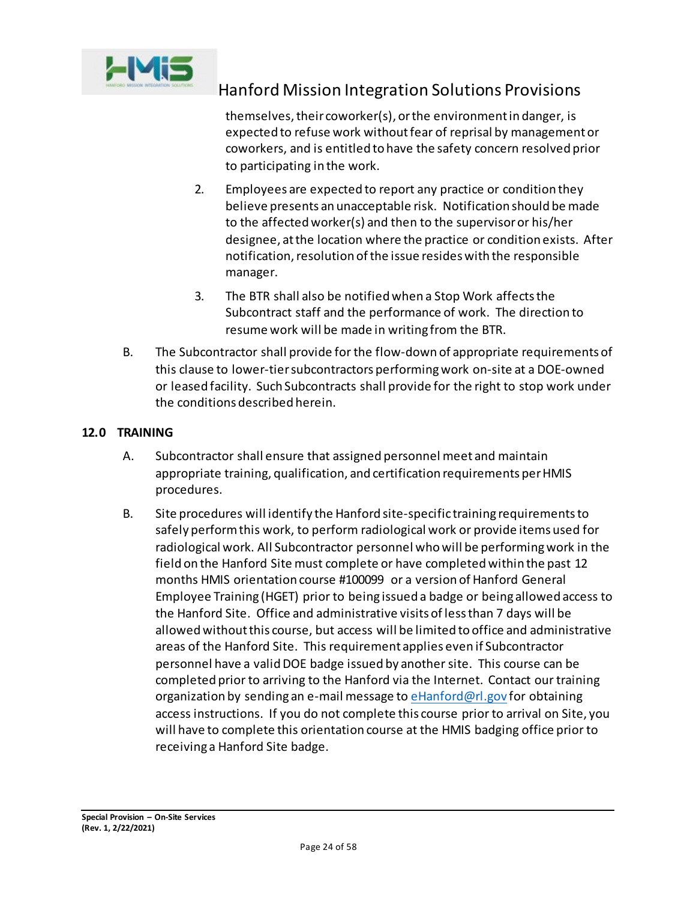themselves, their coworker(s), or the environment in danger, is expected to refuse work without fear of reprisal by management or coworkers, and is entitled to have the safety concern resolved prior to participating in the work.

2. Employees are expected to report any practice or condition they believe presents an unacceptable risk. Notification should be made to the affected worker(s) and then to the supervisor or his/her designee, at the location where the practice or condition exists. After notification, resolution of the issue resides with the responsible manager.

3. The BTR shall also be notified when a Stop Work affects the Subcontract staff and the performance of work. The direction to resume work will be made in writing from the BTR.

B. The Subcontractor shall provide for the flow-down of appropriate requirements of this clause to lower-tier subcontractors performing work on-site at a DOE-owned or leased facility. Such Subcontracts shall provide for the right to stop work under the conditions described herein.

## 12.0 TRAINING

A. Subcontractor shall ensure that assigned personnel meet and maintain appropriate training, qualification, and certification requirements per HMIS procedures.

B. Site procedures will identify the Hanford site-specific training requirements to safely perform this work, to perform radiological work or provide items used for radiological work. All Subcontractor personnel who will be performing work in the field on the Hanford Site must complete or have completed within the past 12 months HMIS orientation course #100099 or a version of Hanford General Employee Training (HGET) prior to being issued a badge or being allowed access to the Hanford Site. Office and administrative visits of less than 7 days will be allowed without this course, but access will be limited to office and administrative areas of the Hanford Site. This requirement applies even if Subcontractor personnel have a valid DOE badge issued by another site. This course can be completed prior to arriving to the Hanford via the Internet. Contact our training organization by sending an e-mail message to eHanford@rl.gov for obtaining access instructions. If you do not complete this course prior to arrival on Site, you will have to complete this orientation course at the HMIS badging office prior to receiving a Hanford Site badge.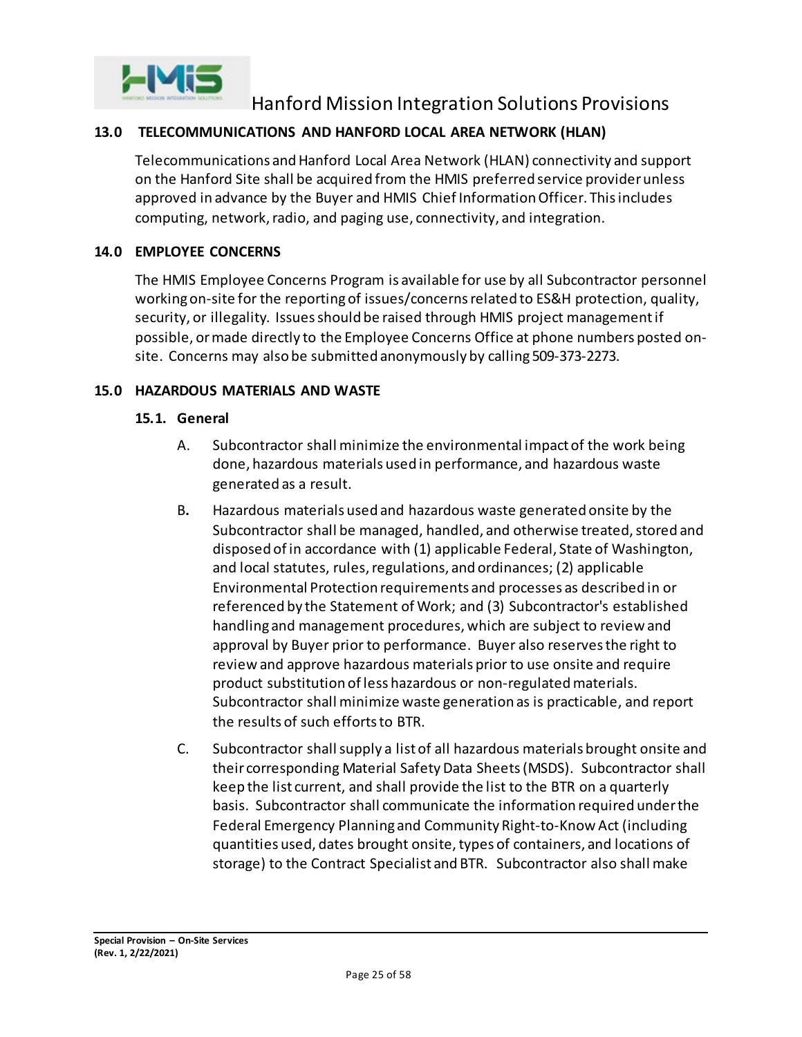## 13.0 TELECOMMUNICATIONS AND HANFORD LOCAL AREA NETWORK (HLAN)

Telecommunications and Hanford Local Area Network (HLAN) connectivity and support on the Hanford Site shall be acquired from the HMIS preferred service provider unless approved in advance by the Buyer and HMIS Chief Information Officer. This includes computing, network, radio, and paging use, connectivity, and integration.

## 14.0 EMPLOYEE CONCERNS

The HMIS Employee Concerns Program is available for use by all Subcontractor personnel working on-site for the reporting of issues/concerns related to ES&H protection, quality, security, or illegality. Issues should be raised through HMIS project management if possible, or made directly to the Employee Concerns Office at phone numbers posted on-site. Concerns may also be submitted anonymously by calling 509-373-2273.

## 15.0 HAZARDOUS MATERIALS AND WASTE

### 15.1. General

A. Subcontractor shall minimize the environmental impact of the work being done, hazardous materials used in performance, and hazardous waste generated as a result.

B. Hazardous materials used and hazardous waste generated onsite by the Subcontractor shall be managed, handled, and otherwise treated, stored and disposed of in accordance with (1) applicable Federal, State of Washington, and local statutes, rules, regulations, and ordinances; (2) applicable Environmental Protection requirements and processes as described in or referenced by the Statement of Work; and (3) Subcontractor's established handling and management procedures, which are subject to review and approval by Buyer prior to performance. Buyer also reserves the right to review and approve hazardous materials prior to use onsite and require product substitution of less hazardous or non-regulated materials. Subcontractor shall minimize waste generation as is practicable, and report the results of such efforts to BTR.

C. Subcontractor shall supply a list of all hazardous materials brought onsite and their corresponding Material Safety Data Sheets (MSDS). Subcontractor shall keep the list current, and shall provide the list to the BTR on a quarterly basis. Subcontractor shall communicate the information required under the Federal Emergency Planning and Community Right-to-Know Act (including quantities used, dates brought onsite, types of containers, and locations of storage) to the Contract Specialist and BTR. Subcontractor also shall make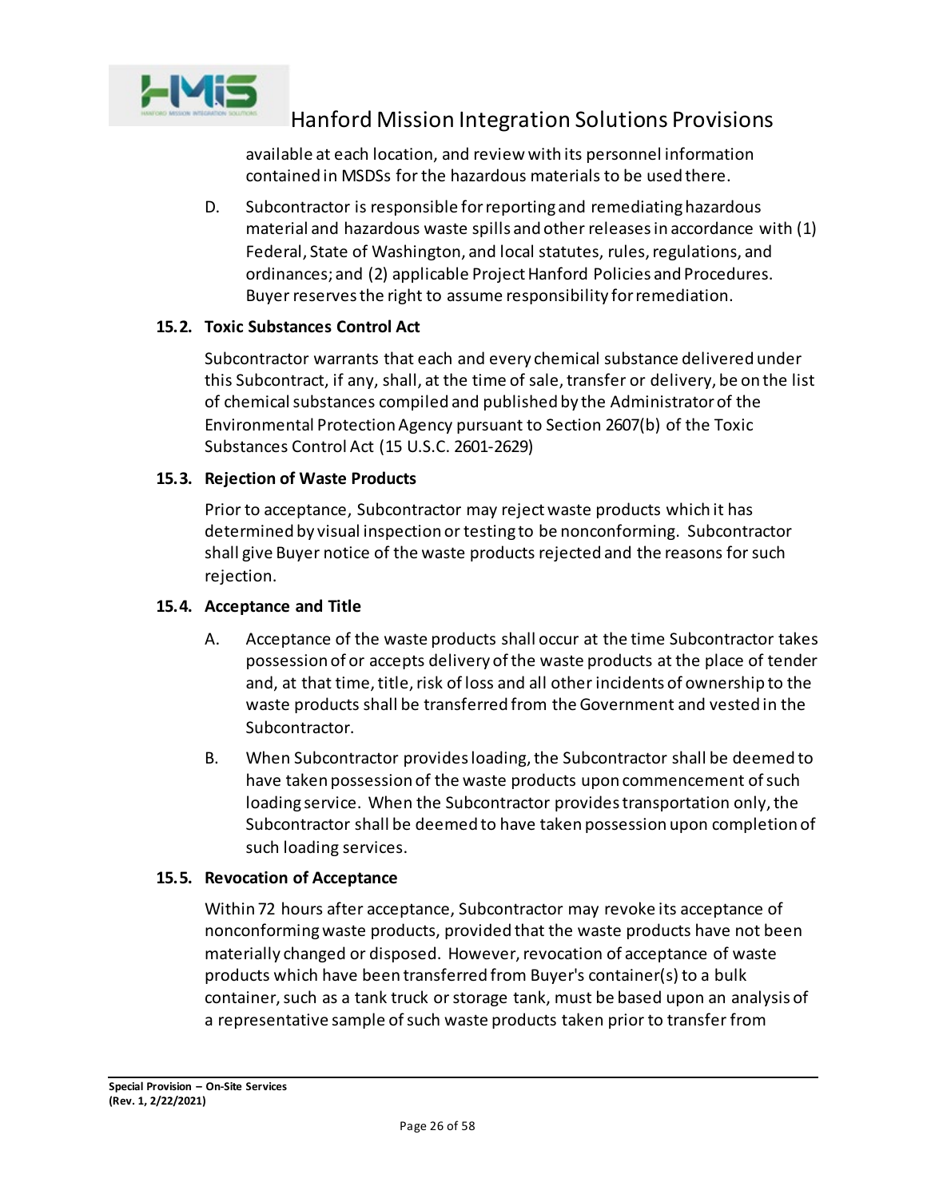available at each location, and review with its personnel information contained in MSDSs for the hazardous materials to be used there.

D. Subcontractor is responsible for reporting and remediating hazardous material and hazardous waste spills and other releases in accordance with (1) Federal, State of Washington, and local statutes, rules, regulations, and ordinances; and (2) applicable Project Hanford Policies and Procedures. Buyer reserves the right to assume responsibility for remediation.

### 15.2. Toxic Substances Control Act

Subcontractor warrants that each and every chemical substance delivered under this Subcontract, if any, shall, at the time of sale, transfer or delivery, be on the list of chemical substances compiled and published by the Administrator of the Environmental Protection Agency pursuant to Section 2607(b) of the Toxic Substances Control Act (15 U.S.C. 2601-2629)

### 15.3. Rejection of Waste Products

Prior to acceptance, Subcontractor may reject waste products which it has determined by visual inspection or testing to be nonconforming. Subcontractor shall give Buyer notice of the waste products rejected and the reasons for such rejection.

### 15.4. Acceptance and Title

A. Acceptance of the waste products shall occur at the time Subcontractor takes possession of or accepts delivery of the waste products at the place of tender and, at that time, title, risk of loss and all other incidents of ownership to the waste products shall be transferred from the Government and vested in the Subcontractor.

B. When Subcontractor provides loading, the Subcontractor shall be deemed to have taken possession of the waste products upon commencement of such loading service. When the Subcontractor provides transportation only, the Subcontractor shall be deemed to have taken possession upon completion of such loading services.

### 15.5. Revocation of Acceptance

Within 72 hours after acceptance, Subcontractor may revoke its acceptance of nonconforming waste products, provided that the waste products have not been materially changed or disposed. However, revocation of acceptance of waste products which have been transferred from Buyer's container(s) to a bulk container, such as a tank truck or storage tank, must be based upon an analysis of a representative sample of such waste products taken prior to transfer from

**Special Provision – On-Site Services**
**(Rev. 1, 2/22/2021)**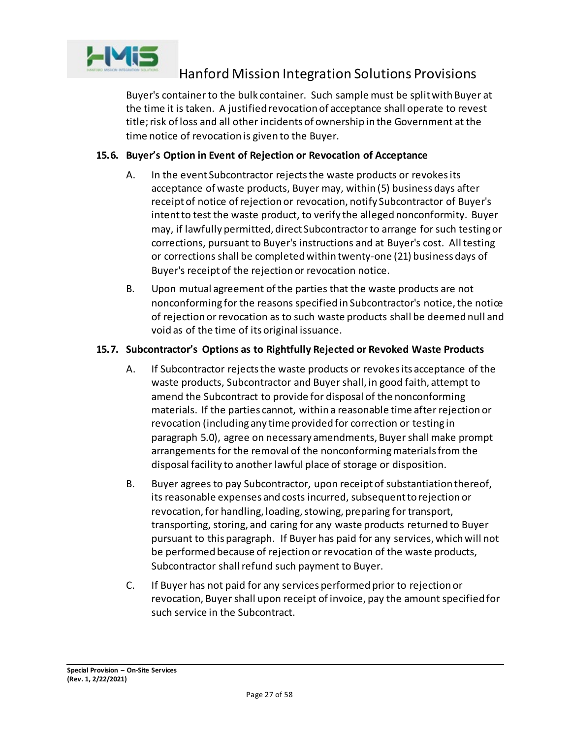Buyer's container to the bulk container. Such sample must be split with Buyer at the time it is taken. A justified revocation of acceptance shall operate to revest title; risk of loss and all other incidents of ownership in the Government at the time notice of revocation is given to the Buyer.

### 15.6. Buyer's Option in Event of Rejection or Revocation of Acceptance

A. In the event Subcontractor rejects the waste products or revokes its acceptance of waste products, Buyer may, within (5) business days after receipt of notice of rejection or revocation, notify Subcontractor of Buyer's intent to test the waste product, to verify the alleged nonconformity. Buyer may, if lawfully permitted, direct Subcontractor to arrange for such testing or corrections, pursuant to Buyer's instructions and at Buyer's cost. All testing or corrections shall be completed within twenty-one (21) business days of Buyer's receipt of the rejection or revocation notice.

B. Upon mutual agreement of the parties that the waste products are not nonconforming for the reasons specified in Subcontractor's notice, the notice of rejection or revocation as to such waste products shall be deemed null and void as of the time of its original issuance.

### 15.7. Subcontractor's Options as to Rightfully Rejected or Revoked Waste Products

A. If Subcontractor rejects the waste products or revokes its acceptance of the waste products, Subcontractor and Buyer shall, in good faith, attempt to amend the Subcontract to provide for disposal of the nonconforming materials. If the parties cannot, within a reasonable time after rejection or revocation (including any time provided for correction or testing in paragraph 5.0), agree on necessary amendments, Buyer shall make prompt arrangements for the removal of the nonconforming materials from the disposal facility to another lawful place of storage or disposition.

B. Buyer agrees to pay Subcontractor, upon receipt of substantiation thereof, its reasonable expenses and costs incurred, subsequent to rejection or revocation, for handling, loading, stowing, preparing for transport, transporting, storing, and caring for any waste products returned to Buyer pursuant to this paragraph. If Buyer has paid for any services, which will not be performed because of rejection or revocation of the waste products, Subcontractor shall refund such payment to Buyer.

C. If Buyer has not paid for any services performed prior to rejection or revocation, Buyer shall upon receipt of invoice, pay the amount specified for such service in the Subcontract.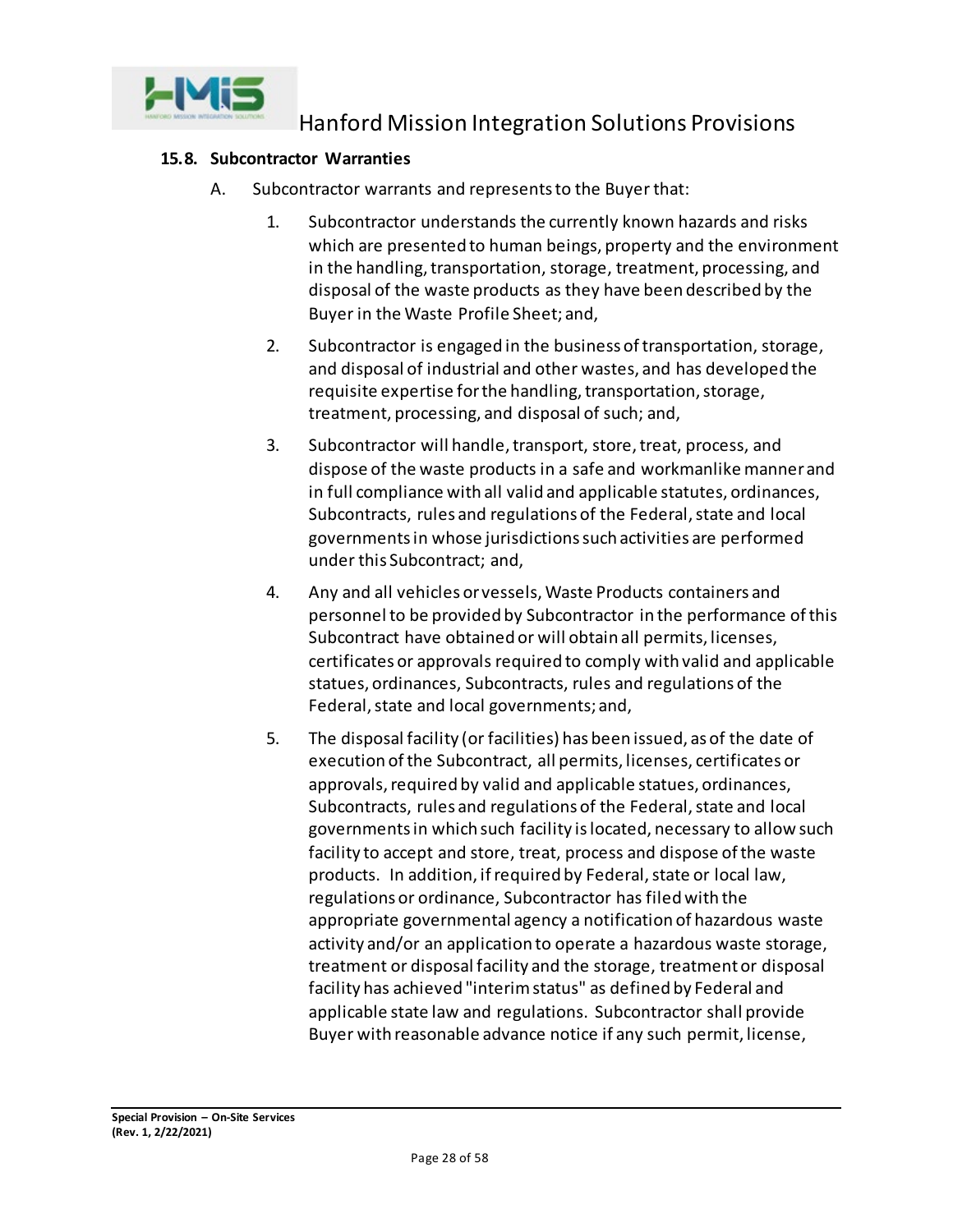### 15.8. Subcontractor Warranties

A. Subcontractor warrants and represents to the Buyer that:

1. Subcontractor understands the currently known hazards and risks which are presented to human beings, property and the environment in the handling, transportation, storage, treatment, processing, and disposal of the waste products as they have been described by the Buyer in the Waste Profile Sheet; and,

2. Subcontractor is engaged in the business of transportation, storage, and disposal of industrial and other wastes, and has developed the requisite expertise for the handling, transportation, storage, treatment, processing, and disposal of such; and,

3. Subcontractor will handle, transport, store, treat, process, and dispose of the waste products in a safe and workmanlike manner and in full compliance with all valid and applicable statutes, ordinances, Subcontracts, rules and regulations of the Federal, state and local governments in whose jurisdictions such activities are performed under this Subcontract; and,

4. Any and all vehicles or vessels, Waste Products containers and personnel to be provided by Subcontractor in the performance of this Subcontract have obtained or will obtain all permits, licenses, certificates or approvals required to comply with valid and applicable statues, ordinances, Subcontracts, rules and regulations of the Federal, state and local governments; and,

5. The disposal facility (or facilities) has been issued, as of the date of execution of the Subcontract, all permits, licenses, certificates or approvals, required by valid and applicable statues, ordinances, Subcontracts, rules and regulations of the Federal, state and local governments in which such facility is located, necessary to allow such facility to accept and store, treat, process and dispose of the waste products. In addition, if required by Federal, state or local law, regulations or ordinance, Subcontractor has filed with the appropriate governmental agency a notification of hazardous waste activity and/or an application to operate a hazardous waste storage, treatment or disposal facility and the storage, treatment or disposal facility has achieved "interim status" as defined by Federal and applicable state law and regulations. Subcontractor shall provide Buyer with reasonable advance notice if any such permit, license,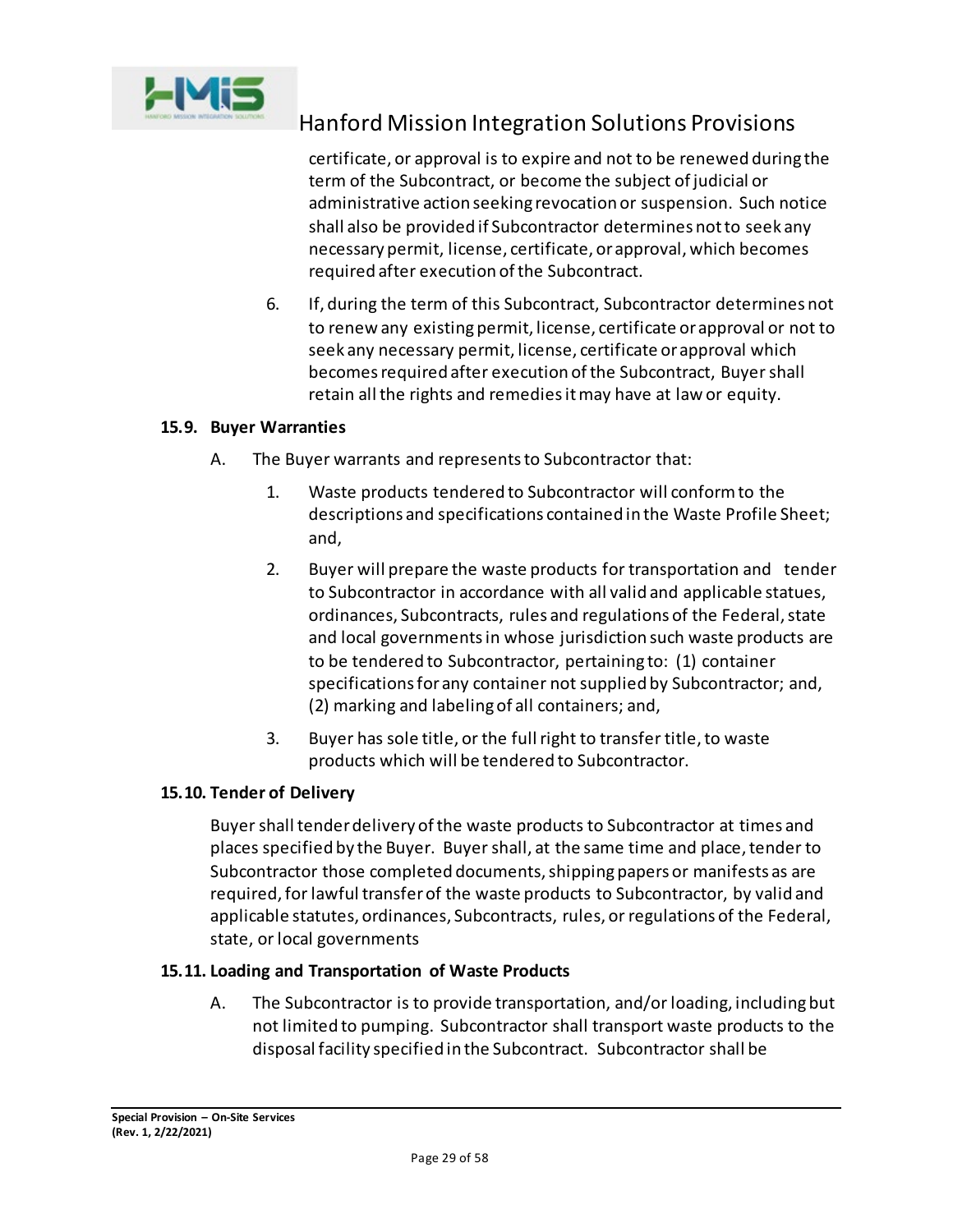certificate, or approval is to expire and not to be renewed during the term of the Subcontract, or become the subject of judicial or administrative action seeking revocation or suspension. Such notice shall also be provided if Subcontractor determines not to seek any necessary permit, license, certificate, or approval, which becomes required after execution of the Subcontract.

6. If, during the term of this Subcontract, Subcontractor determines not to renew any existing permit, license, certificate or approval or not to seek any necessary permit, license, certificate or approval which becomes required after execution of the Subcontract, Buyer shall retain all the rights and remedies it may have at law or equity.

### 15.9. Buyer Warranties

A. The Buyer warrants and represents to Subcontractor that:

1. Waste products tendered to Subcontractor will conform to the descriptions and specifications contained in the Waste Profile Sheet; and,
2. Buyer will prepare the waste products for transportation and tender to Subcontractor in accordance with all valid and applicable statues, ordinances, Subcontracts, rules and regulations of the Federal, state and local governments in whose jurisdiction such waste products are to be tendered to Subcontractor, pertaining to: (1) container specifications for any container not supplied by Subcontractor; and, (2) marking and labeling of all containers; and,
3. Buyer has sole title, or the full right to transfer title, to waste products which will be tendered to Subcontractor.

### 15.10. Tender of Delivery

Buyer shall tender delivery of the waste products to Subcontractor at times and places specified by the Buyer. Buyer shall, at the same time and place, tender to Subcontractor those completed documents, shipping papers or manifests as are required, for lawful transfer of the waste products to Subcontractor, by valid and applicable statutes, ordinances, Subcontracts, rules, or regulations of the Federal, state, or local governments

### 15.11. Loading and Transportation of Waste Products

A. The Subcontractor is to provide transportation, and/or loading, including but not limited to pumping. Subcontractor shall transport waste products to the disposal facility specified in the Subcontract. Subcontractor shall be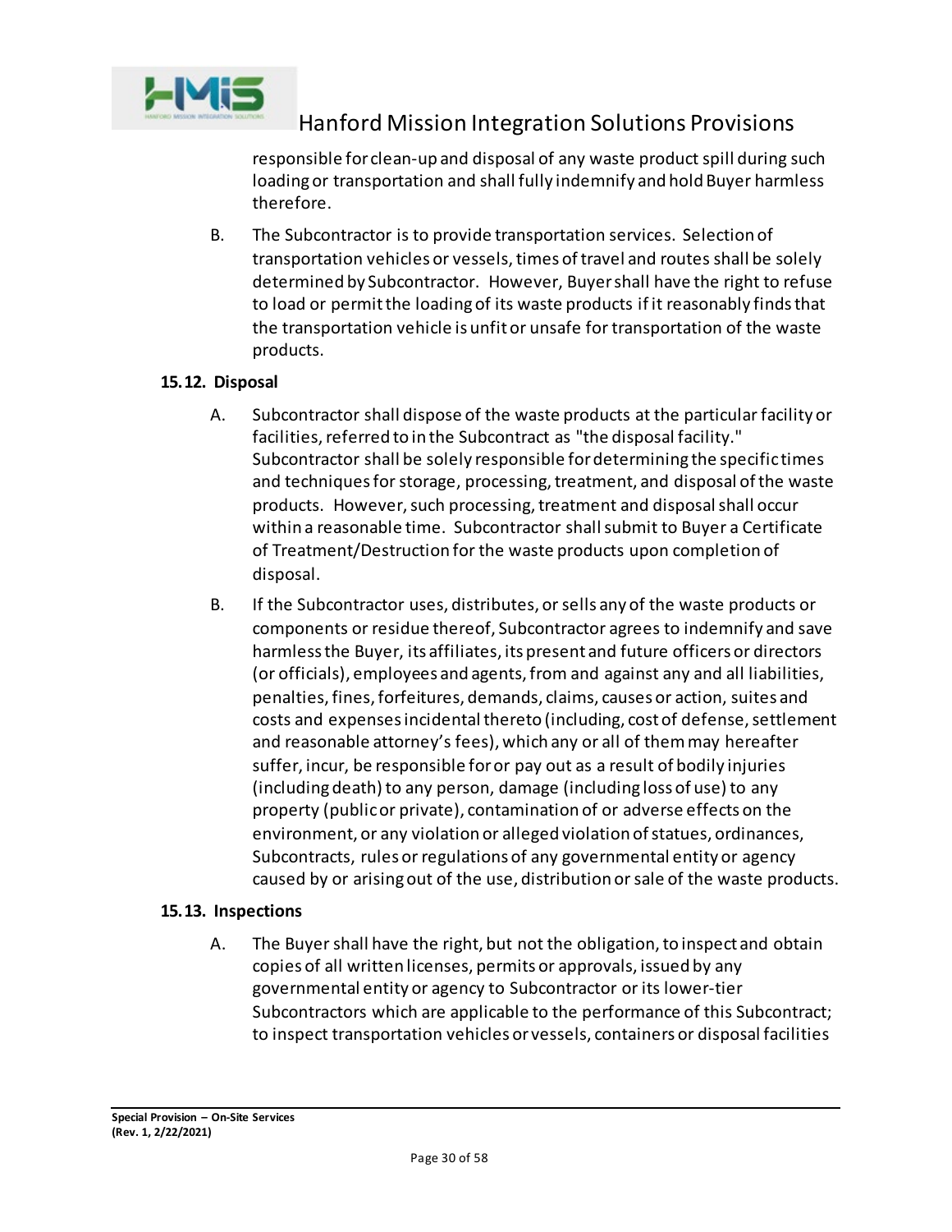responsible for clean-up and disposal of any waste product spill during such loading or transportation and shall fully indemnify and hold Buyer harmless therefore.

B. The Subcontractor is to provide transportation services. Selection of transportation vehicles or vessels, times of travel and routes shall be solely determined by Subcontractor. However, Buyer shall have the right to refuse to load or permit the loading of its waste products if it reasonably finds that the transportation vehicle is unfit or unsafe for transportation of the waste products.

### 15.12. Disposal

A. Subcontractor shall dispose of the waste products at the particular facility or facilities, referred to in the Subcontract as "the disposal facility." Subcontractor shall be solely responsible for determining the specific times and techniques for storage, processing, treatment, and disposal of the waste products. However, such processing, treatment and disposal shall occur within a reasonable time. Subcontractor shall submit to Buyer a Certificate of Treatment/Destruction for the waste products upon completion of disposal.

B. If the Subcontractor uses, distributes, or sells any of the waste products or components or residue thereof, Subcontractor agrees to indemnify and save harmless the Buyer, its affiliates, its present and future officers or directors (or officials), employees and agents, from and against any and all liabilities, penalties, fines, forfeitures, demands, claims, causes or action, suites and costs and expenses incidental thereto (including, cost of defense, settlement and reasonable attorney's fees), which any or all of them may hereafter suffer, incur, be responsible for or pay out as a result of bodily injuries (including death) to any person, damage (including loss of use) to any property (public or private), contamination of or adverse effects on the environment, or any violation or alleged violation of statues, ordinances, Subcontracts, rules or regulations of any governmental entity or agency caused by or arising out of the use, distribution or sale of the waste products.

### 15.13. Inspections

A. The Buyer shall have the right, but not the obligation, to inspect and obtain copies of all written licenses, permits or approvals, issued by any governmental entity or agency to Subcontractor or its lower-tier Subcontractors which are applicable to the performance of this Subcontract; to inspect transportation vehicles or vessels, containers or disposal facilities

**Special Provision – On-Site Services**
**(Rev. 1, 2/22/2021)**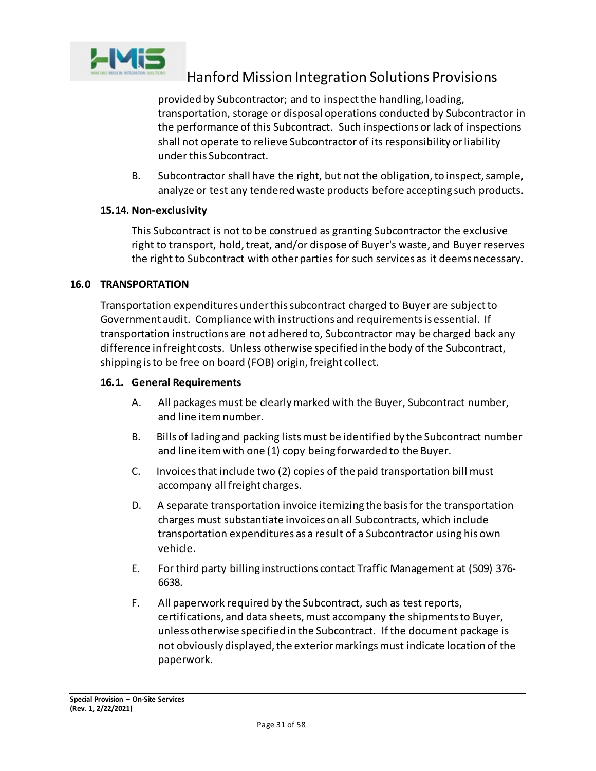provided by Subcontractor; and to inspect the handling, loading, transportation, storage or disposal operations conducted by Subcontractor in the performance of this Subcontract. Such inspections or lack of inspections shall not operate to relieve Subcontractor of its responsibility or liability under this Subcontract.

B. Subcontractor shall have the right, but not the obligation, to inspect, sample, analyze or test any tendered waste products before accepting such products.

### 15.14. Non-exclusivity

This Subcontract is not to be construed as granting Subcontractor the exclusive right to transport, hold, treat, and/or dispose of Buyer's waste, and Buyer reserves the right to Subcontract with other parties for such services as it deems necessary.

## 16.0 TRANSPORTATION

Transportation expenditures under this subcontract charged to Buyer are subject to Government audit. Compliance with instructions and requirements is essential. If transportation instructions are not adhered to, Subcontractor may be charged back any difference in freight costs. Unless otherwise specified in the body of the Subcontract, shipping is to be free on board (FOB) origin, freight collect.

### 16.1. General Requirements

A. All packages must be clearly marked with the Buyer, Subcontract number, and line item number.

B. Bills of lading and packing lists must be identified by the Subcontract number and line item with one (1) copy being forwarded to the Buyer.

C. Invoices that include two (2) copies of the paid transportation bill must accompany all freight charges.

D. A separate transportation invoice itemizing the basis for the transportation charges must substantiate invoices on all Subcontracts, which include transportation expenditures as a result of a Subcontractor using his own vehicle.

E. For third party billing instructions contact Traffic Management at (509) 376-6638.

F. All paperwork required by the Subcontract, such as test reports, certifications, and data sheets, must accompany the shipments to Buyer, unless otherwise specified in the Subcontract. If the document package is not obviously displayed, the exterior markings must indicate location of the paperwork.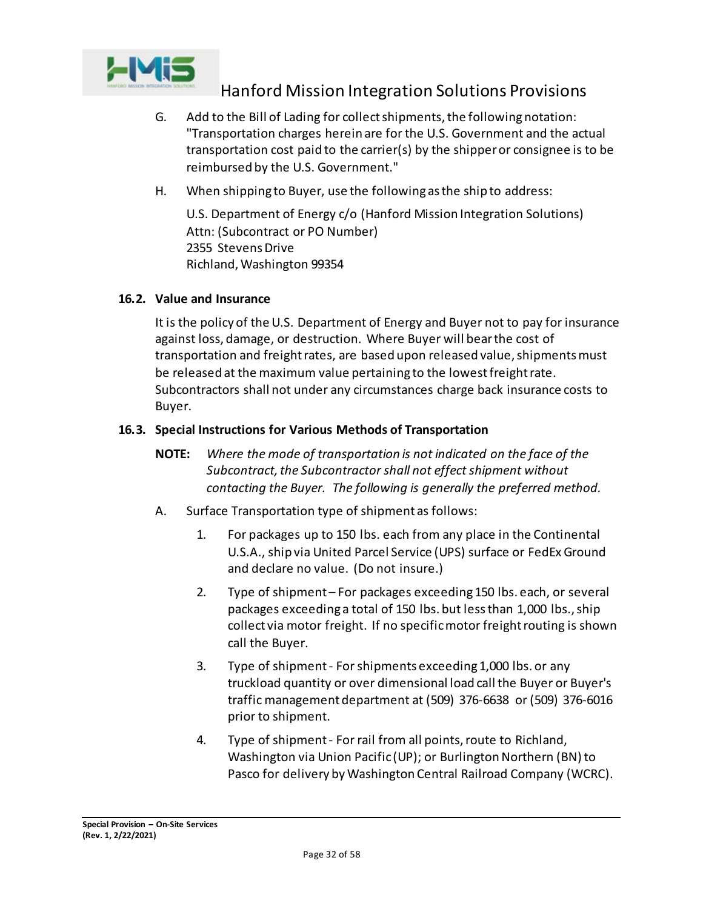G. Add to the Bill of Lading for collect shipments, the following notation: "Transportation charges herein are for the U.S. Government and the actual transportation cost paid to the carrier(s) by the shipper or consignee is to be reimbursed by the U.S. Government."

H. When shipping to Buyer, use the following as the ship to address:

U.S. Department of Energy c/o (Hanford Mission Integration Solutions)
Attn: (Subcontract or PO Number)
2355 Stevens Drive
Richland, Washington 99354

### 16.2. Value and Insurance

It is the policy of the U.S. Department of Energy and Buyer not to pay for insurance against loss, damage, or destruction. Where Buyer will bear the cost of transportation and freight rates, are based upon released value, shipments must be released at the maximum value pertaining to the lowest freight rate. Subcontractors shall not under any circumstances charge back insurance costs to Buyer.

### 16.3. Special Instructions for Various Methods of Transportation

**NOTE:** *Where the mode of transportation is not indicated on the face of the Subcontract, the Subcontractor shall not effect shipment without contacting the Buyer. The following is generally the preferred method.*

A. Surface Transportation type of shipment as follows:

1. For packages up to 150 lbs. each from any place in the Continental U.S.A., ship via United Parcel Service (UPS) surface or FedEx Ground and declare no value. (Do not insure.)

2. Type of shipment – For packages exceeding 150 lbs. each, or several packages exceeding a total of 150 lbs. but less than 1,000 lbs., ship collect via motor freight. If no specific motor freight routing is shown call the Buyer.

3. Type of shipment - For shipments exceeding 1,000 lbs. or any truckload quantity or over dimensional load call the Buyer or Buyer's traffic management department at (509) 376-6638 or (509) 376-6016 prior to shipment.

4. Type of shipment - For rail from all points, route to Richland, Washington via Union Pacific (UP); or Burlington Northern (BN) to Pasco for delivery by Washington Central Railroad Company (WCRC).

**Special Provision – On-Site Services**
**(Rev. 1, 2/22/2021)**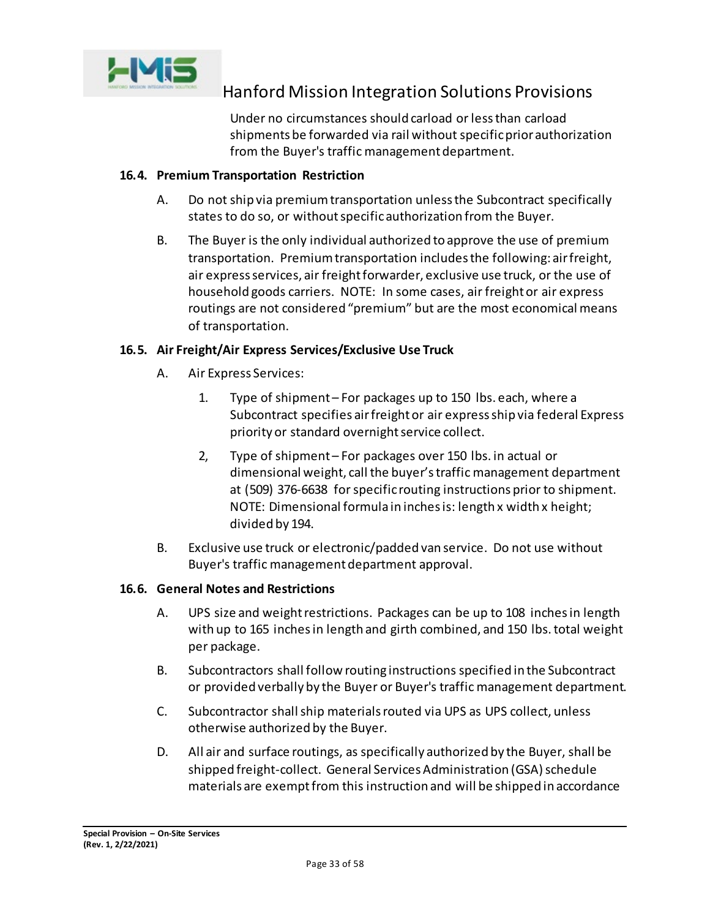Under no circumstances should carload or less than carload shipments be forwarded via rail without specific prior authorization from the Buyer's traffic management department.

### 16.4. Premium Transportation Restriction

A. Do not ship via premium transportation unless the Subcontract specifically states to do so, or without specific authorization from the Buyer.

B. The Buyer is the only individual authorized to approve the use of premium transportation. Premium transportation includes the following: air freight, air express services, air freight forwarder, exclusive use truck, or the use of household goods carriers. NOTE: In some cases, air freight or air express routings are not considered "premium" but are the most economical means of transportation.

### 16.5. Air Freight/Air Express Services/Exclusive Use Truck

A. Air Express Services:

1. Type of shipment – For packages up to 150 lbs. each, where a Subcontract specifies air freight or air express ship via federal Express priority or standard overnight service collect.

2, Type of shipment – For packages over 150 lbs. in actual or dimensional weight, call the buyer's traffic management department at (509) 376-6638 for specific routing instructions prior to shipment. NOTE: Dimensional formula in inches is: length x width x height; divided by 194.

B. Exclusive use truck or electronic/padded van service. Do not use without Buyer's traffic management department approval.

### 16.6. General Notes and Restrictions

A. UPS size and weight restrictions. Packages can be up to 108 inches in length with up to 165 inches in length and girth combined, and 150 lbs. total weight per package.

B. Subcontractors shall follow routing instructions specified in the Subcontract or provided verbally by the Buyer or Buyer's traffic management department.

C. Subcontractor shall ship materials routed via UPS as UPS collect, unless otherwise authorized by the Buyer.

D. All air and surface routings, as specifically authorized by the Buyer, shall be shipped freight-collect. General Services Administration (GSA) schedule materials are exempt from this instruction and will be shipped in accordance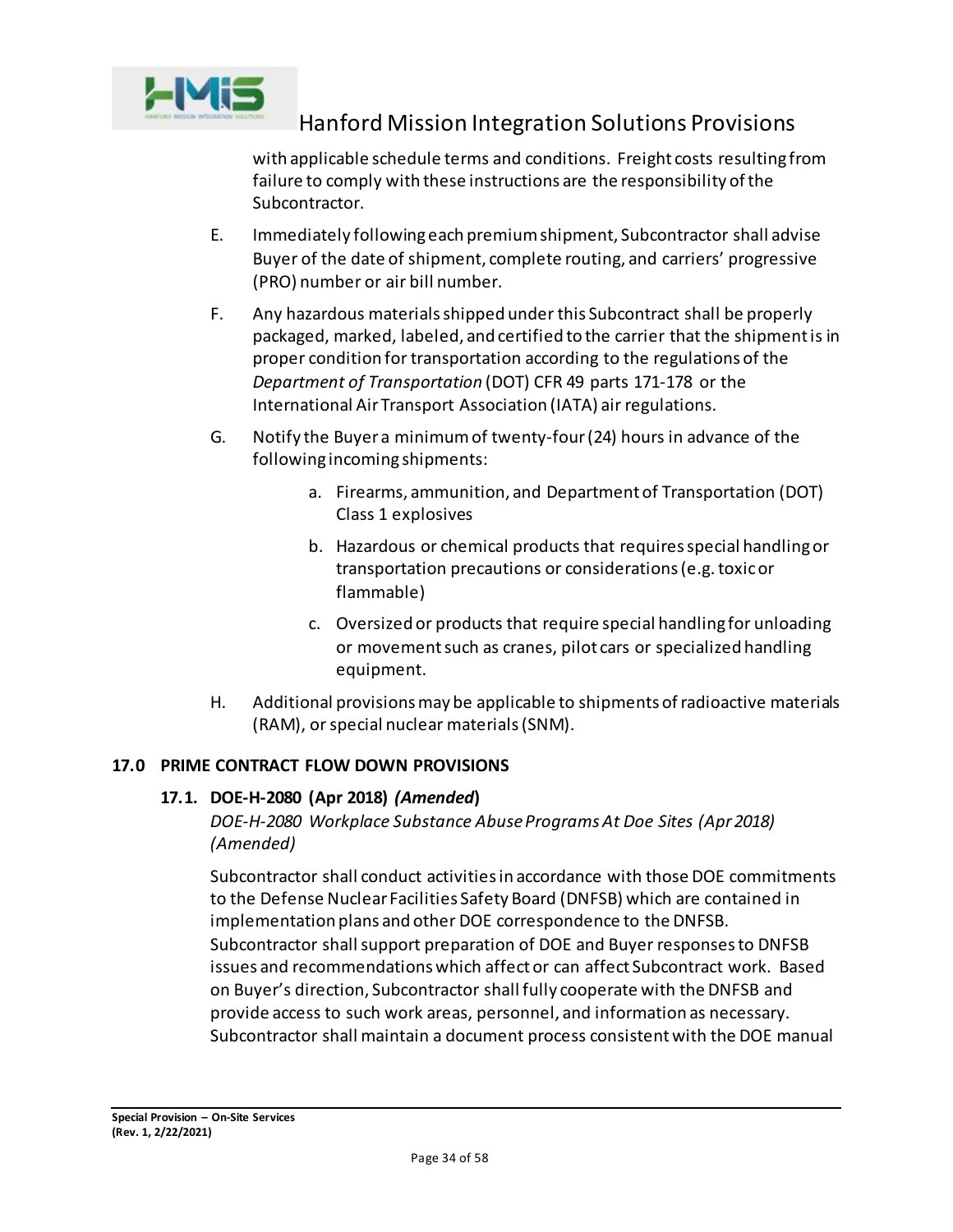with applicable schedule terms and conditions. Freight costs resulting from failure to comply with these instructions are the responsibility of the Subcontractor.

E. Immediately following each premium shipment, Subcontractor shall advise Buyer of the date of shipment, complete routing, and carriers' progressive (PRO) number or air bill number.

F. Any hazardous materials shipped under this Subcontract shall be properly packaged, marked, labeled, and certified to the carrier that the shipment is in proper condition for transportation according to the regulations of the *Department of Transportation* (DOT) CFR 49 parts 171-178 or the International Air Transport Association (IATA) air regulations.

G. Notify the Buyer a minimum of twenty-four (24) hours in advance of the following incoming shipments:

   a. Firearms, ammunition, and Department of Transportation (DOT) Class 1 explosives

   b. Hazardous or chemical products that requires special handling or transportation precautions or considerations (e.g. toxic or flammable)

   c. Oversized or products that require special handling for unloading or movement such as cranes, pilot cars or specialized handling equipment.

H. Additional provisions may be applicable to shipments of radioactive materials (RAM), or special nuclear materials (SNM).

## 17.0 PRIME CONTRACT FLOW DOWN PROVISIONS

### 17.1. DOE-H-2080 (Apr 2018) *(Amended)*

*DOE-H-2080 Workplace Substance Abuse Programs At Doe Sites (Apr 2018) (Amended)*

Subcontractor shall conduct activities in accordance with those DOE commitments to the Defense Nuclear Facilities Safety Board (DNFSB) which are contained in implementation plans and other DOE correspondence to the DNFSB. Subcontractor shall support preparation of DOE and Buyer responses to DNFSB issues and recommendations which affect or can affect Subcontract work. Based on Buyer's direction, Subcontractor shall fully cooperate with the DNFSB and provide access to such work areas, personnel, and information as necessary. Subcontractor shall maintain a document process consistent with the DOE manual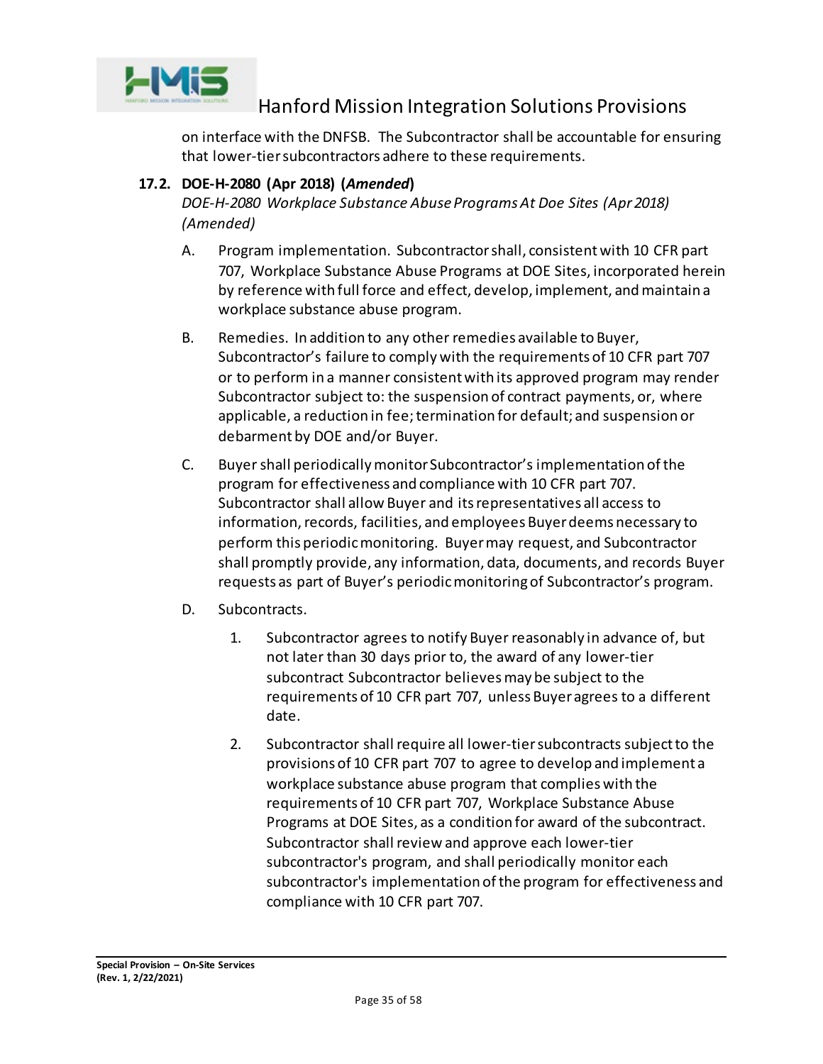on interface with the DNFSB. The Subcontractor shall be accountable for ensuring that lower-tier subcontractors adhere to these requirements.

### 17.2. DOE-H-2080 (Apr 2018) (*Amended*)

*DOE-H-2080 Workplace Substance Abuse Programs At Doe Sites (Apr 2018) (Amended)*

A. Program implementation. Subcontractor shall, consistent with 10 CFR part 707, Workplace Substance Abuse Programs at DOE Sites, incorporated herein by reference with full force and effect, develop, implement, and maintain a workplace substance abuse program.

B. Remedies. In addition to any other remedies available to Buyer, Subcontractor's failure to comply with the requirements of 10 CFR part 707 or to perform in a manner consistent with its approved program may render Subcontractor subject to: the suspension of contract payments, or, where applicable, a reduction in fee; termination for default; and suspension or debarment by DOE and/or Buyer.

C. Buyer shall periodically monitor Subcontractor's implementation of the program for effectiveness and compliance with 10 CFR part 707. Subcontractor shall allow Buyer and its representatives all access to information, records, facilities, and employees Buyer deems necessary to perform this periodic monitoring. Buyer may request, and Subcontractor shall promptly provide, any information, data, documents, and records Buyer requests as part of Buyer's periodic monitoring of Subcontractor's program.

D. Subcontracts.

1. Subcontractor agrees to notify Buyer reasonably in advance of, but not later than 30 days prior to, the award of any lower-tier subcontract Subcontractor believes may be subject to the requirements of 10 CFR part 707, unless Buyer agrees to a different date.

2. Subcontractor shall require all lower-tier subcontracts subject to the provisions of 10 CFR part 707 to agree to develop and implement a workplace substance abuse program that complies with the requirements of 10 CFR part 707, Workplace Substance Abuse Programs at DOE Sites, as a condition for award of the subcontract. Subcontractor shall review and approve each lower-tier subcontractor's program, and shall periodically monitor each subcontractor's implementation of the program for effectiveness and compliance with 10 CFR part 707.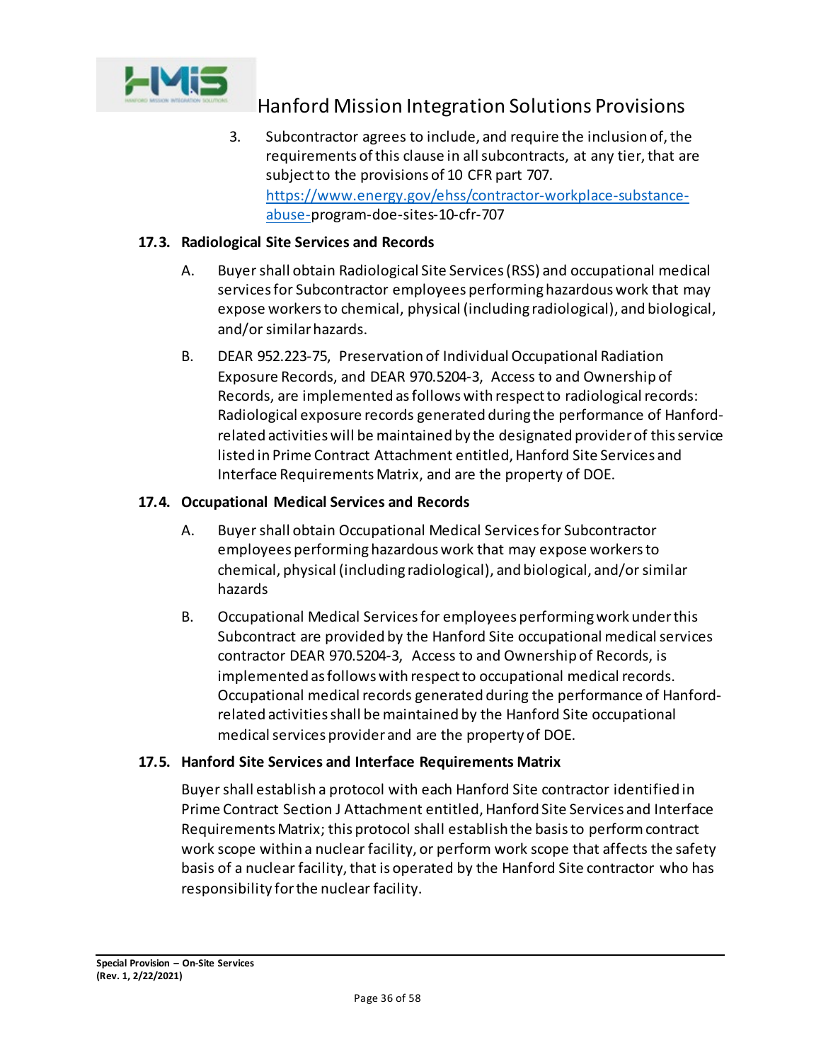3. Subcontractor agrees to include, and require the inclusion of, the requirements of this clause in all subcontracts, at any tier, that are subject to the provisions of 10 CFR part 707. https://www.energy.gov/ehss/contractor-workplace-substance-abuse-program-doe-sites-10-cfr-707

### 17.3. Radiological Site Services and Records

A. Buyer shall obtain Radiological Site Services (RSS) and occupational medical services for Subcontractor employees performing hazardous work that may expose workers to chemical, physical (including radiological), and biological, and/or similar hazards.

B. DEAR 952.223-75, Preservation of Individual Occupational Radiation Exposure Records, and DEAR 970.5204-3, Access to and Ownership of Records, are implemented as follows with respect to radiological records: Radiological exposure records generated during the performance of Hanford-related activities will be maintained by the designated provider of this service listed in Prime Contract Attachment entitled, Hanford Site Services and Interface Requirements Matrix, and are the property of DOE.

### 17.4. Occupational Medical Services and Records

A. Buyer shall obtain Occupational Medical Services for Subcontractor employees performing hazardous work that may expose workers to chemical, physical (including radiological), and biological, and/or similar hazards

B. Occupational Medical Services for employees performing work under this Subcontract are provided by the Hanford Site occupational medical services contractor DEAR 970.5204-3, Access to and Ownership of Records, is implemented as follows with respect to occupational medical records. Occupational medical records generated during the performance of Hanford-related activities shall be maintained by the Hanford Site occupational medical services provider and are the property of DOE.

### 17.5. Hanford Site Services and Interface Requirements Matrix

Buyer shall establish a protocol with each Hanford Site contractor identified in Prime Contract Section J Attachment entitled, Hanford Site Services and Interface Requirements Matrix; this protocol shall establish the basis to perform contract work scope within a nuclear facility, or perform work scope that affects the safety basis of a nuclear facility, that is operated by the Hanford Site contractor who has responsibility for the nuclear facility.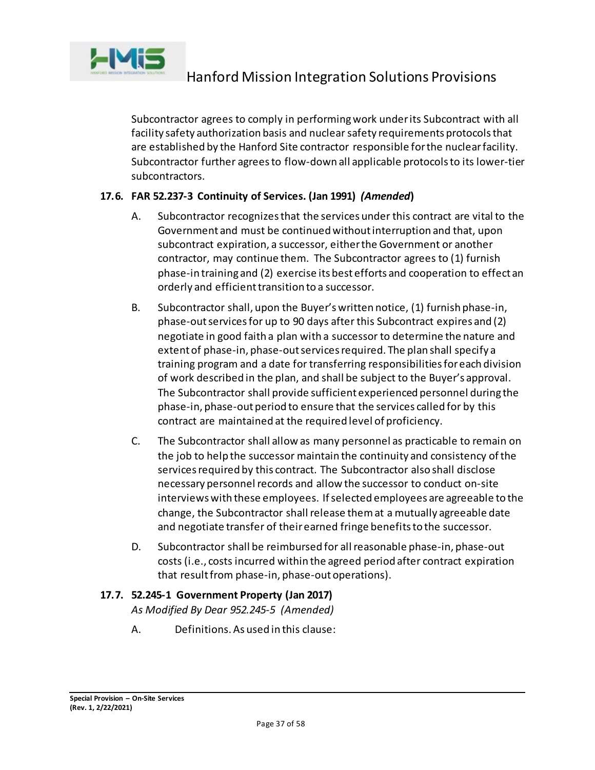Subcontractor agrees to comply in performing work under its Subcontract with all facility safety authorization basis and nuclear safety requirements protocols that are established by the Hanford Site contractor responsible for the nuclear facility. Subcontractor further agrees to flow-down all applicable protocols to its lower-tier subcontractors.

### 17.6. FAR 52.237-3 Continuity of Services. (Jan 1991) *(Amended)*

A. Subcontractor recognizes that the services under this contract are vital to the Government and must be continued without interruption and that, upon subcontract expiration, a successor, either the Government or another contractor, may continue them. The Subcontractor agrees to (1) furnish phase-in training and (2) exercise its best efforts and cooperation to effect an orderly and efficient transition to a successor.

B. Subcontractor shall, upon the Buyer's written notice, (1) furnish phase-in, phase-out services for up to 90 days after this Subcontract expires and (2) negotiate in good faith a plan with a successor to determine the nature and extent of phase-in, phase-out services required. The plan shall specify a training program and a date for transferring responsibilities for each division of work described in the plan, and shall be subject to the Buyer's approval. The Subcontractor shall provide sufficient experienced personnel during the phase-in, phase-out period to ensure that the services called for by this contract are maintained at the required level of proficiency.

C. The Subcontractor shall allow as many personnel as practicable to remain on the job to help the successor maintain the continuity and consistency of the services required by this contract. The Subcontractor also shall disclose necessary personnel records and allow the successor to conduct on-site interviews with these employees. If selected employees are agreeable to the change, the Subcontractor shall release them at a mutually agreeable date and negotiate transfer of their earned fringe benefits to the successor.

D. Subcontractor shall be reimbursed for all reasonable phase-in, phase-out costs (i.e., costs incurred within the agreed period after contract expiration that result from phase-in, phase-out operations).

### 17.7. 52.245-1 Government Property (Jan 2017)

*As Modified By Dear 952.245-5 (Amended)*

A. Definitions. As used in this clause: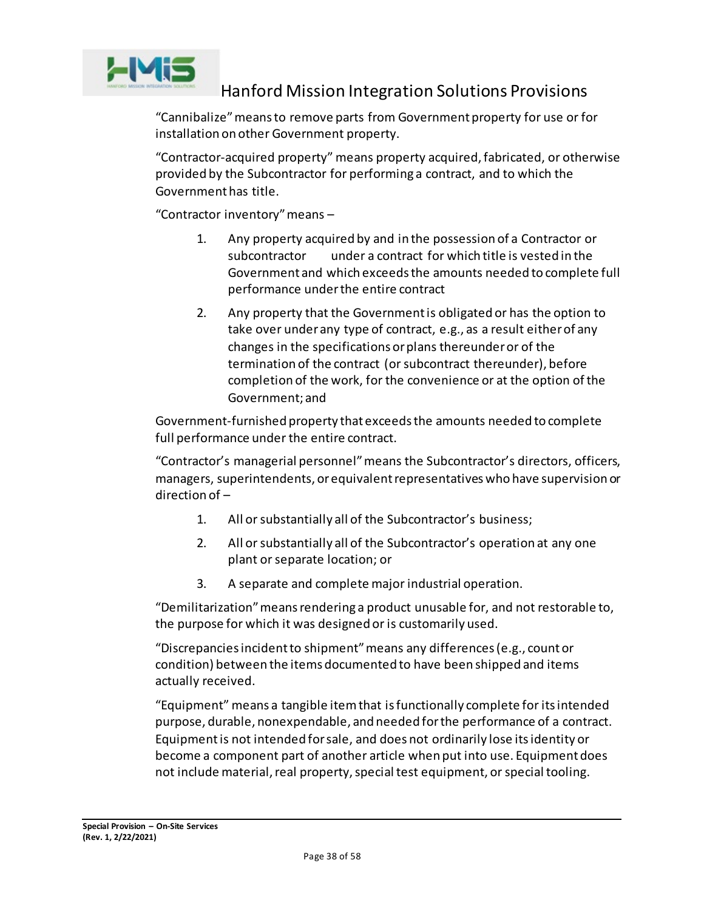"Cannibalize" means to remove parts from Government property for use or for installation on other Government property.

"Contractor-acquired property" means property acquired, fabricated, or otherwise provided by the Subcontractor for performing a contract, and to which the Government has title.

"Contractor inventory" means –

1. Any property acquired by and in the possession of a Contractor or subcontractor under a contract for which title is vested in the Government and which exceeds the amounts needed to complete full performance under the entire contract
2. Any property that the Government is obligated or has the option to take over under any type of contract, e.g., as a result either of any changes in the specifications or plans thereunder or of the termination of the contract (or subcontract thereunder), before completion of the work, for the convenience or at the option of the Government; and

Government-furnished property that exceeds the amounts needed to complete full performance under the entire contract.

"Contractor's managerial personnel" means the Subcontractor's directors, officers, managers, superintendents, or equivalent representatives who have supervision or direction of –

1. All or substantially all of the Subcontractor's business;
2. All or substantially all of the Subcontractor's operation at any one plant or separate location; or
3. A separate and complete major industrial operation.

"Demilitarization" means rendering a product unusable for, and not restorable to, the purpose for which it was designed or is customarily used.

"Discrepancies incident to shipment" means any differences (e.g., count or condition) between the items documented to have been shipped and items actually received.

"Equipment" means a tangible item that is functionally complete for its intended purpose, durable, nonexpendable, and needed for the performance of a contract. Equipment is not intended for sale, and does not ordinarily lose its identity or become a component part of another article when put into use. Equipment does not include material, real property, special test equipment, or special tooling.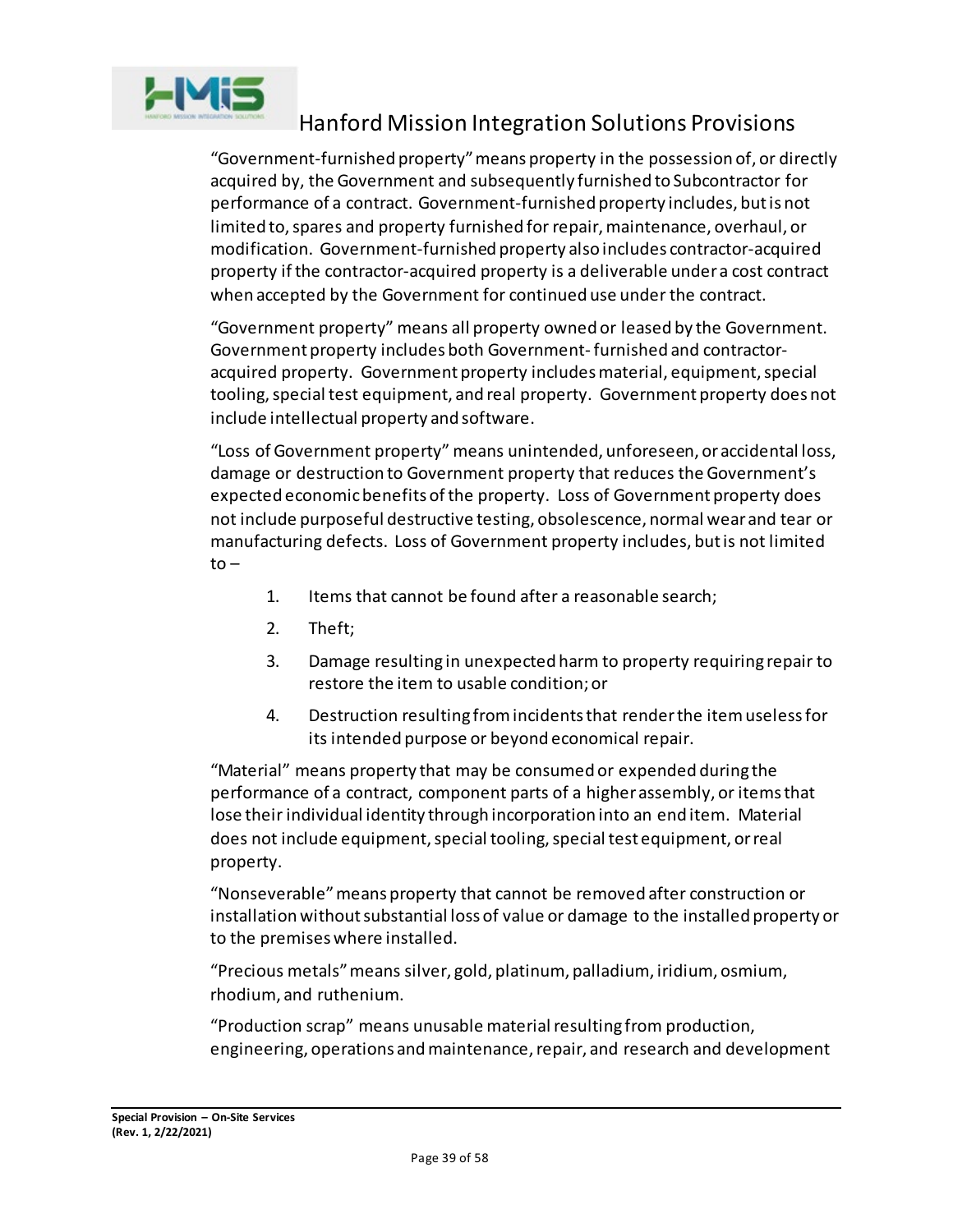“Government-furnished property” means property in the possession of, or directly acquired by, the Government and subsequently furnished to Subcontractor for performance of a contract. Government-furnished property includes, but is not limited to, spares and property furnished for repair, maintenance, overhaul, or modification. Government-furnished property also includes contractor-acquired property if the contractor-acquired property is a deliverable under a cost contract when accepted by the Government for continued use under the contract.

“Government property” means all property owned or leased by the Government. Government property includes both Government- furnished and contractor-acquired property. Government property includes material, equipment, special tooling, special test equipment, and real property. Government property does not include intellectual property and software.

“Loss of Government property” means unintended, unforeseen, or accidental loss, damage or destruction to Government property that reduces the Government’s expected economic benefits of the property. Loss of Government property does not include purposeful destructive testing, obsolescence, normal wear and tear or manufacturing defects. Loss of Government property includes, but is not limited to –

1. Items that cannot be found after a reasonable search;
2. Theft;
3. Damage resulting in unexpected harm to property requiring repair to restore the item to usable condition; or
4. Destruction resulting from incidents that render the item useless for its intended purpose or beyond economical repair.

“Material” means property that may be consumed or expended during the performance of a contract, component parts of a higher assembly, or items that lose their individual identity through incorporation into an end item. Material does not include equipment, special tooling, special test equipment, or real property.

“Nonseverable” means property that cannot be removed after construction or installation without substantial loss of value or damage to the installed property or to the premises where installed.

“Precious metals” means silver, gold, platinum, palladium, iridium, osmium, rhodium, and ruthenium.

“Production scrap” means unusable material resulting from production, engineering, operations and maintenance, repair, and research and development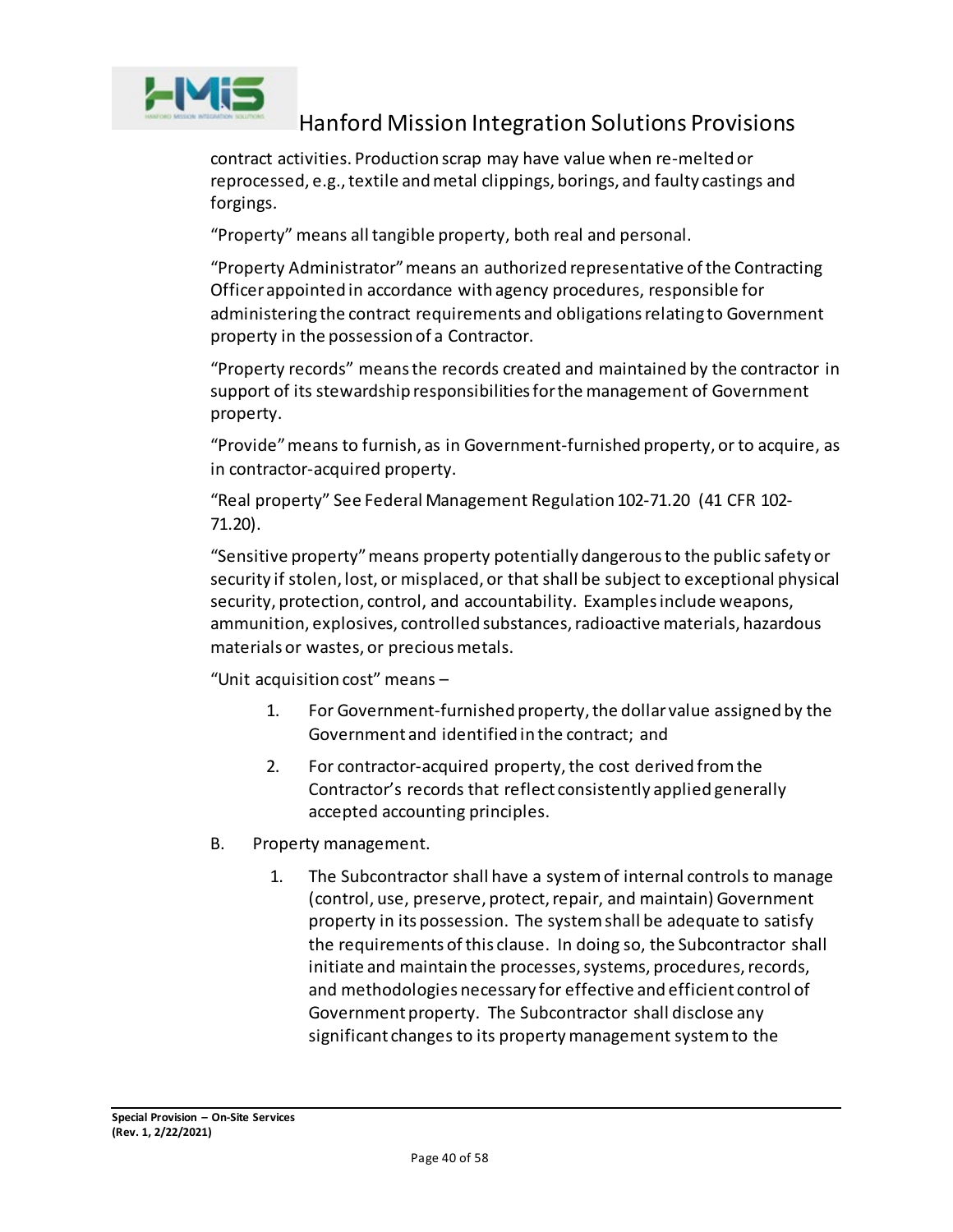contract activities. Production scrap may have value when re-melted or reprocessed, e.g., textile and metal clippings, borings, and faulty castings and forgings.

"Property" means all tangible property, both real and personal.

"Property Administrator" means an authorized representative of the Contracting Officer appointed in accordance with agency procedures, responsible for administering the contract requirements and obligations relating to Government property in the possession of a Contractor.

"Property records" means the records created and maintained by the contractor in support of its stewardship responsibilities for the management of Government property.

"Provide" means to furnish, as in Government-furnished property, or to acquire, as in contractor-acquired property.

"Real property" See Federal Management Regulation 102-71.20 (41 CFR 102-71.20).

"Sensitive property" means property potentially dangerous to the public safety or security if stolen, lost, or misplaced, or that shall be subject to exceptional physical security, protection, control, and accountability. Examples include weapons, ammunition, explosives, controlled substances, radioactive materials, hazardous materials or wastes, or precious metals.

"Unit acquisition cost" means –

1. For Government-furnished property, the dollar value assigned by the Government and identified in the contract; and
2. For contractor-acquired property, the cost derived from the Contractor's records that reflect consistently applied generally accepted accounting principles.

B. Property management.

1. The Subcontractor shall have a system of internal controls to manage (control, use, preserve, protect, repair, and maintain) Government property in its possession. The system shall be adequate to satisfy the requirements of this clause. In doing so, the Subcontractor shall initiate and maintain the processes, systems, procedures, records, and methodologies necessary for effective and efficient control of Government property. The Subcontractor shall disclose any significant changes to its property management system to the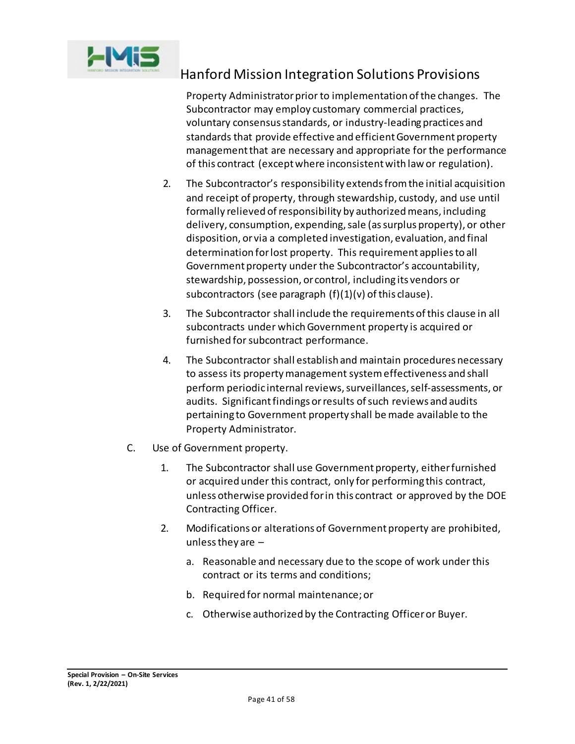Property Administrator prior to implementation of the changes. The Subcontractor may employ customary commercial practices, voluntary consensus standards, or industry-leading practices and standards that provide effective and efficient Government property management that are necessary and appropriate for the performance of this contract (except where inconsistent with law or regulation).

2. The Subcontractor's responsibility extends from the initial acquisition and receipt of property, through stewardship, custody, and use until formally relieved of responsibility by authorized means, including delivery, consumption, expending, sale (as surplus property), or other disposition, or via a completed investigation, evaluation, and final determination for lost property. This requirement applies to all Government property under the Subcontractor's accountability, stewardship, possession, or control, including its vendors or subcontractors (see paragraph (f)(1)(v) of this clause).

3. The Subcontractor shall include the requirements of this clause in all subcontracts under which Government property is acquired or furnished for subcontract performance.

4. The Subcontractor shall establish and maintain procedures necessary to assess its property management system effectiveness and shall perform periodic internal reviews, surveillances, self-assessments, or audits. Significant findings or results of such reviews and audits pertaining to Government property shall be made available to the Property Administrator.

C. Use of Government property.

1. The Subcontractor shall use Government property, either furnished or acquired under this contract, only for performing this contract, unless otherwise provided for in this contract or approved by the DOE Contracting Officer.

2. Modifications or alterations of Government property are prohibited, unless they are –

   a. Reasonable and necessary due to the scope of work under this contract or its terms and conditions;

   b. Required for normal maintenance; or

   c. Otherwise authorized by the Contracting Officer or Buyer.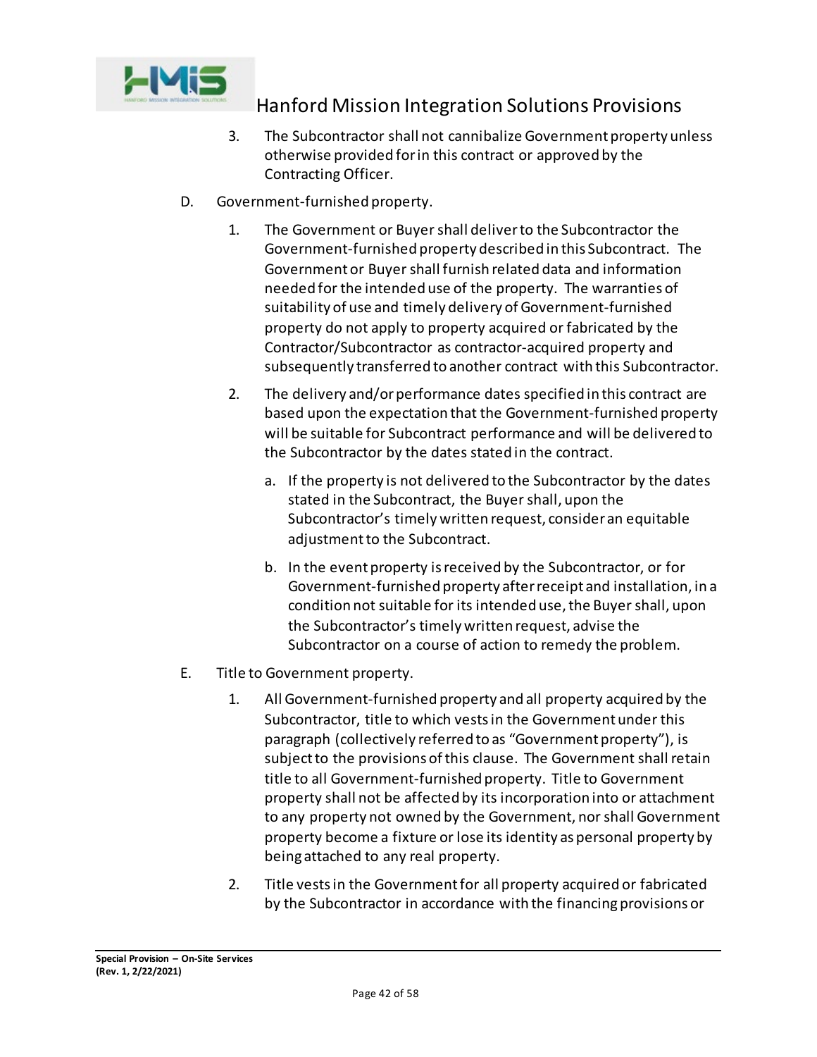3. The Subcontractor shall not cannibalize Government property unless otherwise provided for in this contract or approved by the Contracting Officer.

D. Government-furnished property.

1. The Government or Buyer shall deliver to the Subcontractor the Government-furnished property described in this Subcontract. The Government or Buyer shall furnish related data and information needed for the intended use of the property. The warranties of suitability of use and timely delivery of Government-furnished property do not apply to property acquired or fabricated by the Contractor/Subcontractor as contractor-acquired property and subsequently transferred to another contract with this Subcontractor.

2. The delivery and/or performance dates specified in this contract are based upon the expectation that the Government-furnished property will be suitable for Subcontract performance and will be delivered to the Subcontractor by the dates stated in the contract.

   a. If the property is not delivered to the Subcontractor by the dates stated in the Subcontract, the Buyer shall, upon the Subcontractor's timely written request, consider an equitable adjustment to the Subcontract.

   b. In the event property is received by the Subcontractor, or for Government-furnished property after receipt and installation, in a condition not suitable for its intended use, the Buyer shall, upon the Subcontractor's timely written request, advise the Subcontractor on a course of action to remedy the problem.

E. Title to Government property.

1. All Government-furnished property and all property acquired by the Subcontractor, title to which vests in the Government under this paragraph (collectively referred to as "Government property"), is subject to the provisions of this clause. The Government shall retain title to all Government-furnished property. Title to Government property shall not be affected by its incorporation into or attachment to any property not owned by the Government, nor shall Government property become a fixture or lose its identity as personal property by being attached to any real property.

2. Title vests in the Government for all property acquired or fabricated by the Subcontractor in accordance with the financing provisions or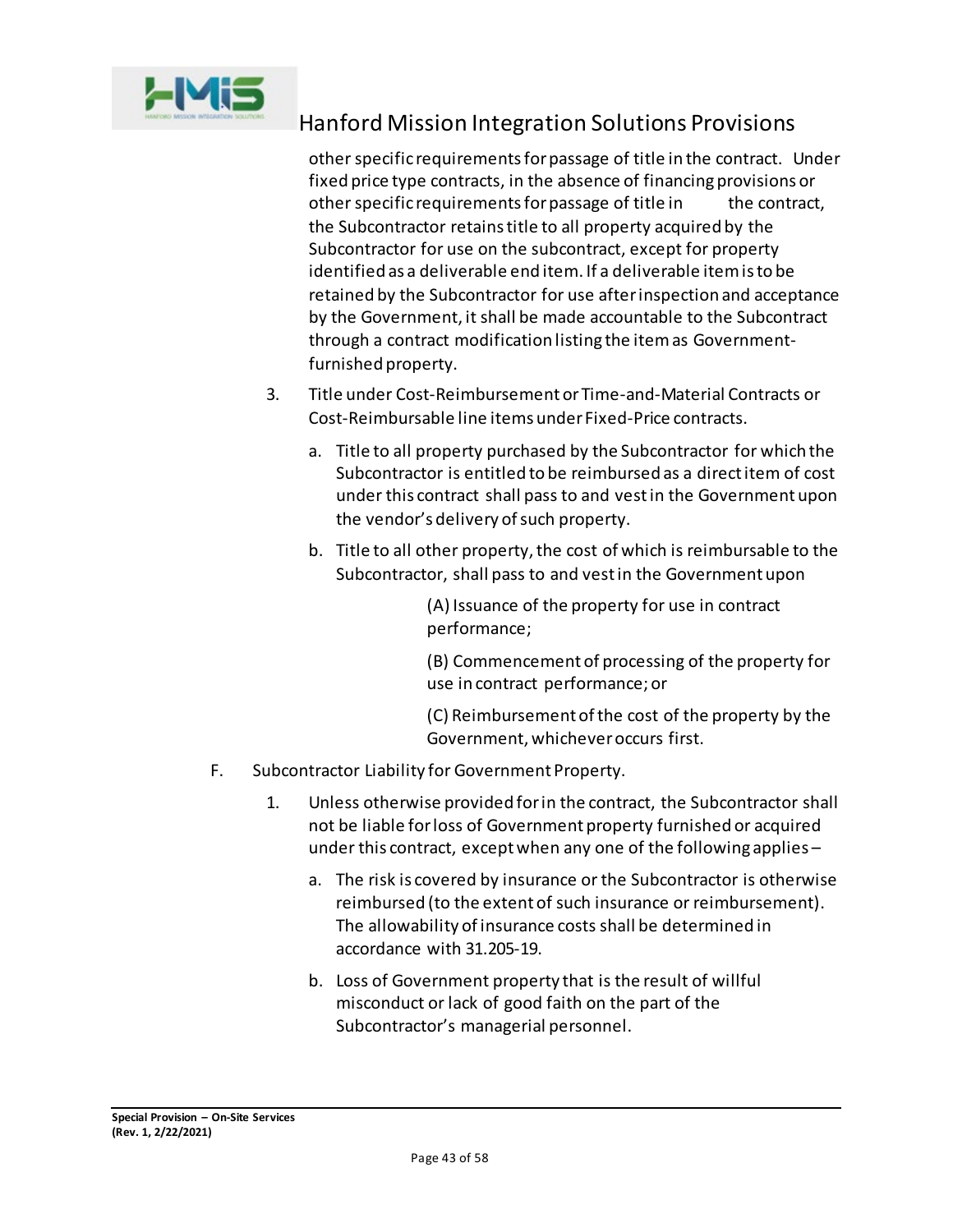other specific requirements for passage of title in the contract. Under fixed price type contracts, in the absence of financing provisions or other specific requirements for passage of title in the contract, the Subcontractor retains title to all property acquired by the Subcontractor for use on the subcontract, except for property identified as a deliverable end item. If a deliverable item is to be retained by the Subcontractor for use after inspection and acceptance by the Government, it shall be made accountable to the Subcontract through a contract modification listing the item as Government-furnished property.

3. Title under Cost-Reimbursement or Time-and-Material Contracts or Cost-Reimbursable line items under Fixed-Price contracts.

   a. Title to all property purchased by the Subcontractor for which the Subcontractor is entitled to be reimbursed as a direct item of cost under this contract shall pass to and vest in the Government upon the vendor's delivery of such property.

   b. Title to all other property, the cost of which is reimbursable to the Subcontractor, shall pass to and vest in the Government upon

      (A) Issuance of the property for use in contract performance;

      (B) Commencement of processing of the property for use in contract performance; or

      (C) Reimbursement of the cost of the property by the Government, whichever occurs first.

F. Subcontractor Liability for Government Property.

1. Unless otherwise provided for in the contract, the Subcontractor shall not be liable for loss of Government property furnished or acquired under this contract, except when any one of the following applies –

   a. The risk is covered by insurance or the Subcontractor is otherwise reimbursed (to the extent of such insurance or reimbursement). The allowability of insurance costs shall be determined in accordance with 31.205-19.

   b. Loss of Government property that is the result of willful misconduct or lack of good faith on the part of the Subcontractor's managerial personnel.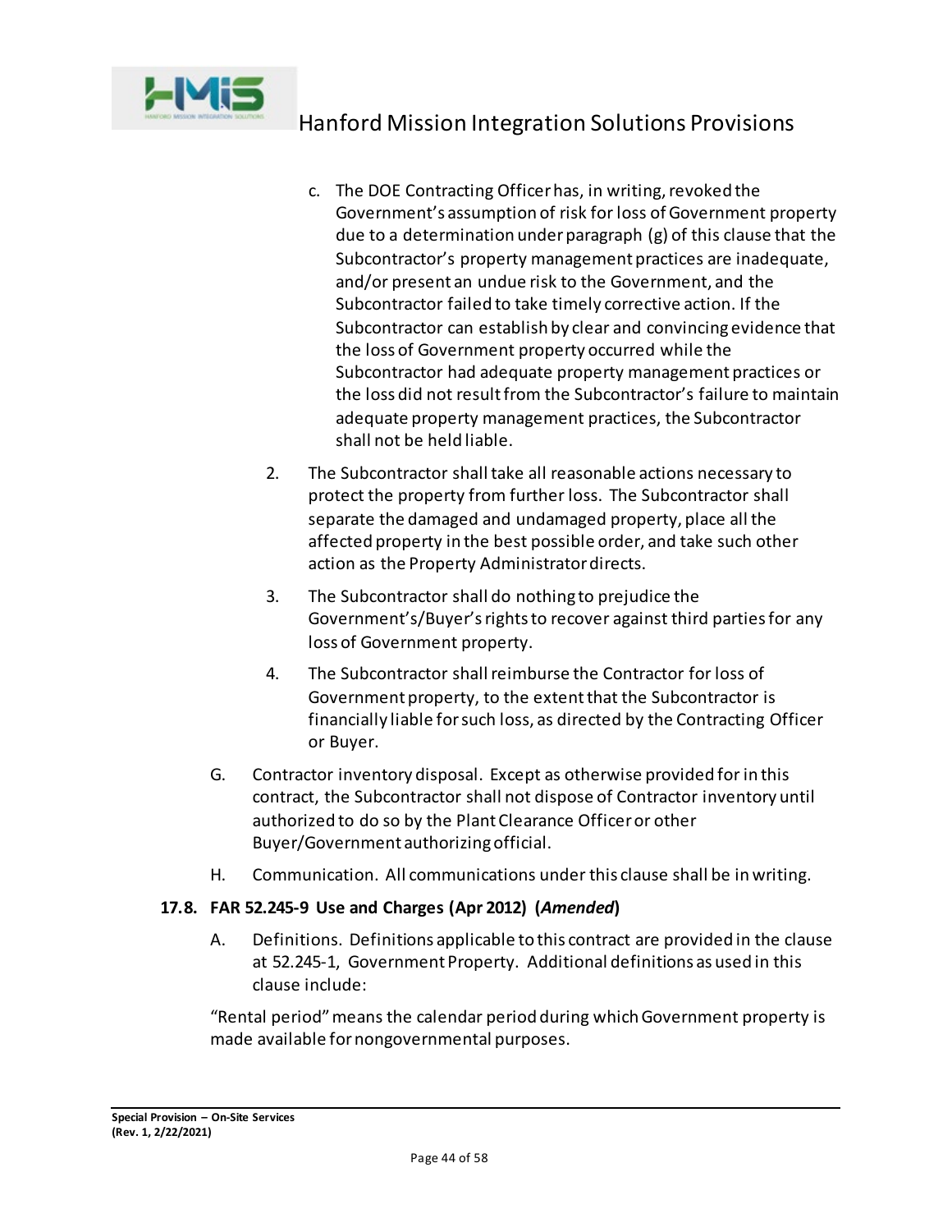c. The DOE Contracting Officer has, in writing, revoked the Government's assumption of risk for loss of Government property due to a determination under paragraph (g) of this clause that the Subcontractor's property management practices are inadequate, and/or present an undue risk to the Government, and the Subcontractor failed to take timely corrective action. If the Subcontractor can establish by clear and convincing evidence that the loss of Government property occurred while the Subcontractor had adequate property management practices or the loss did not result from the Subcontractor's failure to maintain adequate property management practices, the Subcontractor shall not be held liable.

2. The Subcontractor shall take all reasonable actions necessary to protect the property from further loss. The Subcontractor shall separate the damaged and undamaged property, place all the affected property in the best possible order, and take such other action as the Property Administrator directs.

3. The Subcontractor shall do nothing to prejudice the Government's/Buyer's rights to recover against third parties for any loss of Government property.

4. The Subcontractor shall reimburse the Contractor for loss of Government property, to the extent that the Subcontractor is financially liable for such loss, as directed by the Contracting Officer or Buyer.

G. Contractor inventory disposal. Except as otherwise provided for in this contract, the Subcontractor shall not dispose of Contractor inventory until authorized to do so by the Plant Clearance Officer or other Buyer/Government authorizing official.

H. Communication. All communications under this clause shall be in writing.

### 17.8. FAR 52.245-9 Use and Charges (Apr 2012) (*Amended*)

A. Definitions. Definitions applicable to this contract are provided in the clause at 52.245-1, Government Property. Additional definitions as used in this clause include:

"Rental period" means the calendar period during which Government property is made available for nongovernmental purposes.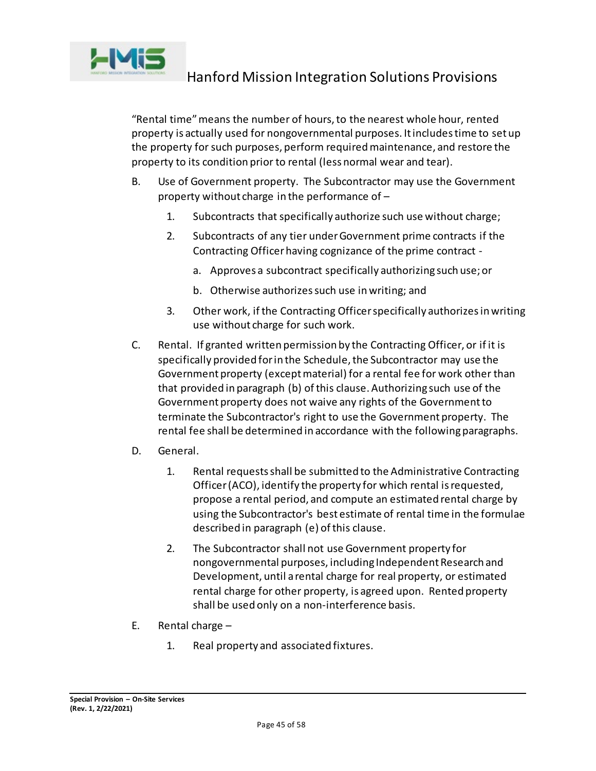"Rental time" means the number of hours, to the nearest whole hour, rented property is actually used for nongovernmental purposes. It includes time to set up the property for such purposes, perform required maintenance, and restore the property to its condition prior to rental (less normal wear and tear).

B. Use of Government property. The Subcontractor may use the Government property without charge in the performance of –

   1. Subcontracts that specifically authorize such use without charge;

   2. Subcontracts of any tier under Government prime contracts if the Contracting Officer having cognizance of the prime contract -

      a. Approves a subcontract specifically authorizing such use; or

      b. Otherwise authorizes such use in writing; and

   3. Other work, if the Contracting Officer specifically authorizes in writing use without charge for such work.

C. Rental. If granted written permission by the Contracting Officer, or if it is specifically provided for in the Schedule, the Subcontractor may use the Government property (except material) for a rental fee for work other than that provided in paragraph (b) of this clause. Authorizing such use of the Government property does not waive any rights of the Government to terminate the Subcontractor's right to use the Government property. The rental fee shall be determined in accordance with the following paragraphs.

D. General.

   1. Rental requests shall be submitted to the Administrative Contracting Officer (ACO), identify the property for which rental is requested, propose a rental period, and compute an estimated rental charge by using the Subcontractor's best estimate of rental time in the formulae described in paragraph (e) of this clause.

   2. The Subcontractor shall not use Government property for nongovernmental purposes, including Independent Research and Development, until a rental charge for real property, or estimated rental charge for other property, is agreed upon. Rented property shall be used only on a non-interference basis.

E. Rental charge –

   1. Real property and associated fixtures.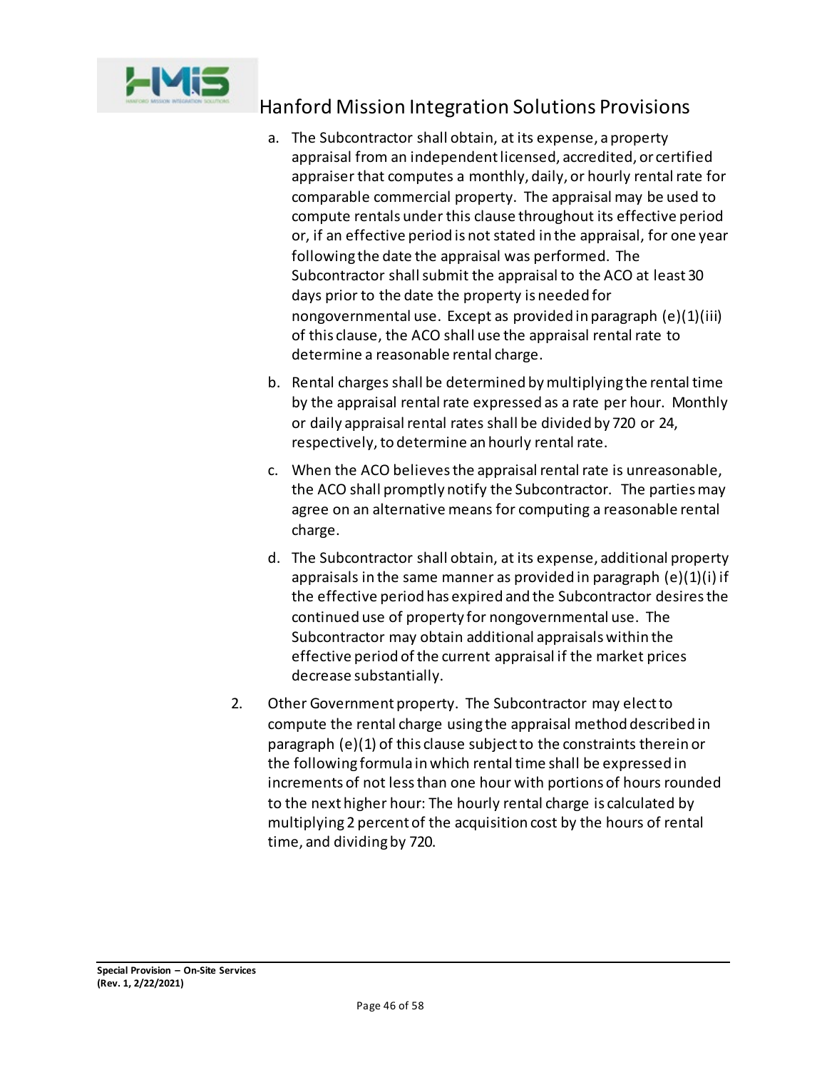a. The Subcontractor shall obtain, at its expense, a property appraisal from an independent licensed, accredited, or certified appraiser that computes a monthly, daily, or hourly rental rate for comparable commercial property. The appraisal may be used to compute rentals under this clause throughout its effective period or, if an effective period is not stated in the appraisal, for one year following the date the appraisal was performed. The Subcontractor shall submit the appraisal to the ACO at least 30 days prior to the date the property is needed for nongovernmental use. Except as provided in paragraph (e)(1)(iii) of this clause, the ACO shall use the appraisal rental rate to determine a reasonable rental charge.

b. Rental charges shall be determined by multiplying the rental time by the appraisal rental rate expressed as a rate per hour. Monthly or daily appraisal rental rates shall be divided by 720 or 24, respectively, to determine an hourly rental rate.

c. When the ACO believes the appraisal rental rate is unreasonable, the ACO shall promptly notify the Subcontractor. The parties may agree on an alternative means for computing a reasonable rental charge.

d. The Subcontractor shall obtain, at its expense, additional property appraisals in the same manner as provided in paragraph (e)(1)(i) if the effective period has expired and the Subcontractor desires the continued use of property for nongovernmental use. The Subcontractor may obtain additional appraisals within the effective period of the current appraisal if the market prices decrease substantially.

2. Other Government property. The Subcontractor may elect to compute the rental charge using the appraisal method described in paragraph (e)(1) of this clause subject to the constraints therein or the following formula in which rental time shall be expressed in increments of not less than one hour with portions of hours rounded to the next higher hour: The hourly rental charge is calculated by multiplying 2 percent of the acquisition cost by the hours of rental time, and dividing by 720.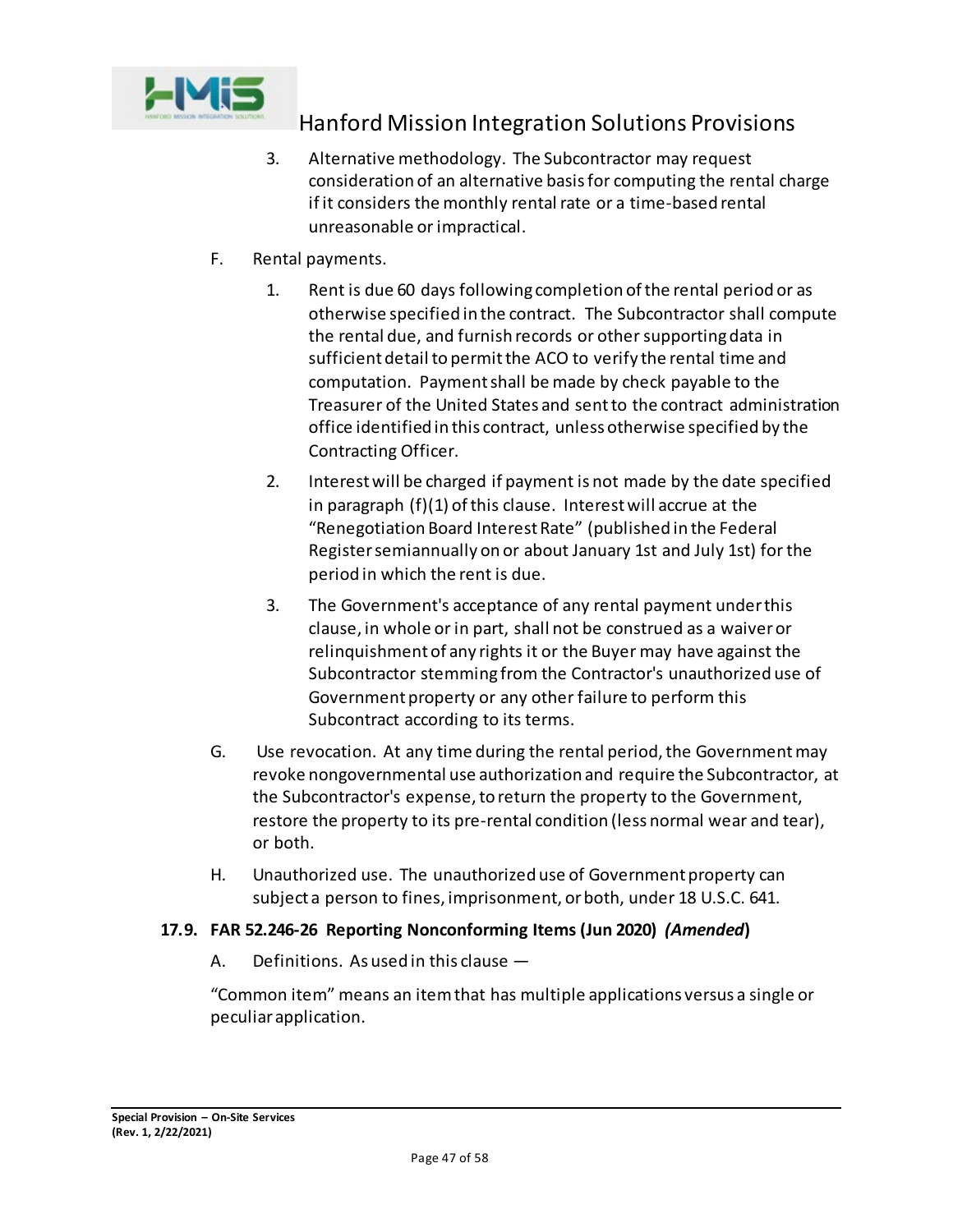3. Alternative methodology. The Subcontractor may request consideration of an alternative basis for computing the rental charge if it considers the monthly rental rate or a time-based rental unreasonable or impractical.

F. Rental payments.

1. Rent is due 60 days following completion of the rental period or as otherwise specified in the contract. The Subcontractor shall compute the rental due, and furnish records or other supporting data in sufficient detail to permit the ACO to verify the rental time and computation. Payment shall be made by check payable to the Treasurer of the United States and sent to the contract administration office identified in this contract, unless otherwise specified by the Contracting Officer.

2. Interest will be charged if payment is not made by the date specified in paragraph (f)(1) of this clause. Interest will accrue at the "Renegotiation Board Interest Rate" (published in the Federal Register semiannually on or about January 1st and July 1st) for the period in which the rent is due.

3. The Government's acceptance of any rental payment under this clause, in whole or in part, shall not be construed as a waiver or relinquishment of any rights it or the Buyer may have against the Subcontractor stemming from the Contractor's unauthorized use of Government property or any other failure to perform this Subcontract according to its terms.

G. Use revocation. At any time during the rental period, the Government may revoke nongovernmental use authorization and require the Subcontractor, at the Subcontractor's expense, to return the property to the Government, restore the property to its pre-rental condition (less normal wear and tear), or both.

H. Unauthorized use. The unauthorized use of Government property can subject a person to fines, imprisonment, or both, under 18 U.S.C. 641.

### 17.9. FAR 52.246-26 Reporting Nonconforming Items (Jun 2020) *(Amended)*

A. Definitions. As used in this clause —

"Common item" means an item that has multiple applications versus a single or peculiar application.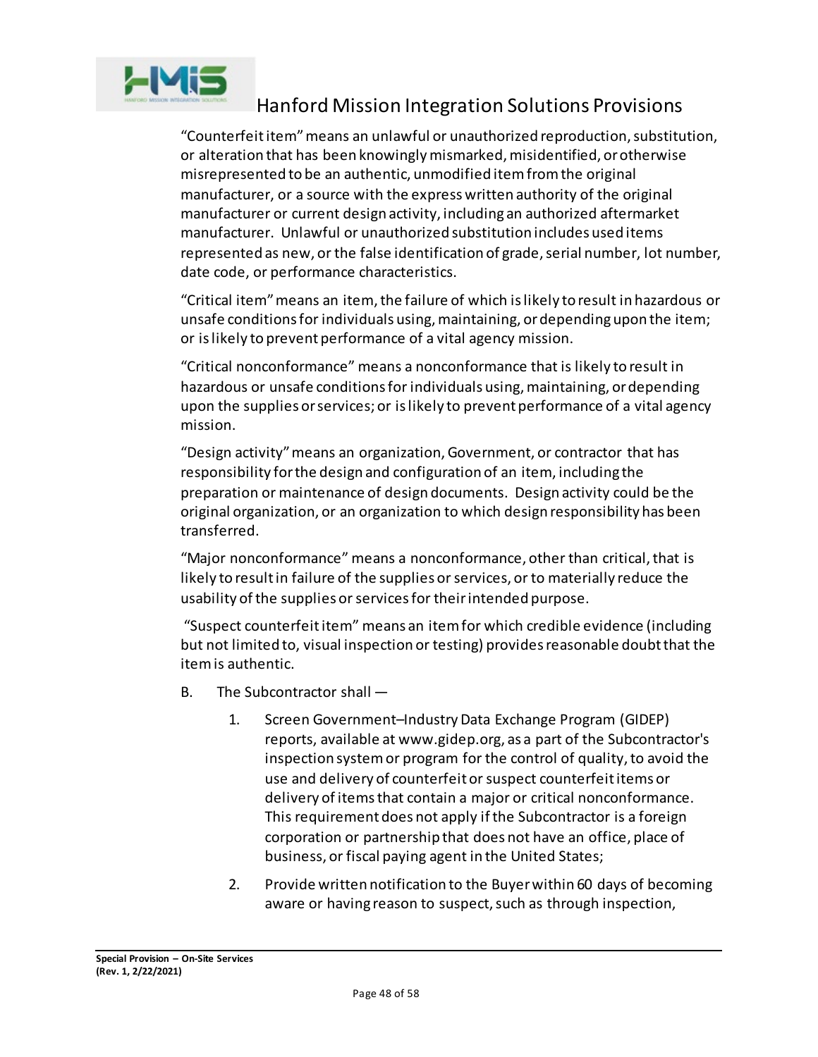"Counterfeit item" means an unlawful or unauthorized reproduction, substitution, or alteration that has been knowingly mismarked, misidentified, or otherwise misrepresented to be an authentic, unmodified item from the original manufacturer, or a source with the express written authority of the original manufacturer or current design activity, including an authorized aftermarket manufacturer. Unlawful or unauthorized substitution includes used items represented as new, or the false identification of grade, serial number, lot number, date code, or performance characteristics.

"Critical item" means an item, the failure of which is likely to result in hazardous or unsafe conditions for individuals using, maintaining, or depending upon the item; or is likely to prevent performance of a vital agency mission.

"Critical nonconformance" means a nonconformance that is likely to result in hazardous or unsafe conditions for individuals using, maintaining, or depending upon the supplies or services; or is likely to prevent performance of a vital agency mission.

"Design activity" means an organization, Government, or contractor that has responsibility for the design and configuration of an item, including the preparation or maintenance of design documents. Design activity could be the original organization, or an organization to which design responsibility has been transferred.

"Major nonconformance" means a nonconformance, other than critical, that is likely to result in failure of the supplies or services, or to materially reduce the usability of the supplies or services for their intended purpose.

"Suspect counterfeit item" means an item for which credible evidence (including but not limited to, visual inspection or testing) provides reasonable doubt that the item is authentic.

B. The Subcontractor shall —

1. Screen Government–Industry Data Exchange Program (GIDEP) reports, available at www.gidep.org, as a part of the Subcontractor's inspection system or program for the control of quality, to avoid the use and delivery of counterfeit or suspect counterfeit items or delivery of items that contain a major or critical nonconformance. This requirement does not apply if the Subcontractor is a foreign corporation or partnership that does not have an office, place of business, or fiscal paying agent in the United States;

2. Provide written notification to the Buyer within 60 days of becoming aware or having reason to suspect, such as through inspection,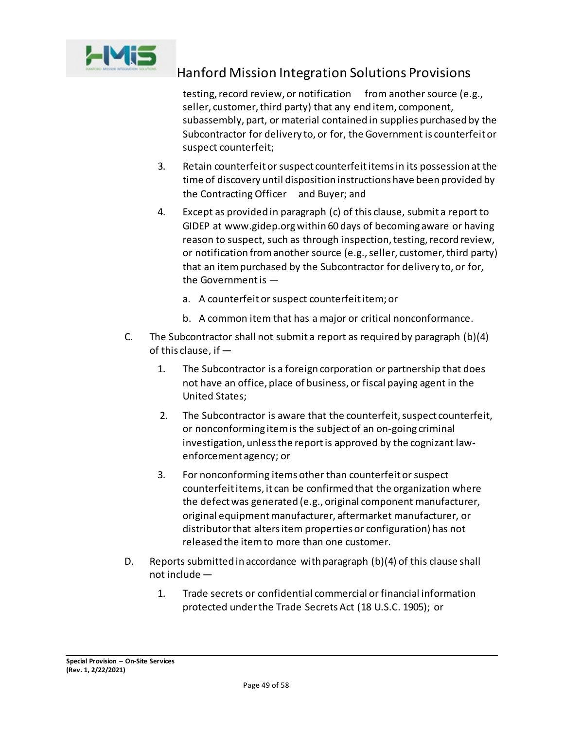testing, record review, or notification from another source (e.g., seller, customer, third party) that any end item, component, subassembly, part, or material contained in supplies purchased by the Subcontractor for delivery to, or for, the Government is counterfeit or suspect counterfeit;

3. Retain counterfeit or suspect counterfeit items in its possession at the time of discovery until disposition instructions have been provided by the Contracting Officer and Buyer; and

4. Except as provided in paragraph (c) of this clause, submit a report to GIDEP at www.gidep.org within 60 days of becoming aware or having reason to suspect, such as through inspection, testing, record review, or notification from another source (e.g., seller, customer, third party) that an item purchased by the Subcontractor for delivery to, or for, the Government is —

   a. A counterfeit or suspect counterfeit item; or

   b. A common item that has a major or critical nonconformance.

C. The Subcontractor shall not submit a report as required by paragraph (b)(4) of this clause, if —

   1. The Subcontractor is a foreign corporation or partnership that does not have an office, place of business, or fiscal paying agent in the United States;

   2. The Subcontractor is aware that the counterfeit, suspect counterfeit, or nonconforming item is the subject of an on-going criminal investigation, unless the report is approved by the cognizant law-enforcement agency; or

   3. For nonconforming items other than counterfeit or suspect counterfeit items, it can be confirmed that the organization where the defect was generated (e.g., original component manufacturer, original equipment manufacturer, aftermarket manufacturer, or distributor that alters item properties or configuration) has not released the item to more than one customer.

D. Reports submitted in accordance with paragraph (b)(4) of this clause shall not include —

   1. Trade secrets or confidential commercial or financial information protected under the Trade Secrets Act (18 U.S.C. 1905); or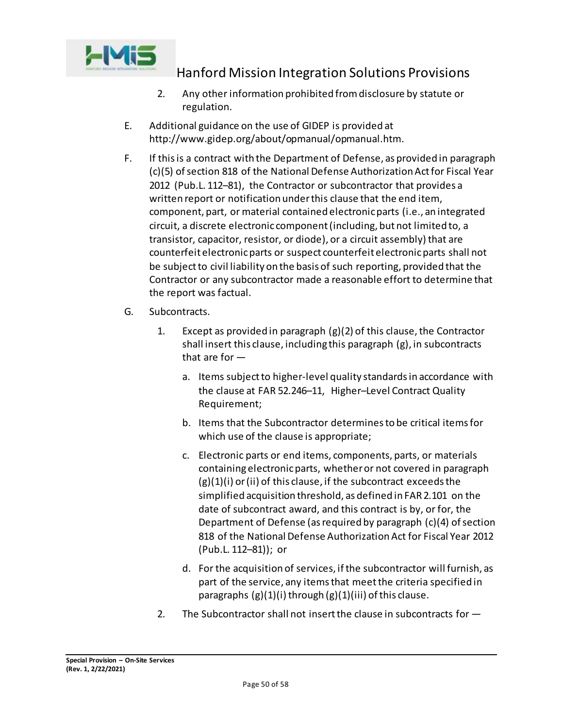2. Any other information prohibited from disclosure by statute or regulation.

E. Additional guidance on the use of GIDEP is provided at http://www.gidep.org/about/opmanual/opmanual.htm.

F. If this is a contract with the Department of Defense, as provided in paragraph (c)(5) of section 818 of the National Defense Authorization Act for Fiscal Year 2012 (Pub.L. 112–81), the Contractor or subcontractor that provides a written report or notification under this clause that the end item, component, part, or material contained electronic parts (i.e., an integrated circuit, a discrete electronic component (including, but not limited to, a transistor, capacitor, resistor, or diode), or a circuit assembly) that are counterfeit electronic parts or suspect counterfeit electronic parts shall not be subject to civil liability on the basis of such reporting, provided that the Contractor or any subcontractor made a reasonable effort to determine that the report was factual.

G. Subcontracts.

1. Except as provided in paragraph (g)(2) of this clause, the Contractor shall insert this clause, including this paragraph (g), in subcontracts that are for —

   a. Items subject to higher-level quality standards in accordance with the clause at FAR 52.246–11, Higher–Level Contract Quality Requirement;

   b. Items that the Subcontractor determines to be critical items for which use of the clause is appropriate;

   c. Electronic parts or end items, components, parts, or materials containing electronic parts, whether or not covered in paragraph (g)(1)(i) or (ii) of this clause, if the subcontract exceeds the simplified acquisition threshold, as defined in FAR 2.101 on the date of subcontract award, and this contract is by, or for, the Department of Defense (as required by paragraph (c)(4) of section 818 of the National Defense Authorization Act for Fiscal Year 2012 (Pub.L. 112–81)); or

   d. For the acquisition of services, if the subcontractor will furnish, as part of the service, any items that meet the criteria specified in paragraphs (g)(1)(i) through (g)(1)(iii) of this clause.

2. The Subcontractor shall not insert the clause in subcontracts for —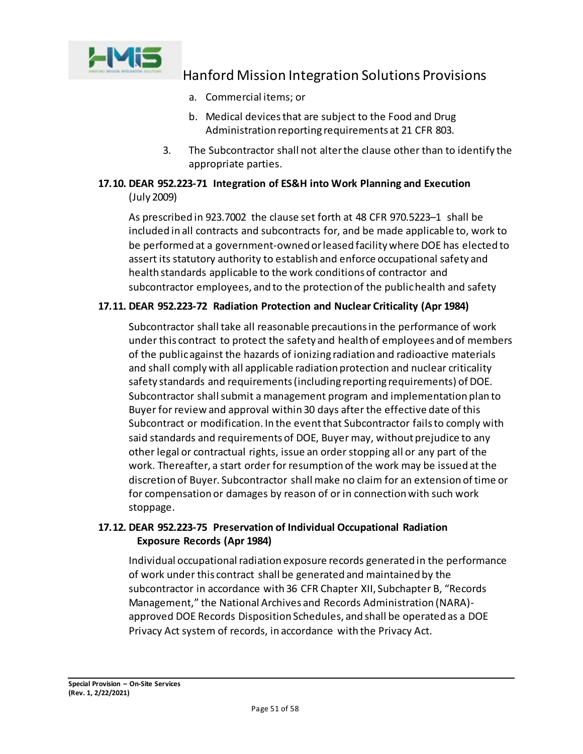a. Commercial items; or

b. Medical devices that are subject to the Food and Drug Administration reporting requirements at 21 CFR 803.

3. The Subcontractor shall not alter the clause other than to identify the appropriate parties.

### 17.10. DEAR 952.223-71 Integration of ES&H into Work Planning and Execution (July 2009)

As prescribed in 923.7002 the clause set forth at 48 CFR 970.5223–1 shall be included in all contracts and subcontracts for, and be made applicable to, work to be performed at a government-owned or leased facility where DOE has elected to assert its statutory authority to establish and enforce occupational safety and health standards applicable to the work conditions of contractor and subcontractor employees, and to the protection of the public health and safety

### 17.11. DEAR 952.223-72 Radiation Protection and Nuclear Criticality (Apr 1984)

Subcontractor shall take all reasonable precautions in the performance of work under this contract to protect the safety and health of employees and of members of the public against the hazards of ionizing radiation and radioactive materials and shall comply with all applicable radiation protection and nuclear criticality safety standards and requirements (including reporting requirements) of DOE. Subcontractor shall submit a management program and implementation plan to Buyer for review and approval within 30 days after the effective date of this Subcontract or modification. In the event that Subcontractor fails to comply with said standards and requirements of DOE, Buyer may, without prejudice to any other legal or contractual rights, issue an order stopping all or any part of the work. Thereafter, a start order for resumption of the work may be issued at the discretion of Buyer. Subcontractor shall make no claim for an extension of time or for compensation or damages by reason of or in connection with such work stoppage.

### 17.12. DEAR 952.223-75 Preservation of Individual Occupational Radiation Exposure Records (Apr 1984)

Individual occupational radiation exposure records generated in the performance of work under this contract shall be generated and maintained by the subcontractor in accordance with 36 CFR Chapter XII, Subchapter B, "Records Management," the National Archives and Records Administration (NARA)-approved DOE Records Disposition Schedules, and shall be operated as a DOE Privacy Act system of records, in accordance with the Privacy Act.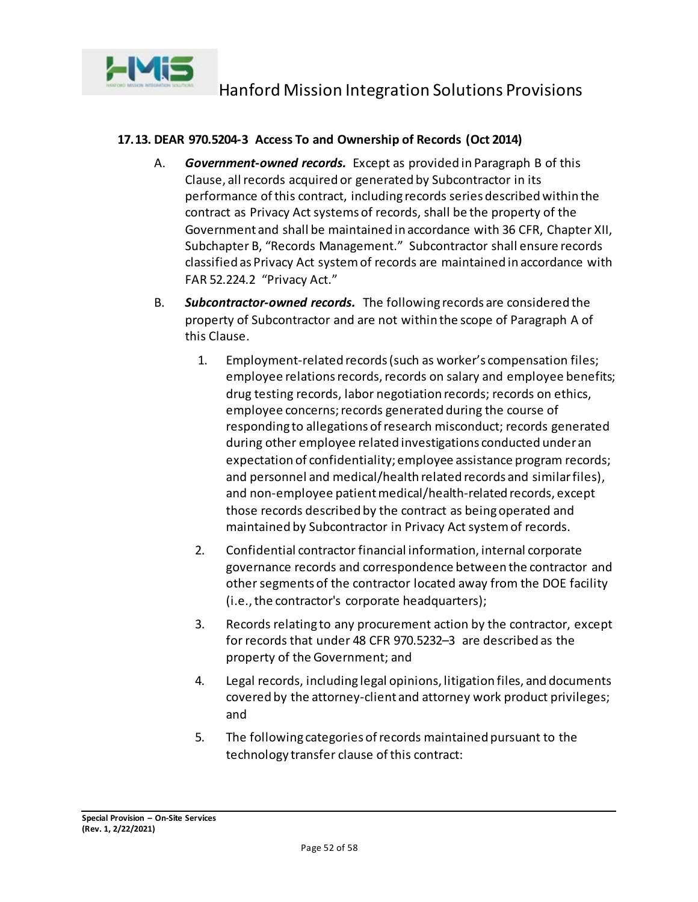### 17.13. DEAR 970.5204-3 Access To and Ownership of Records (Oct 2014)

A. ***Government-owned records.*** Except as provided in Paragraph B of this Clause, all records acquired or generated by Subcontractor in its performance of this contract, including records series described within the contract as Privacy Act systems of records, shall be the property of the Government and shall be maintained in accordance with 36 CFR, Chapter XII, Subchapter B, "Records Management." Subcontractor shall ensure records classified as Privacy Act system of records are maintained in accordance with FAR 52.224.2 "Privacy Act."

B. ***Subcontractor-owned records.*** The following records are considered the property of Subcontractor and are not within the scope of Paragraph A of this Clause.

1. Employment-related records (such as worker's compensation files; employee relations records, records on salary and employee benefits; drug testing records, labor negotiation records; records on ethics, employee concerns; records generated during the course of responding to allegations of research misconduct; records generated during other employee related investigations conducted under an expectation of confidentiality; employee assistance program records; and personnel and medical/health related records and similar files), and non-employee patient medical/health-related records, except those records described by the contract as being operated and maintained by Subcontractor in Privacy Act system of records.

2. Confidential contractor financial information, internal corporate governance records and correspondence between the contractor and other segments of the contractor located away from the DOE facility (i.e., the contractor's corporate headquarters);

3. Records relating to any procurement action by the contractor, except for records that under 48 CFR 970.5232–3 are described as the property of the Government; and

4. Legal records, including legal opinions, litigation files, and documents covered by the attorney-client and attorney work product privileges; and

5. The following categories of records maintained pursuant to the technology transfer clause of this contract: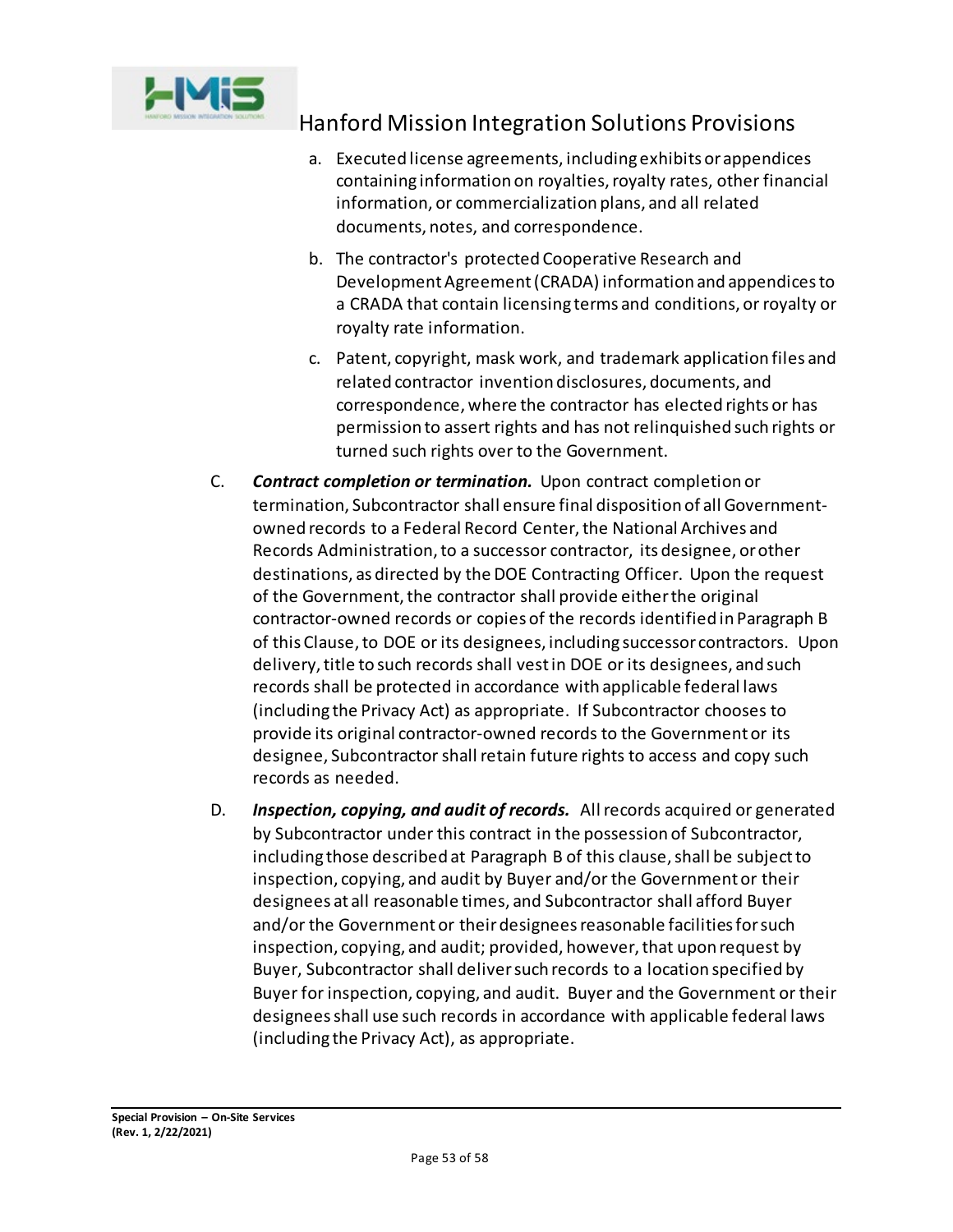a. Executed license agreements, including exhibits or appendices containing information on royalties, royalty rates, other financial information, or commercialization plans, and all related documents, notes, and correspondence.

b. The contractor's protected Cooperative Research and Development Agreement (CRADA) information and appendices to a CRADA that contain licensing terms and conditions, or royalty or royalty rate information.

c. Patent, copyright, mask work, and trademark application files and related contractor invention disclosures, documents, and correspondence, where the contractor has elected rights or has permission to assert rights and has not relinquished such rights or turned such rights over to the Government.

C. ***Contract completion or termination.*** Upon contract completion or termination, Subcontractor shall ensure final disposition of all Government-owned records to a Federal Record Center, the National Archives and Records Administration, to a successor contractor, its designee, or other destinations, as directed by the DOE Contracting Officer. Upon the request of the Government, the contractor shall provide either the original contractor-owned records or copies of the records identified in Paragraph B of this Clause, to DOE or its designees, including successor contractors. Upon delivery, title to such records shall vest in DOE or its designees, and such records shall be protected in accordance with applicable federal laws (including the Privacy Act) as appropriate. If Subcontractor chooses to provide its original contractor-owned records to the Government or its designee, Subcontractor shall retain future rights to access and copy such records as needed.

D. ***Inspection, copying, and audit of records.*** All records acquired or generated by Subcontractor under this contract in the possession of Subcontractor, including those described at Paragraph B of this clause, shall be subject to inspection, copying, and audit by Buyer and/or the Government or their designees at all reasonable times, and Subcontractor shall afford Buyer and/or the Government or their designees reasonable facilities for such inspection, copying, and audit; provided, however, that upon request by Buyer, Subcontractor shall deliver such records to a location specified by Buyer for inspection, copying, and audit. Buyer and the Government or their designees shall use such records in accordance with applicable federal laws (including the Privacy Act), as appropriate.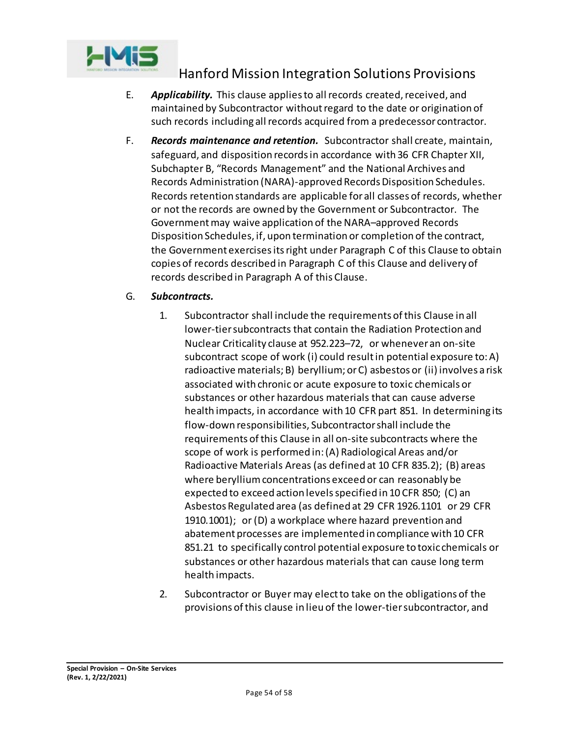E. ***Applicability.*** This clause applies to all records created, received, and maintained by Subcontractor without regard to the date or origination of such records including all records acquired from a predecessor contractor.

F. ***Records maintenance and retention.*** Subcontractor shall create, maintain, safeguard, and disposition records in accordance with 36 CFR Chapter XII, Subchapter B, "Records Management" and the National Archives and Records Administration (NARA)-approved Records Disposition Schedules. Records retention standards are applicable for all classes of records, whether or not the records are owned by the Government or Subcontractor. The Government may waive application of the NARA–approved Records Disposition Schedules, if, upon termination or completion of the contract, the Government exercises its right under Paragraph C of this Clause to obtain copies of records described in Paragraph C of this Clause and delivery of records described in Paragraph A of this Clause.

G. ***Subcontracts.***

1. Subcontractor shall include the requirements of this Clause in all lower-tier subcontracts that contain the Radiation Protection and Nuclear Criticality clause at 952.223–72, or whenever an on-site subcontract scope of work (i) could result in potential exposure to: A) radioactive materials; B) beryllium; or C) asbestos or (ii) involves a risk associated with chronic or acute exposure to toxic chemicals or substances or other hazardous materials that can cause adverse health impacts, in accordance with 10 CFR part 851. In determining its flow-down responsibilities, Subcontractor shall include the requirements of this Clause in all on-site subcontracts where the scope of work is performed in: (A) Radiological Areas and/or Radioactive Materials Areas (as defined at 10 CFR 835.2); (B) areas where beryllium concentrations exceed or can reasonably be expected to exceed action levels specified in 10 CFR 850; (C) an Asbestos Regulated area (as defined at 29 CFR 1926.1101 or 29 CFR 1910.1001); or (D) a workplace where hazard prevention and abatement processes are implemented in compliance with 10 CFR 851.21 to specifically control potential exposure to toxic chemicals or substances or other hazardous materials that can cause long term health impacts.

2. Subcontractor or Buyer may elect to take on the obligations of the provisions of this clause in lieu of the lower-tier subcontractor, and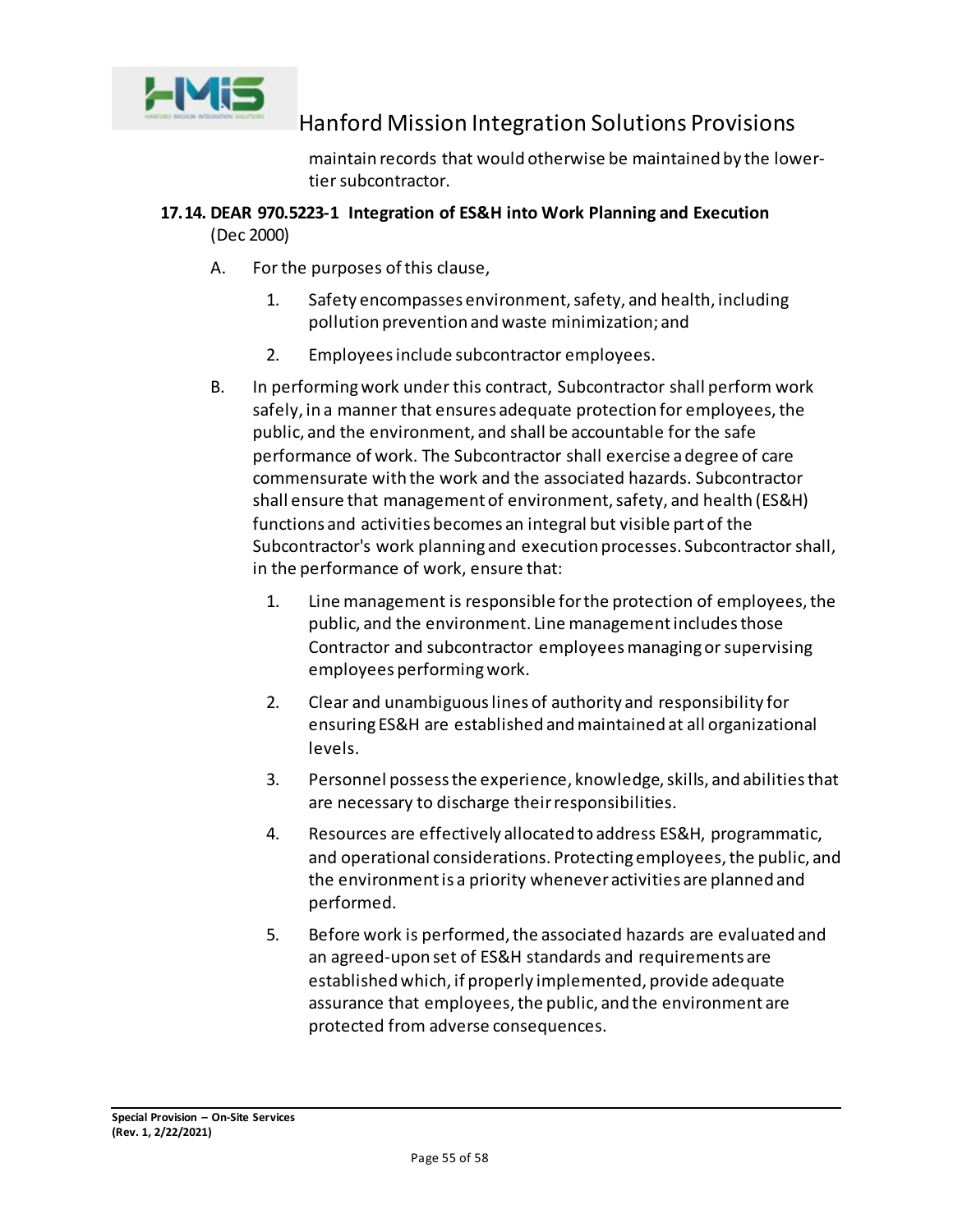maintain records that would otherwise be maintained by the lower-tier subcontractor.

### 17.14. DEAR 970.5223-1 Integration of ES&H into Work Planning and Execution
(Dec 2000)

A. For the purposes of this clause,

   1. Safety encompasses environment, safety, and health, including pollution prevention and waste minimization; and

   2. Employees include subcontractor employees.

B. In performing work under this contract, Subcontractor shall perform work safely, in a manner that ensures adequate protection for employees, the public, and the environment, and shall be accountable for the safe performance of work. The Subcontractor shall exercise a degree of care commensurate with the work and the associated hazards. Subcontractor shall ensure that management of environment, safety, and health (ES&H) functions and activities becomes an integral but visible part of the Subcontractor's work planning and execution processes. Subcontractor shall, in the performance of work, ensure that:

   1. Line management is responsible for the protection of employees, the public, and the environment. Line management includes those Contractor and subcontractor employees managing or supervising employees performing work.

   2. Clear and unambiguous lines of authority and responsibility for ensuring ES&H are established and maintained at all organizational levels.

   3. Personnel possess the experience, knowledge, skills, and abilities that are necessary to discharge their responsibilities.

   4. Resources are effectively allocated to address ES&H, programmatic, and operational considerations. Protecting employees, the public, and the environment is a priority whenever activities are planned and performed.

   5. Before work is performed, the associated hazards are evaluated and an agreed-upon set of ES&H standards and requirements are established which, if properly implemented, provide adequate assurance that employees, the public, and the environment are protected from adverse consequences.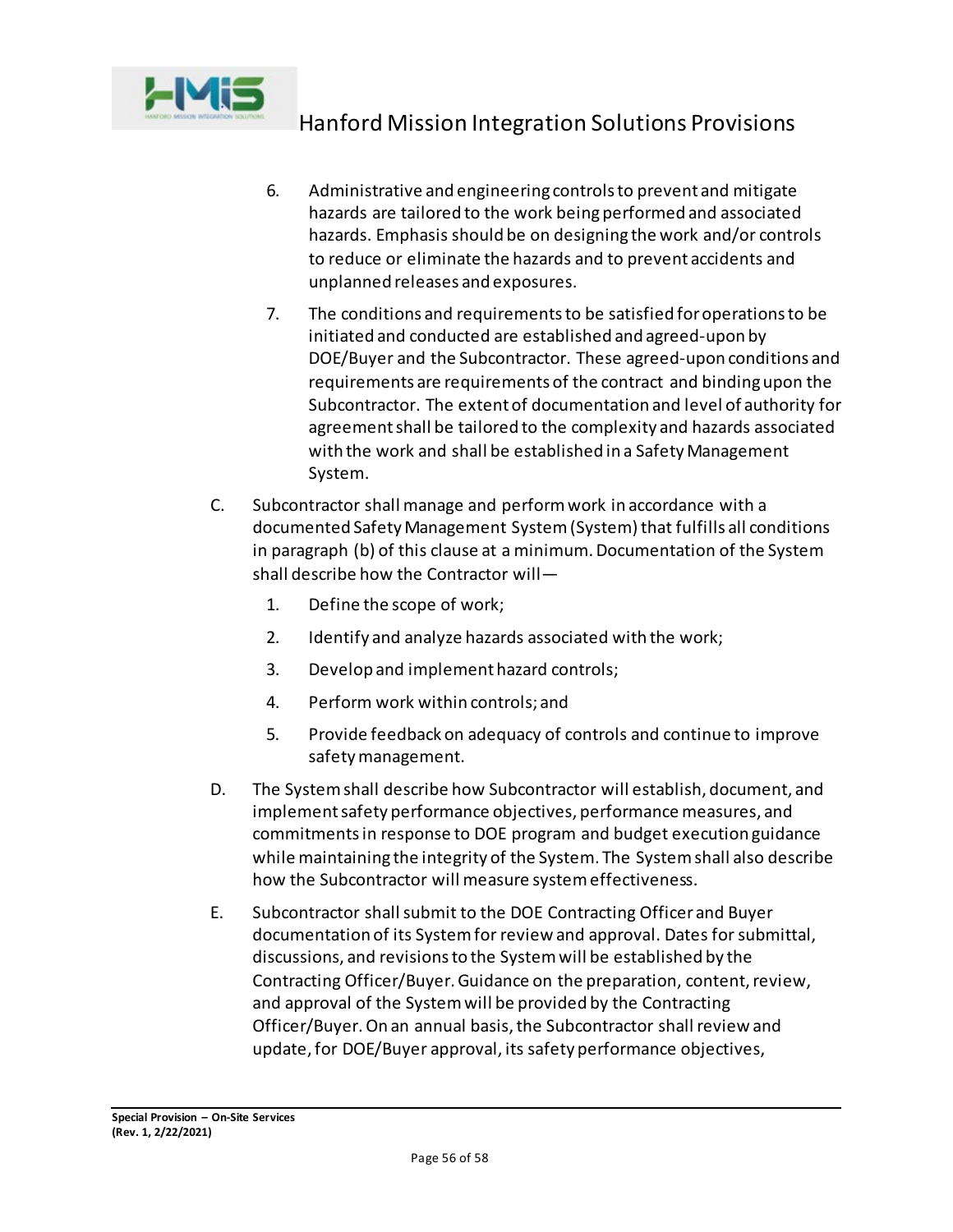6. Administrative and engineering controls to prevent and mitigate hazards are tailored to the work being performed and associated hazards. Emphasis should be on designing the work and/or controls to reduce or eliminate the hazards and to prevent accidents and unplanned releases and exposures.

7. The conditions and requirements to be satisfied for operations to be initiated and conducted are established and agreed-upon by DOE/Buyer and the Subcontractor. These agreed-upon conditions and requirements are requirements of the contract and binding upon the Subcontractor. The extent of documentation and level of authority for agreement shall be tailored to the complexity and hazards associated with the work and shall be established in a Safety Management System.

C. Subcontractor shall manage and perform work in accordance with a documented Safety Management System (System) that fulfills all conditions in paragraph (b) of this clause at a minimum. Documentation of the System shall describe how the Contractor will—

   1. Define the scope of work;
   2. Identify and analyze hazards associated with the work;
   3. Develop and implement hazard controls;
   4. Perform work within controls; and
   5. Provide feedback on adequacy of controls and continue to improve safety management.

D. The System shall describe how Subcontractor will establish, document, and implement safety performance objectives, performance measures, and commitments in response to DOE program and budget execution guidance while maintaining the integrity of the System. The System shall also describe how the Subcontractor will measure system effectiveness.

E. Subcontractor shall submit to the DOE Contracting Officer and Buyer documentation of its System for review and approval. Dates for submittal, discussions, and revisions to the System will be established by the Contracting Officer/Buyer. Guidance on the preparation, content, review, and approval of the System will be provided by the Contracting Officer/Buyer. On an annual basis, the Subcontractor shall review and update, for DOE/Buyer approval, its safety performance objectives,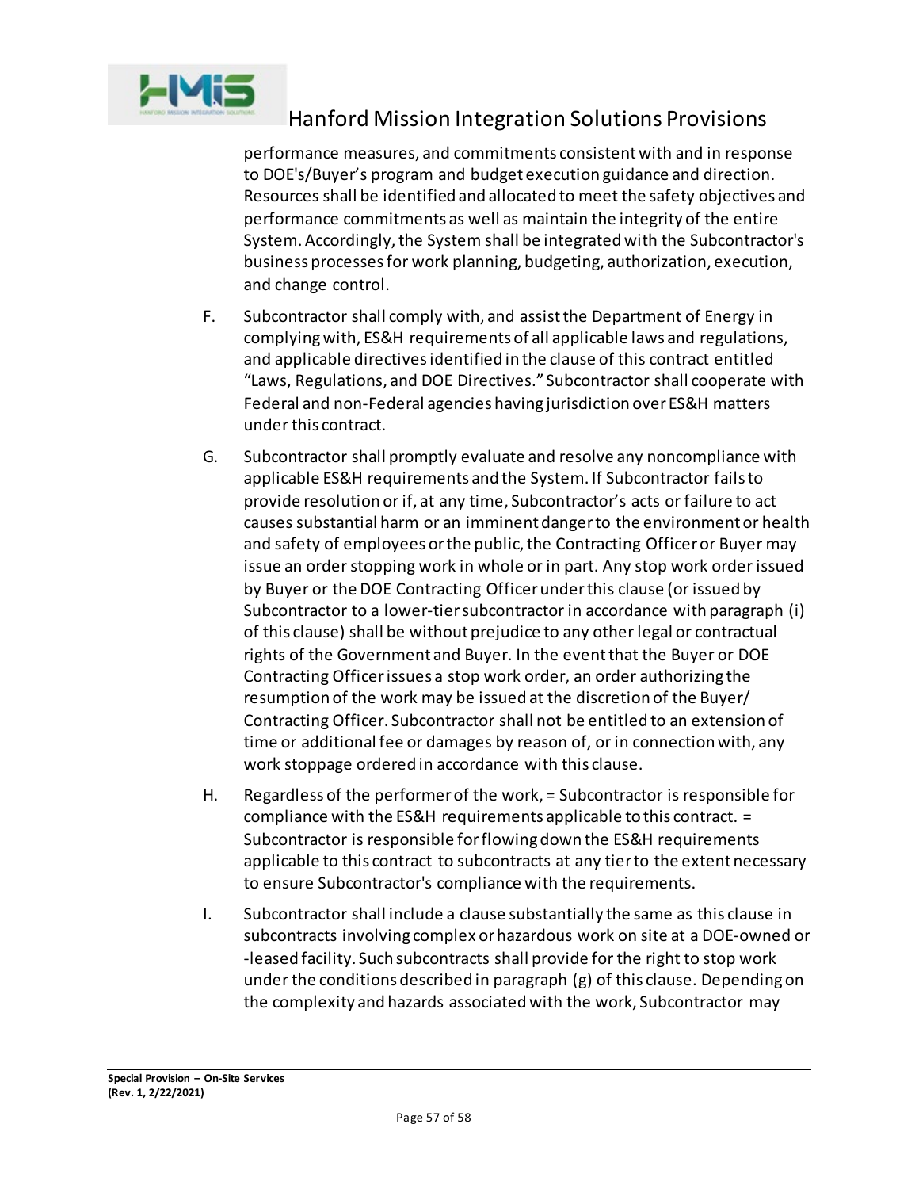performance measures, and commitments consistent with and in response to DOE's/Buyer's program and budget execution guidance and direction. Resources shall be identified and allocated to meet the safety objectives and performance commitments as well as maintain the integrity of the entire System. Accordingly, the System shall be integrated with the Subcontractor's business processes for work planning, budgeting, authorization, execution, and change control.

F. Subcontractor shall comply with, and assist the Department of Energy in complying with, ES&H requirements of all applicable laws and regulations, and applicable directives identified in the clause of this contract entitled "Laws, Regulations, and DOE Directives." Subcontractor shall cooperate with Federal and non-Federal agencies having jurisdiction over ES&H matters under this contract.

G. Subcontractor shall promptly evaluate and resolve any noncompliance with applicable ES&H requirements and the System. If Subcontractor fails to provide resolution or if, at any time, Subcontractor's acts or failure to act causes substantial harm or an imminent danger to the environment or health and safety of employees or the public, the Contracting Officer or Buyer may issue an order stopping work in whole or in part. Any stop work order issued by Buyer or the DOE Contracting Officer under this clause (or issued by Subcontractor to a lower-tier subcontractor in accordance with paragraph (i) of this clause) shall be without prejudice to any other legal or contractual rights of the Government and Buyer. In the event that the Buyer or DOE Contracting Officer issues a stop work order, an order authorizing the resumption of the work may be issued at the discretion of the Buyer/ Contracting Officer. Subcontractor shall not be entitled to an extension of time or additional fee or damages by reason of, or in connection with, any work stoppage ordered in accordance with this clause.

H. Regardless of the performer of the work, = Subcontractor is responsible for compliance with the ES&H requirements applicable to this contract. = Subcontractor is responsible for flowing down the ES&H requirements applicable to this contract to subcontracts at any tier to the extent necessary to ensure Subcontractor's compliance with the requirements.

I. Subcontractor shall include a clause substantially the same as this clause in subcontracts involving complex or hazardous work on site at a DOE-owned or -leased facility. Such subcontracts shall provide for the right to stop work under the conditions described in paragraph (g) of this clause. Depending on the complexity and hazards associated with the work, Subcontractor may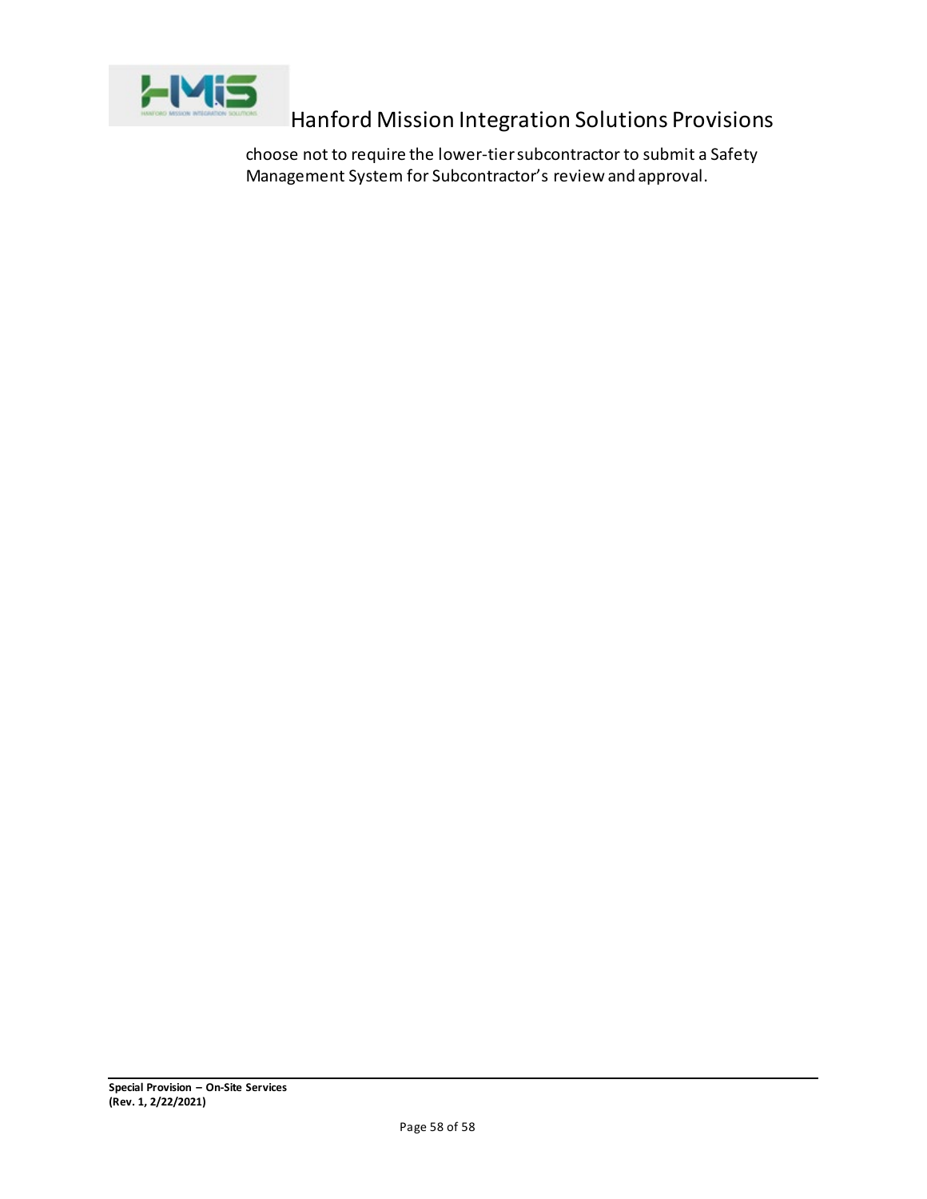choose not to require the lower-tier subcontractor to submit a Safety Management System for Subcontractor's review and approval.